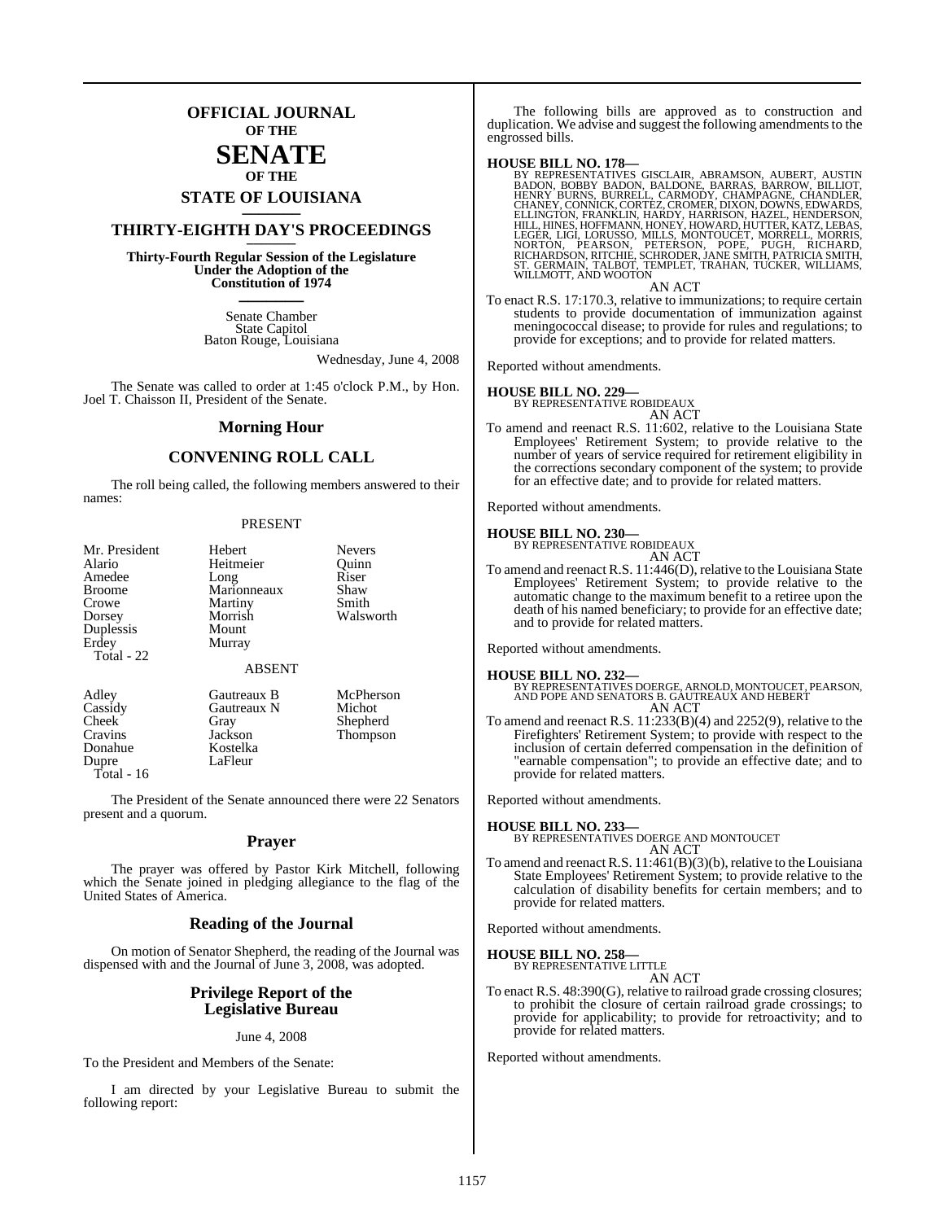# OFFICIAL JOURNAL OF THE SENATE OF THE STATE OF LOUISIANA

## THIRTY-EIGHTH DAY'S PROCEEDINGS

**Thirty-Fourth Regular Session of the Legislature Under the Adoption of the Constitution of 1974**

Senate Chamber
State Capitol
Baton Rouge, Louisiana

Wednesday, June 4, 2008

The Senate was called to order at 1:45 o'clock P.M., by Hon. Joel T. Chaisson II, President of the Senate.

## Morning Hour

## CONVENING ROLL CALL

The roll being called, the following members answered to their names:

PRESENT

| | | |
|---|---|---|
| Mr. President | Hebert | Nevers |
| Alario | Heitmeier | Quinn |
| Amedee | Long | Riser |
| Broome | Marionneaux | Shaw |
| Crowe | Martiny | Smith |
| Dorsey | Morrish | Walsworth |
| Duplessis | Mount | |
| Erdey | Murray | |
| Total - 22 | | |

ABSENT

| | | |
|---|---|---|
| Adley | Gautreaux B | McPherson |
| Cassidy | Gautreaux N | Michot |
| Cheek | Gray | Shepherd |
| Cravins | Jackson | Thompson |
| Donahue | Kostelka | |
| Dupre | LaFleur | |
| Total - 16 | | |

The President of the Senate announced there were 22 Senators present and a quorum.

## Prayer

The prayer was offered by Pastor Kirk Mitchell, following which the Senate joined in pledging allegiance to the flag of the United States of America.

## Reading of the Journal

On motion of Senator Shepherd, the reading of the Journal was dispensed with and the Journal of June 3, 2008, was adopted.

## Privilege Report of the Legislative Bureau

June 4, 2008

To the President and Members of the Senate:

I am directed by your Legislative Bureau to submit the following report:

The following bills are approved as to construction and duplication. We advise and suggest the following amendments to the engrossed bills.

**HOUSE BILL NO. 178—**
BY REPRESENTATIVES GISCLAIR, ABRAMSON, AUBERT, AUSTIN BADON, BOBBY BADON, BALDONE, BARRAS, BARROW, BILLIOT, HENRY BURNS, BURRELL, CARMODY, CHAMPAGNE, CHANDLER, CHANEY, CONNICK, CORTEZ, CROMER, DIXON, DOWNS, EDWARDS, ELLINGTON, FRANKLIN, HARDY, HARRISON, HAZEL, HENDERSON, HILL, HINES, HOFFMANN, HONEY, HOWARD, HUTTER, KATZ, LEBAS, LEGER, LIGI, LORUSSO, MILLS, MONTOUCET, MORRELL, MORRIS, NORTON, PEARSON, PETERSON, POPE, PUGH, RICHARD, RICHARDSON, RITCHIE, SCHRODER, JANE SMITH, PATRICIA SMITH, ST. GERMAIN, TALBOT, TEMPLET, TRAHAN, TUCKER, WILLIAMS, WILLMOTT, AND WOOTON

AN ACT

To enact R.S. 17:170.3, relative to immunizations; to require certain students to provide documentation of immunization against meningococcal disease; to provide for rules and regulations; to provide for exceptions; and to provide for related matters.

Reported without amendments.

**HOUSE BILL NO. 229—**
BY REPRESENTATIVE ROBIDEAUX

AN ACT

To amend and reenact R.S. 11:602, relative to the Louisiana State Employees' Retirement System; to provide relative to the number of years of service required for retirement eligibility in the corrections secondary component of the system; to provide for an effective date; and to provide for related matters.

Reported without amendments.

**HOUSE BILL NO. 230—**
BY REPRESENTATIVE ROBIDEAUX

AN ACT

To amend and reenact R.S. 11:446(D), relative to the Louisiana State Employees' Retirement System; to provide relative to the automatic change to the maximum benefit to a retiree upon the death of his named beneficiary; to provide for an effective date; and to provide for related matters.

Reported without amendments.

**HOUSE BILL NO. 232—**
BY REPRESENTATIVES DOERGE, ARNOLD, MONTOUCET, PEARSON, AND POPE AND SENATORS B. GAUTREAUX AND HEBERT

AN ACT

To amend and reenact R.S. 11:233(B)(4) and 2252(9), relative to the Firefighters' Retirement System; to provide with respect to the inclusion of certain deferred compensation in the definition of "earnable compensation"; to provide an effective date; and to provide for related matters.

Reported without amendments.

**HOUSE BILL NO. 233—**
BY REPRESENTATIVES DOERGE AND MONTOUCET

AN ACT

To amend and reenact R.S. 11:461(B)(3)(b), relative to the Louisiana State Employees' Retirement System; to provide relative to the calculation of disability benefits for certain members; and to provide for related matters.

Reported without amendments.

**HOUSE BILL NO. 258—**
BY REPRESENTATIVE LITTLE

AN ACT

To enact R.S. 48:390(G), relative to railroad grade crossing closures; to prohibit the closure of certain railroad grade crossings; to provide for applicability; to provide for retroactivity; and to provide for related matters.

Reported without amendments.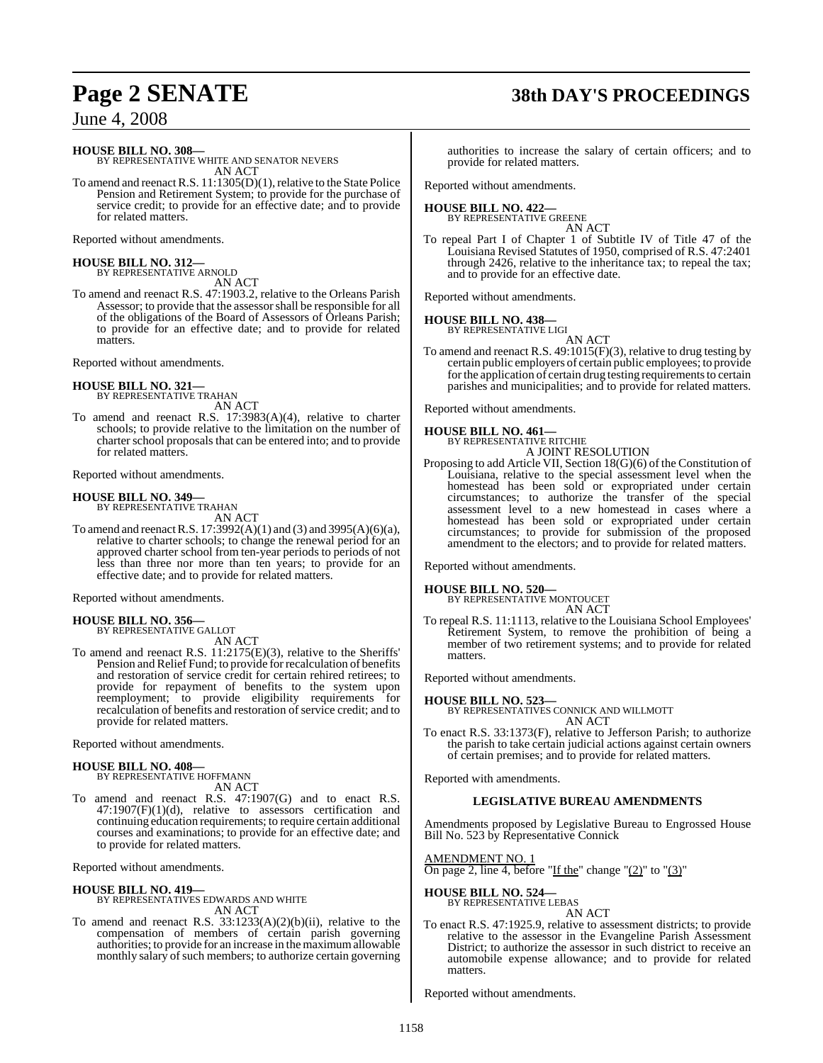**HOUSE BILL NO. 308—**
BY REPRESENTATIVE WHITE AND SENATOR NEVERS

AN ACT

To amend and reenact R.S. 11:1305(D)(1), relative to the State Police Pension and Retirement System; to provide for the purchase of service credit; to provide for an effective date; and to provide for related matters.

Reported without amendments.

**HOUSE BILL NO. 312—**
BY REPRESENTATIVE ARNOLD

AN ACT

To amend and reenact R.S. 47:1903.2, relative to the Orleans Parish Assessor; to provide that the assessor shall be responsible for all of the obligations of the Board of Assessors of Orleans Parish; to provide for an effective date; and to provide for related matters.

Reported without amendments.

**HOUSE BILL NO. 321—**
BY REPRESENTATIVE TRAHAN

AN ACT

To amend and reenact R.S. 17:3983(A)(4), relative to charter schools; to provide relative to the limitation on the number of charter school proposals that can be entered into; and to provide for related matters.

Reported without amendments.

**HOUSE BILL NO. 349—**
BY REPRESENTATIVE TRAHAN

AN ACT

To amend and reenact R.S. 17:3992(A)(1) and (3) and 3995(A)(6)(a), relative to charter schools; to change the renewal period for an approved charter school from ten-year periods to periods of not less than three nor more than ten years; to provide for an effective date; and to provide for related matters.

Reported without amendments.

**HOUSE BILL NO. 356—**
BY REPRESENTATIVE GALLOT

AN ACT

To amend and reenact R.S. 11:2175(E)(3), relative to the Sheriffs' Pension and Relief Fund; to provide for recalculation of benefits and restoration of service credit for certain rehired retirees; to provide for repayment of benefits to the system upon reemployment; to provide eligibility requirements for recalculation of benefits and restoration of service credit; and to provide for related matters.

Reported without amendments.

**HOUSE BILL NO. 408—**
BY REPRESENTATIVE HOFFMANN

AN ACT

To amend and reenact R.S. 47:1907(G) and to enact R.S. 47:1907(F)(1)(d), relative to assessors certification and continuing education requirements; to require certain additional courses and examinations; to provide for an effective date; and to provide for related matters.

Reported without amendments.

**HOUSE BILL NO. 419—**
BY REPRESENTATIVES EDWARDS AND WHITE

AN ACT

To amend and reenact R.S. 33:1233(A)(2)(b)(ii), relative to the compensation of members of certain parish governing authorities; to provide for an increase in the maximum allowable monthly salary of such members; to authorize certain governing authorities to increase the salary of certain officers; and to provide for related matters.

Reported without amendments.

**HOUSE BILL NO. 422—**
BY REPRESENTATIVE GREENE

AN ACT

To repeal Part I of Chapter 1 of Subtitle IV of Title 47 of the Louisiana Revised Statutes of 1950, comprised of R.S. 47:2401 through 2426, relative to the inheritance tax; to repeal the tax; and to provide for an effective date.

Reported without amendments.

**HOUSE BILL NO. 438—**
BY REPRESENTATIVE LIGI

AN ACT

To amend and reenact R.S. 49:1015(F)(3), relative to drug testing by certain public employers of certain public employees; to provide for the application of certain drug testing requirements to certain parishes and municipalities; and to provide for related matters.

Reported without amendments.

**HOUSE BILL NO. 461—**
BY REPRESENTATIVE RITCHIE

A JOINT RESOLUTION

Proposing to add Article VII, Section 18(G)(6) of the Constitution of Louisiana, relative to the special assessment level when the homestead has been sold or expropriated under certain circumstances; to authorize the transfer of the special assessment level to a new homestead in cases where a homestead has been sold or expropriated under certain circumstances; to provide for submission of the proposed amendment to the electors; and to provide for related matters.

Reported without amendments.

**HOUSE BILL NO. 520—**
BY REPRESENTATIVE MONTOUCET

AN ACT

To repeal R.S. 11:1113, relative to the Louisiana School Employees' Retirement System, to remove the prohibition of being a member of two retirement systems; and to provide for related matters.

Reported without amendments.

**HOUSE BILL NO. 523—**
BY REPRESENTATIVES CONNICK AND WILLMOTT

AN ACT

To enact R.S. 33:1373(F), relative to Jefferson Parish; to authorize the parish to take certain judicial actions against certain owners of certain premises; and to provide for related matters.

Reported with amendments.

**LEGISLATIVE BUREAU AMENDMENTS**

Amendments proposed by Legislative Bureau to Engrossed House Bill No. 523 by Representative Connick

AMENDMENT NO. 1

On page 2, line 4, before "If the" change "(2)" to "(3)"

**HOUSE BILL NO. 524—**
BY REPRESENTATIVE LEBAS

AN ACT

To enact R.S. 47:1925.9, relative to assessment districts; to provide relative to the assessor in the Evangeline Parish Assessment District; to authorize the assessor in such district to receive an automobile expense allowance; and to provide for related matters.

Reported without amendments.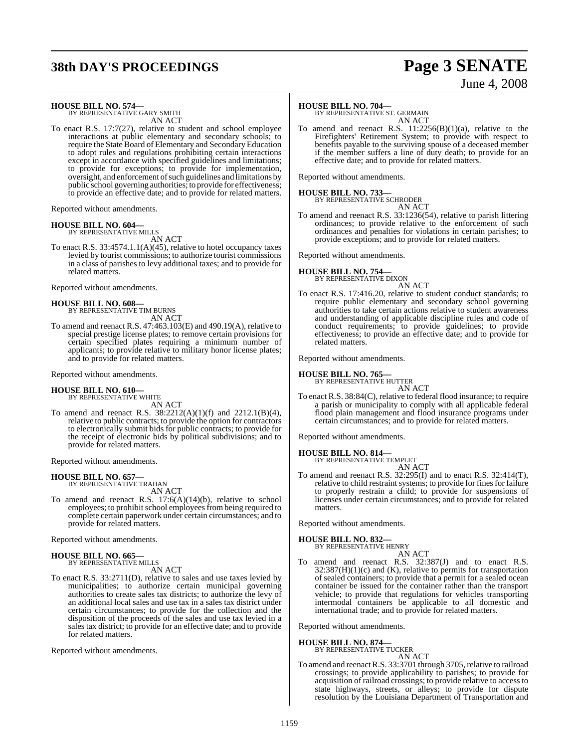**HOUSE BILL NO. 574—**
BY REPRESENTATIVE GARY SMITH
AN ACT

To enact R.S. 17:7(27), relative to student and school employee interactions at public elementary and secondary schools; to require the State Board of Elementary and Secondary Education to adopt rules and regulations prohibiting certain interactions except in accordance with specified guidelines and limitations; to provide for exceptions; to provide for implementation, oversight, and enforcement of such guidelines and limitations by public school governing authorities; to provide for effectiveness; to provide an effective date; and to provide for related matters.

Reported without amendments.

**HOUSE BILL NO. 604—**
BY REPRESENTATIVE MILLS
AN ACT

To enact R.S. 33:4574.1.1(A)(45), relative to hotel occupancy taxes levied by tourist commissions; to authorize tourist commissions in a class of parishes to levy additional taxes; and to provide for related matters.

Reported without amendments.

**HOUSE BILL NO. 608—**
BY REPRESENTATIVE TIM BURNS
AN ACT

To amend and reenact R.S. 47:463.103(E) and 490.19(A), relative to special prestige license plates; to remove certain provisions for certain specified plates requiring a minimum number of applicants; to provide relative to military honor license plates; and to provide for related matters.

Reported without amendments.

**HOUSE BILL NO. 610—**
BY REPRESENTATIVE WHITE
AN ACT

To amend and reenact R.S. 38:2212(A)(1)(f) and 2212.1(B)(4), relative to public contracts; to provide the option for contractors to electronically submit bids for public contracts; to provide for the receipt of electronic bids by political subdivisions; and to provide for related matters.

Reported without amendments.

**HOUSE BILL NO. 657—**
BY REPRESENTATIVE TRAHAN
AN ACT

To amend and reenact R.S. 17:6(A)(14)(b), relative to school employees; to prohibit school employees from being required to complete certain paperwork under certain circumstances; and to provide for related matters.

Reported without amendments.

**HOUSE BILL NO. 665—**
BY REPRESENTATIVE MILLS
AN ACT

To enact R.S. 33:2711(D), relative to sales and use taxes levied by municipalities; to authorize certain municipal governing authorities to create sales tax districts; to authorize the levy of an additional local sales and use tax in a sales tax district under certain circumstances; to provide for the collection and the disposition of the proceeds of the sales and use tax levied in a sales tax district; to provide for an effective date; and to provide for related matters.

Reported without amendments.

**HOUSE BILL NO. 704—**
BY REPRESENTATIVE ST. GERMAIN
AN ACT

To amend and reenact R.S. 11:2256(B)(1)(a), relative to the Firefighters' Retirement System; to provide with respect to benefits payable to the surviving spouse of a deceased member if the member suffers a line of duty death; to provide for an effective date; and to provide for related matters.

Reported without amendments.

**HOUSE BILL NO. 733—**
BY REPRESENTATIVE SCHRODER
AN ACT

To amend and reenact R.S. 33:1236(54), relative to parish littering ordinances; to provide relative to the enforcement of such ordinances and penalties for violations in certain parishes; to provide exceptions; and to provide for related matters.

Reported without amendments.

**HOUSE BILL NO. 754—**
BY REPRESENTATIVE DIXON
AN ACT

To enact R.S. 17:416.20, relative to student conduct standards; to require public elementary and secondary school governing authorities to take certain actions relative to student awareness and understanding of applicable discipline rules and code of conduct requirements; to provide guidelines; to provide effectiveness; to provide an effective date; and to provide for related matters.

Reported without amendments.

**HOUSE BILL NO. 765—**
BY REPRESENTATIVE HUTTER
AN ACT

To enact R.S. 38:84(C), relative to federal flood insurance; to require a parish or municipality to comply with all applicable federal flood plain management and flood insurance programs under certain circumstances; and to provide for related matters.

Reported without amendments.

**HOUSE BILL NO. 814—**
BY REPRESENTATIVE TEMPLET
AN ACT

To amend and reenact R.S. 32:295(I) and to enact R.S. 32:414(T), relative to child restraint systems; to provide for fines for failure to properly restrain a child; to provide for suspensions of licenses under certain circumstances; and to provide for related matters.

Reported without amendments.

**HOUSE BILL NO. 832—**
BY REPRESENTATIVE HENRY
AN ACT

To amend and reenact R.S. 32:387(J) and to enact R.S. 32:387(H)(1)(c) and (K), relative to permits for transportation of sealed containers; to provide that a permit for a sealed ocean container be issued for the container rather than the transport vehicle; to provide that regulations for vehicles transporting intermodal containers be applicable to all domestic and international trade; and to provide for related matters.

Reported without amendments.

**HOUSE BILL NO. 874—**
BY REPRESENTATIVE TUCKER
AN ACT

To amend and reenact R.S. 33:3701 through 3705, relative to railroad crossings; to provide applicability to parishes; to provide for acquisition of railroad crossings; to provide relative to access to state highways, streets, or alleys; to provide for dispute resolution by the Louisiana Department of Transportation and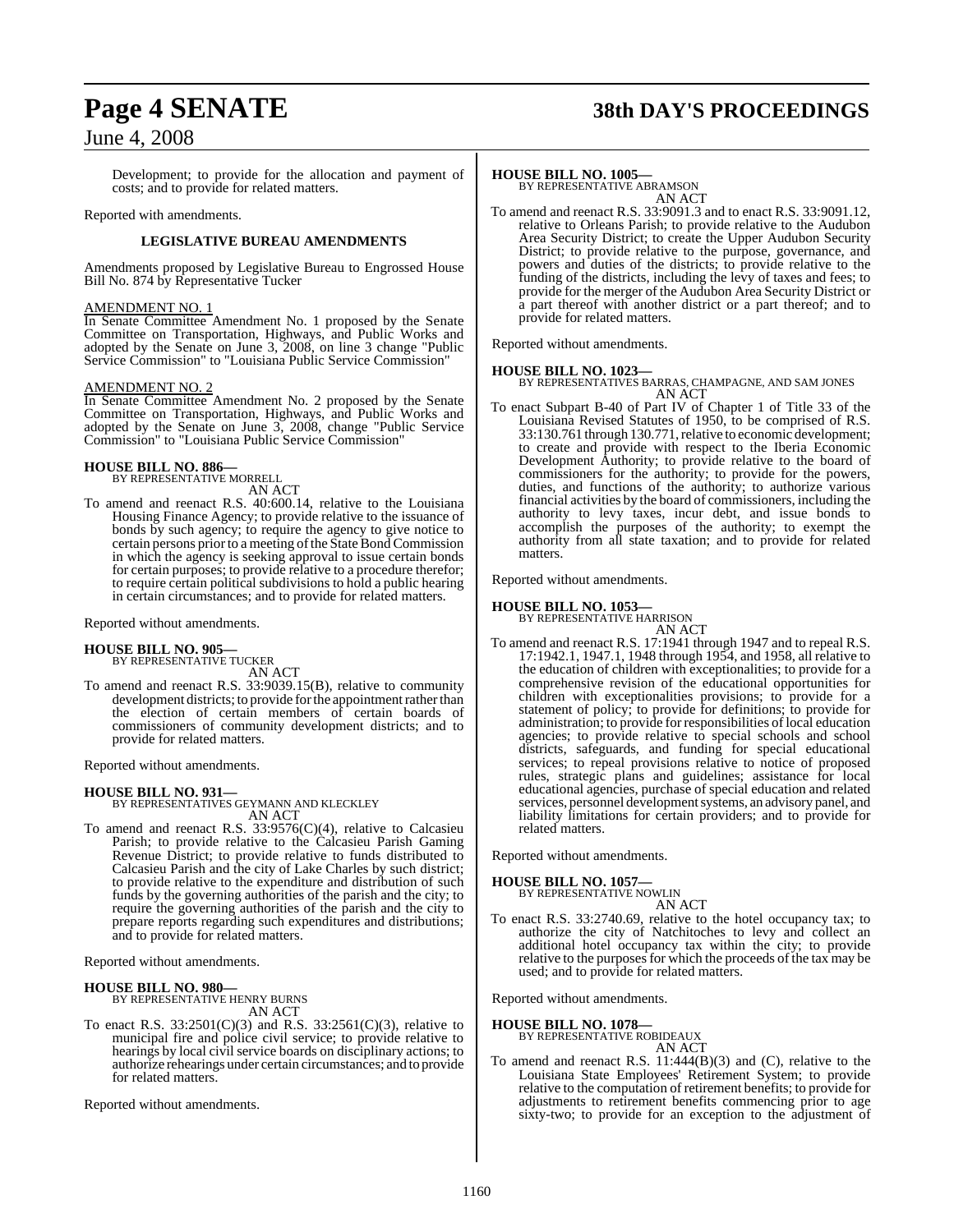Development; to provide for the allocation and payment of costs; and to provide for related matters.

Reported with amendments.

**LEGISLATIVE BUREAU AMENDMENTS**

Amendments proposed by Legislative Bureau to Engrossed House Bill No. 874 by Representative Tucker

AMENDMENT NO. 1

In Senate Committee Amendment No. 1 proposed by the Senate Committee on Transportation, Highways, and Public Works and adopted by the Senate on June 3, 2008, on line 3 change "Public Service Commission" to "Louisiana Public Service Commission"

AMENDMENT NO. 2

In Senate Committee Amendment No. 2 proposed by the Senate Committee on Transportation, Highways, and Public Works and adopted by the Senate on June 3, 2008, change "Public Service Commission" to "Louisiana Public Service Commission"

**HOUSE BILL NO. 886—**
BY REPRESENTATIVE MORRELL
AN ACT

To amend and reenact R.S. 40:600.14, relative to the Louisiana Housing Finance Agency; to provide relative to the issuance of bonds by such agency; to require the agency to give notice to certain persons prior to a meeting of the State Bond Commission in which the agency is seeking approval to issue certain bonds for certain purposes; to provide relative to a procedure therefor; to require certain political subdivisions to hold a public hearing in certain circumstances; and to provide for related matters.

Reported without amendments.

**HOUSE BILL NO. 905—**
BY REPRESENTATIVE TUCKER
AN ACT

To amend and reenact R.S. 33:9039.15(B), relative to community development districts; to provide for the appointment rather than the election of certain members of certain boards of commissioners of community development districts; and to provide for related matters.

Reported without amendments.

**HOUSE BILL NO. 931—**
BY REPRESENTATIVES GEYMANN AND KLECKLEY
AN ACT

To amend and reenact R.S. 33:9576(C)(4), relative to Calcasieu Parish; to provide relative to the Calcasieu Parish Gaming Revenue District; to provide relative to funds distributed to Calcasieu Parish and the city of Lake Charles by such district; to provide relative to the expenditure and distribution of such funds by the governing authorities of the parish and the city; to require the governing authorities of the parish and the city to prepare reports regarding such expenditures and distributions; and to provide for related matters.

Reported without amendments.

**HOUSE BILL NO. 980—**
BY REPRESENTATIVE HENRY BURNS
AN ACT

To enact R.S. 33:2501(C)(3) and R.S. 33:2561(C)(3), relative to municipal fire and police civil service; to provide relative to hearings by local civil service boards on disciplinary actions; to authorize rehearings under certain circumstances; and to provide for related matters.

Reported without amendments.

**HOUSE BILL NO. 1005—**
BY REPRESENTATIVE ABRAMSON
AN ACT

To amend and reenact R.S. 33:9091.3 and to enact R.S. 33:9091.12, relative to Orleans Parish; to provide relative to the Audubon Area Security District; to create the Upper Audubon Security District; to provide relative to the purpose, governance, and powers and duties of the districts; to provide relative to the funding of the districts, including the levy of taxes and fees; to provide for the merger of the Audubon Area Security District or a part thereof with another district or a part thereof; and to provide for related matters.

Reported without amendments.

**HOUSE BILL NO. 1023—**
BY REPRESENTATIVES BARRAS, CHAMPAGNE, AND SAM JONES
AN ACT

To enact Subpart B-40 of Part IV of Chapter 1 of Title 33 of the Louisiana Revised Statutes of 1950, to be comprised of R.S. 33:130.761 through 130.771, relative to economic development; to create and provide with respect to the Iberia Economic Development Authority; to provide relative to the board of commissioners for the authority; to provide for the powers, duties, and functions of the authority; to authorize various financial activities by the board of commissioners, including the authority to levy taxes, incur debt, and issue bonds to accomplish the purposes of the authority; to exempt the authority from all state taxation; and to provide for related matters.

Reported without amendments.

**HOUSE BILL NO. 1053—**
BY REPRESENTATIVE HARRISON
AN ACT

To amend and reenact R.S. 17:1941 through 1947 and to repeal R.S. 17:1942.1, 1947.1, 1948 through 1954, and 1958, all relative to the education of children with exceptionalities; to provide for a comprehensive revision of the educational opportunities for children with exceptionalities provisions; to provide for a statement of policy; to provide for definitions; to provide for administration; to provide for responsibilities of local education agencies; to provide relative to special schools and school districts, safeguards, and funding for special educational services; to repeal provisions relative to notice of proposed rules, strategic plans and guidelines; assistance for local educational agencies, purchase of special education and related services, personnel development systems, an advisory panel, and liability limitations for certain providers; and to provide for related matters.

Reported without amendments.

**HOUSE BILL NO. 1057—**
BY REPRESENTATIVE NOWLIN
AN ACT

To enact R.S. 33:2740.69, relative to the hotel occupancy tax; to authorize the city of Natchitoches to levy and collect an additional hotel occupancy tax within the city; to provide relative to the purposes for which the proceeds of the tax may be used; and to provide for related matters.

Reported without amendments.

**HOUSE BILL NO. 1078—**
BY REPRESENTATIVE ROBIDEAUX
AN ACT

To amend and reenact R.S. 11:444(B)(3) and (C), relative to the Louisiana State Employees' Retirement System; to provide relative to the computation of retirement benefits; to provide for adjustments to retirement benefits commencing prior to age sixty-two; to provide for an exception to the adjustment of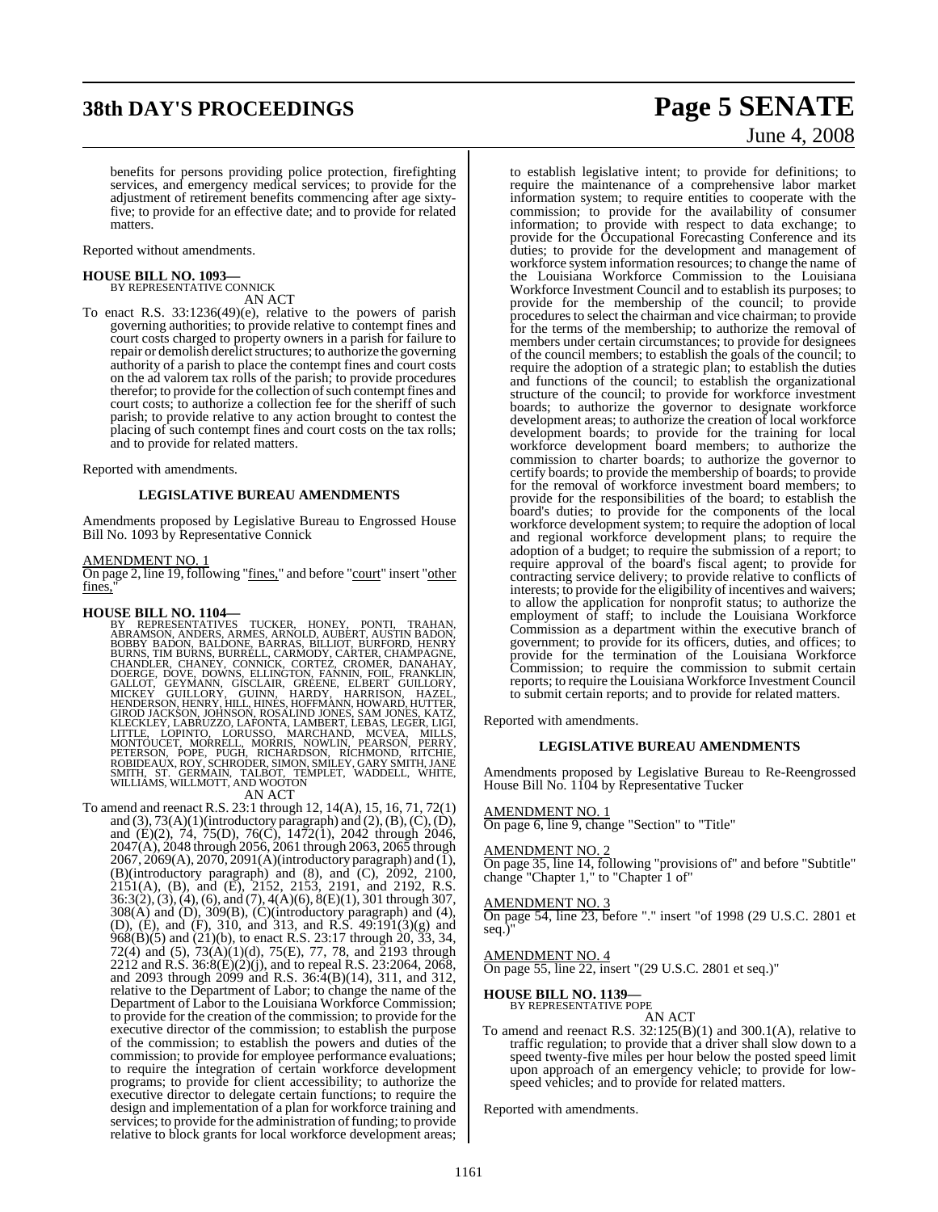benefits for persons providing police protection, firefighting services, and emergency medical services; to provide for the adjustment of retirement benefits commencing after age sixty-five; to provide for an effective date; and to provide for related matters.

Reported without amendments.

**HOUSE BILL NO. 1093—**
BY REPRESENTATIVE CONNICK
AN ACT

To enact R.S. 33:1236(49)(e), relative to the powers of parish governing authorities; to provide relative to contempt fines and court costs charged to property owners in a parish for failure to repair or demolish derelict structures; to authorize the governing authority of a parish to place the contempt fines and court costs on the ad valorem tax rolls of the parish; to provide procedures therefor; to provide for the collection of such contempt fines and court costs; to authorize a collection fee for the sheriff of such parish; to provide relative to any action brought to contest the placing of such contempt fines and court costs on the tax rolls; and to provide for related matters.

Reported with amendments.

**LEGISLATIVE BUREAU AMENDMENTS**

Amendments proposed by Legislative Bureau to Engrossed House Bill No. 1093 by Representative Connick

AMENDMENT NO. 1
On page 2, line 19, following "fines," and before "court" insert "other fines,"

**HOUSE BILL NO. 1104—**
BY REPRESENTATIVES TUCKER, HONEY, PONTI, TRAHAN, ABRAMSON, ANDERS, ARMES, ARNOLD, AUBERT, AUSTIN BADON, BOBBY BADON, BALDONE, BARRAS, BILLIOT, BURFORD, HENRY BURNS, TIM BURNS, BURRELL, CARMODY, CARTER, CHAMPAGNE, CHANDLER, CHANEY, CONNICK, CORTEZ, CROMER, DANAHAY, DOERGE, DOVE, DOWNS, ELLINGTON, FANNIN, FOIL, FRANKLIN, GALLOT, GEYMANN, GISCLAIR, GREENE, ELBERT GUILLORY, MICKEY GUILLORY, GUINN, HARDY, HARRISON, HAZEL, HENDERSON, HENRY, HILL, HINES, HOFFMANN, HOWARD, HUTTER, GIROD JACKSON, JOHNSON, ROSALIND JONES, SAM JONES, KATZ, KLECKLEY, LABRUZZO, LAFONTA, LAMBERT, LEBAS, LEGER, LIGI, LITTLE, LOPINTO, LORUSSO, MARCHAND, MCVEA, MILLS, MONTOUCET, MORRELL, MORRIS, NOWLIN, PEARSON, PERRY, PETERSON, POPE, PUGH, RICHARDSON, RICHMOND, RITCHIE, ROBIDEAUX, ROY, SCHRODER, SIMON, SMILEY, GARY SMITH, JANE SMITH, ST. GERMAIN, TALBOT, TEMPLET, WADDELL, WHITE, WILLIAMS, WILLMOTT, AND WOOTON
AN ACT

To amend and reenact R.S. 23:1 through 12, 14(A), 15, 16, 71, 72(1) and (3), 73(A)(1)(introductory paragraph) and (2), (B), (C), (D), and (E)(2), 74, 75(D), 76(C), 1472(1), 2042 through 2046, 2047(A), 2048 through 2056, 2061 through 2063, 2065 through 2067, 2069(A), 2070, 2091(A)(introductory paragraph) and (1), (B)(introductory paragraph) and (8), and (C), 2092, 2100, 2151(A), (B), and (E), 2152, 2153, 2191, and 2192, R.S. 36:3(2), (3), (4), (6), and (7), 4(A)(6), 8(E)(1), 301 through 307, 308(A) and (D), 309(B), (C)(introductory paragraph) and (4), (D), (E), and (F), 310, and 313, and R.S. 49:191(3)(g) and 968(B)(5) and (21)(b), to enact R.S. 23:17 through 20, 33, 34, 72(4) and (5), 73(A)(1)(d), 75(E), 77, 78, and 2193 through 2212 and R.S. 36:8(E)(2)(j), and to repeal R.S. 23:2064, 2068, and 2093 through 2099 and R.S. 36:4(B)(14), 311, and 312, relative to the Department of Labor; to change the name of the Department of Labor to the Louisiana Workforce Commission; to provide for the creation of the commission; to provide for the executive director of the commission; to establish the purpose of the commission; to establish the powers and duties of the commission; to provide for employee performance evaluations; to require the integration of certain workforce development programs; to provide for client accessibility; to authorize the executive director to delegate certain functions; to require the design and implementation of a plan for workforce training and services; to provide for the administration of funding; to provide relative to block grants for local workforce development areas; to establish legislative intent; to provide for definitions; to require the maintenance of a comprehensive labor market information system; to require entities to cooperate with the commission; to provide for the availability of consumer information; to provide with respect to data exchange; to provide for the Occupational Forecasting Conference and its duties; to provide for the development and management of workforce system information resources; to change the name of the Louisiana Workforce Commission to the Louisiana Workforce Investment Council and to establish its purposes; to provide for the membership of the council; to provide procedures to select the chairman and vice chairman; to provide for the terms of the membership; to authorize the removal of members under certain circumstances; to provide for designees of the council members; to establish the goals of the council; to require the adoption of a strategic plan; to establish the duties and functions of the council; to establish the organizational structure of the council; to provide for workforce investment boards; to authorize the governor to designate workforce development areas; to authorize the creation of local workforce development boards; to provide for the training for local workforce development board members; to authorize the commission to charter boards; to authorize the governor to certify boards; to provide the membership of boards; to provide for the removal of workforce investment board members; to provide for the responsibilities of the board; to establish the board's duties; to provide for the components of the local workforce development system; to require the adoption of local and regional workforce development plans; to require the adoption of a budget; to require the submission of a report; to require approval of the board's fiscal agent; to provide for contracting service delivery; to provide relative to conflicts of interests; to provide for the eligibility of incentives and waivers; to allow the application for nonprofit status; to authorize the employment of staff; to include the Louisiana Workforce Commission as a department within the executive branch of government; to provide for its officers, duties, and offices; to provide for the termination of the Louisiana Workforce Commission; to require the commission to submit certain reports; to require the Louisiana Workforce Investment Council to submit certain reports; and to provide for related matters.

Reported with amendments.

**LEGISLATIVE BUREAU AMENDMENTS**

Amendments proposed by Legislative Bureau to Re-Reengrossed House Bill No. 1104 by Representative Tucker

AMENDMENT NO. 1
On page 6, line 9, change "Section" to "Title"

AMENDMENT NO. 2
On page 35, line 14, following "provisions of" and before "Subtitle" change "Chapter 1," to "Chapter 1 of"

AMENDMENT NO. 3
On page 54, line 23, before "." insert "of 1998 (29 U.S.C. 2801 et seq.)"

AMENDMENT NO. 4
On page 55, line 22, insert "(29 U.S.C. 2801 et seq.)"

**HOUSE BILL NO. 1139—**
BY REPRESENTATIVE POPE
AN ACT

To amend and reenact R.S. 32:125(B)(1) and 300.1(A), relative to traffic regulation; to provide that a driver shall slow down to a speed twenty-five miles per hour below the posted speed limit upon approach of an emergency vehicle; to provide for low-speed vehicles; and to provide for related matters.

Reported with amendments.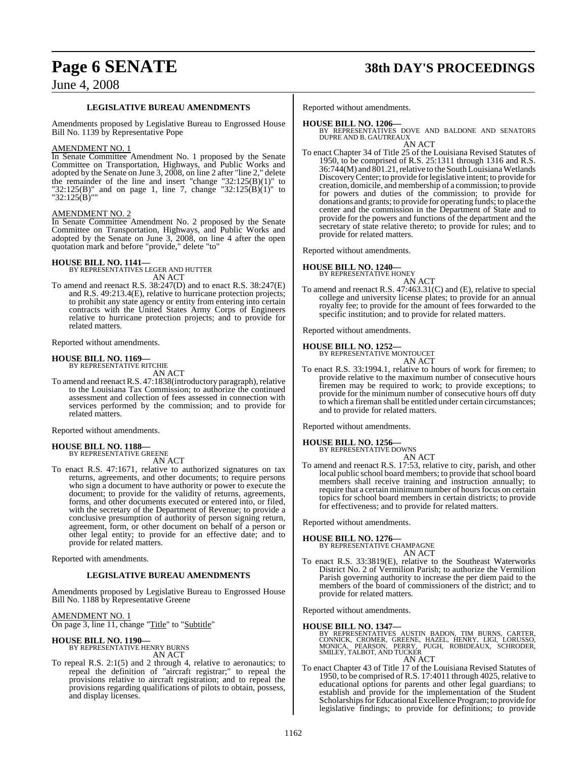### LEGISLATIVE BUREAU AMENDMENTS

Amendments proposed by Legislative Bureau to Engrossed House Bill No. 1139 by Representative Pope

AMENDMENT NO. 1

In Senate Committee Amendment No. 1 proposed by the Senate Committee on Transportation, Highways, and Public Works and adopted by the Senate on June 3, 2008, on line 2 after "line 2," delete the remainder of the line and insert "change "32:125(B)(1)" to "32:125(B)" and on page 1, line 7, change "32:125(B)(1)" to "32:125(B)""

AMENDMENT NO. 2

In Senate Committee Amendment No. 2 proposed by the Senate Committee on Transportation, Highways, and Public Works and adopted by the Senate on June 3, 2008, on line 4 after the open quotation mark and before "provide," delete "to"

**HOUSE BILL NO. 1141—**
BY REPRESENTATIVES LEGER AND HUTTER
AN ACT

To amend and reenact R.S. 38:247(D) and to enact R.S. 38:247(E) and R.S. 49:213.4(E), relative to hurricane protection projects; to prohibit any state agency or entity from entering into certain contracts with the United States Army Corps of Engineers relative to hurricane protection projects; and to provide for related matters.

Reported without amendments.

**HOUSE BILL NO. 1169—**
BY REPRESENTATIVE RITCHIE
AN ACT

To amend and reenact R.S. 47:1838(introductory paragraph), relative to the Louisiana Tax Commission; to authorize the continued assessment and collection of fees assessed in connection with services performed by the commission; and to provide for related matters.

Reported without amendments.

**HOUSE BILL NO. 1188—**
BY REPRESENTATIVE GREENE
AN ACT

To enact R.S. 47:1671, relative to authorized signatures on tax returns, agreements, and other documents; to require persons who sign a document to have authority or power to execute the document; to provide for the validity of returns, agreements, forms, and other documents executed or entered into, or filed, with the secretary of the Department of Revenue; to provide a conclusive presumption of authority of person signing return, agreement, form, or other document on behalf of a person or other legal entity; to provide for an effective date; and to provide for related matters.

Reported with amendments.

### LEGISLATIVE BUREAU AMENDMENTS

Amendments proposed by Legislative Bureau to Engrossed House Bill No. 1188 by Representative Greene

AMENDMENT NO. 1

On page 3, line 11, change "Title" to "Subtitle"

**HOUSE BILL NO. 1190—**
BY REPRESENTATIVE HENRY BURNS
AN ACT

To repeal R.S. 2:1(5) and 2 through 4, relative to aeronautics; to repeal the definition of "aircraft registrar;" to repeal the provisions relative to aircraft registration; and to repeal the provisions regarding qualifications of pilots to obtain, possess, and display licenses.

Reported without amendments.

**HOUSE BILL NO. 1206—**
BY REPRESENTATIVES DOVE AND BALDONE AND SENATORS DUPRE AND B. GAUTREAUX
AN ACT

To enact Chapter 34 of Title 25 of the Louisiana Revised Statutes of 1950, to be comprised of R.S. 25:1311 through 1316 and R.S. 36:744(M) and 801.21, relative to the South Louisiana Wetlands Discovery Center; to provide for legislative intent; to provide for creation, domicile, and membership of a commission; to provide for powers and duties of the commission; to provide for donations and grants; to provide for operating funds; to place the center and the commission in the Department of State and to provide for the powers and functions of the department and the secretary of state relative thereto; to provide for rules; and to provide for related matters.

Reported without amendments.

**HOUSE BILL NO. 1240—**
BY REPRESENTATIVE HONEY
AN ACT

To amend and reenact R.S. 47:463.31(C) and (E), relative to special college and university license plates; to provide for an annual royalty fee; to provide for the amount of fees forwarded to the specific institution; and to provide for related matters.

Reported without amendments.

**HOUSE BILL NO. 1252—**
BY REPRESENTATIVE MONTOUCET
AN ACT

To enact R.S. 33:1994.1, relative to hours of work for firemen; to provide relative to the maximum number of consecutive hours firemen may be required to work; to provide exceptions; to provide for the minimum number of consecutive hours off duty to which a fireman shall be entitled under certain circumstances; and to provide for related matters.

Reported without amendments.

**HOUSE BILL NO. 1256—**
BY REPRESENTATIVE DOWNS
AN ACT

To amend and reenact R.S. 17:53, relative to city, parish, and other local public school board members; to provide that school board members shall receive training and instruction annually; to require that a certain minimum number of hours focus on certain topics for school board members in certain districts; to provide for effectiveness; and to provide for related matters.

Reported without amendments.

**HOUSE BILL NO. 1276—**
BY REPRESENTATIVE CHAMPAGNE
AN ACT

To enact R.S. 33:3819(E), relative to the Southeast Waterworks District No. 2 of Vermilion Parish; to authorize the Vermilion Parish governing authority to increase the per diem paid to the members of the board of commissioners of the district; and to provide for related matters.

Reported without amendments.

**HOUSE BILL NO. 1347—**
BY REPRESENTATIVES AUSTIN BADON, TIM BURNS, CARTER, CONNICK, CROMER, GREENE, HAZEL, HENRY, LIGI, LORUSSO, MONICA, PEARSON, PERRY, PUGH, ROBIDEAUX, SCHRODER, SMILEY, TALBOT, AND TUCKER
AN ACT

To enact Chapter 43 of Title 17 of the Louisiana Revised Statutes of 1950, to be comprised of R.S. 17:4011 through 4025, relative to educational options for parents and other legal guardians; to establish and provide for the implementation of the Student Scholarships for Educational Excellence Program; to provide for legislative findings; to provide for definitions; to provide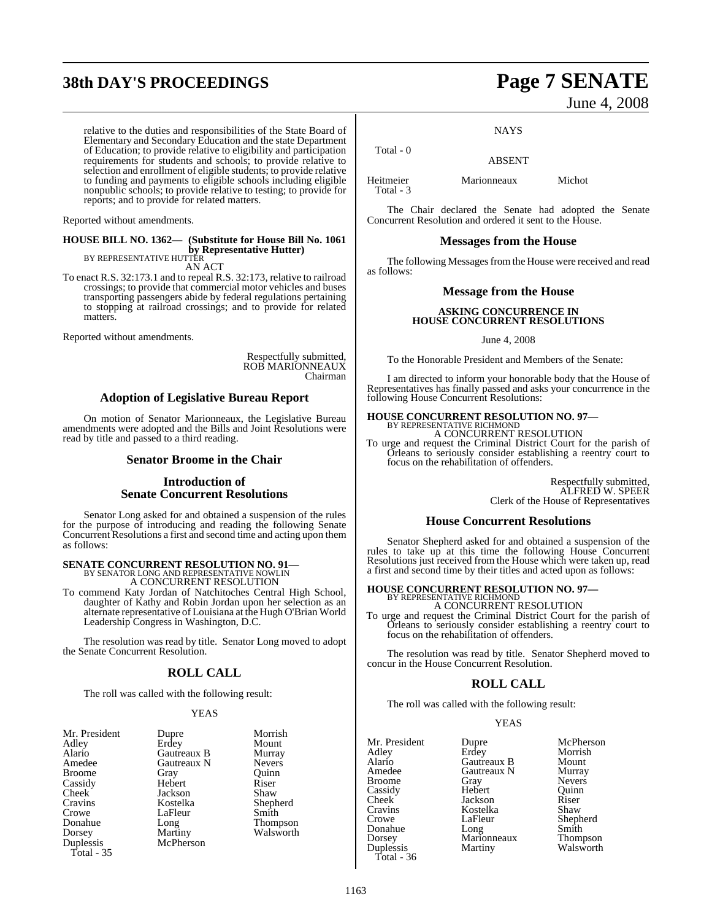relative to the duties and responsibilities of the State Board of Elementary and Secondary Education and the state Department of Education; to provide relative to eligibility and participation requirements for students and schools; to provide relative to selection and enrollment of eligible students; to provide relative to funding and payments to eligible schools including eligible nonpublic schools; to provide relative to testing; to provide for reports; and to provide for related matters.

Reported without amendments.

**HOUSE BILL NO. 1362— (Substitute for House Bill No. 1061 by Representative Hutter)**
BY REPRESENTATIVE HUTTER
AN ACT

To enact R.S. 32:173.1 and to repeal R.S. 32:173, relative to railroad crossings; to provide that commercial motor vehicles and buses transporting passengers abide by federal regulations pertaining to stopping at railroad crossings; and to provide for related matters.

Reported without amendments.

Respectfully submitted,
ROB MARIONNEAUX
Chairman

## Adoption of Legislative Bureau Report

On motion of Senator Marionneaux, the Legislative Bureau amendments were adopted and the Bills and Joint Resolutions were read by title and passed to a third reading.

## Senator Broome in the Chair

## Introduction of Senate Concurrent Resolutions

Senator Long asked for and obtained a suspension of the rules for the purpose of introducing and reading the following Senate Concurrent Resolutions a first and second time and acting upon them as follows:

**SENATE CONCURRENT RESOLUTION NO. 91—**
BY SENATOR LONG AND REPRESENTATIVE NOWLIN
A CONCURRENT RESOLUTION

To commend Katy Jordan of Natchitoches Central High School, daughter of Kathy and Robin Jordan upon her selection as an alternate representative of Louisiana at the Hugh O'Brian World Leadership Congress in Washington, D.C.

The resolution was read by title. Senator Long moved to adopt the Senate Concurrent Resolution.

## ROLL CALL

The roll was called with the following result:

YEAS

| | | |
|---|---|---|
| Mr. President | Dupre | Morrish |
| Adley | Erdey | Mount |
| Alario | Gautreaux B | Murray |
| Amedee | Gautreaux N | Nevers |
| Broome | Gray | Quinn |
| Cassidy | Hebert | Riser |
| Cheek | Jackson | Shaw |
| Cravins | Kostelka | Shepherd |
| Crowe | LaFleur | Smith |
| Donahue | Long | Thompson |
| Dorsey | Martiny | Walsworth |
| Duplessis | McPherson | |

Total - 35

NAYS

Total - 0

ABSENT

| | | |
|---|---|---|
| Heitmeier | Marionneaux | Michot |

Total - 3

The Chair declared the Senate had adopted the Senate Concurrent Resolution and ordered it sent to the House.

## Messages from the House

The following Messages from the House were received and read as follows:

## Message from the House

**ASKING CONCURRENCE IN HOUSE CONCURRENT RESOLUTIONS**

June 4, 2008

To the Honorable President and Members of the Senate:

I am directed to inform your honorable body that the House of Representatives has finally passed and asks your concurrence in the following House Concurrent Resolutions:

**HOUSE CONCURRENT RESOLUTION NO. 97—**
BY REPRESENTATIVE RICHMOND
A CONCURRENT RESOLUTION

To urge and request the Criminal District Court for the parish of Orleans to seriously consider establishing a reentry court to focus on the rehabilitation of offenders.

Respectfully submitted,
ALFRED W. SPEER
Clerk of the House of Representatives

## House Concurrent Resolutions

Senator Shepherd asked for and obtained a suspension of the rules to take up at this time the following House Concurrent Resolutions just received from the House which were taken up, read a first and second time by their titles and acted upon as follows:

**HOUSE CONCURRENT RESOLUTION NO. 97—**
BY REPRESENTATIVE RICHMOND
A CONCURRENT RESOLUTION

To urge and request the Criminal District Court for the parish of Orleans to seriously consider establishing a reentry court to focus on the rehabilitation of offenders.

The resolution was read by title. Senator Shepherd moved to concur in the House Concurrent Resolution.

## ROLL CALL

The roll was called with the following result:

YEAS

| | | |
|---|---|---|
| Mr. President | Dupre | McPherson |
| Adley | Erdey | Morrish |
| Alario | Gautreaux B | Mount |
| Amedee | Gautreaux N | Murray |
| Broome | Gray | Nevers |
| Cassidy | Hebert | Quinn |
| Cheek | Jackson | Riser |
| Cravins | Kostelka | Shaw |
| Crowe | LaFleur | Shepherd |
| Donahue | Long | Smith |
| Dorsey | Marionneaux | Thompson |
| Duplessis | Martiny | Walsworth |

Total - 36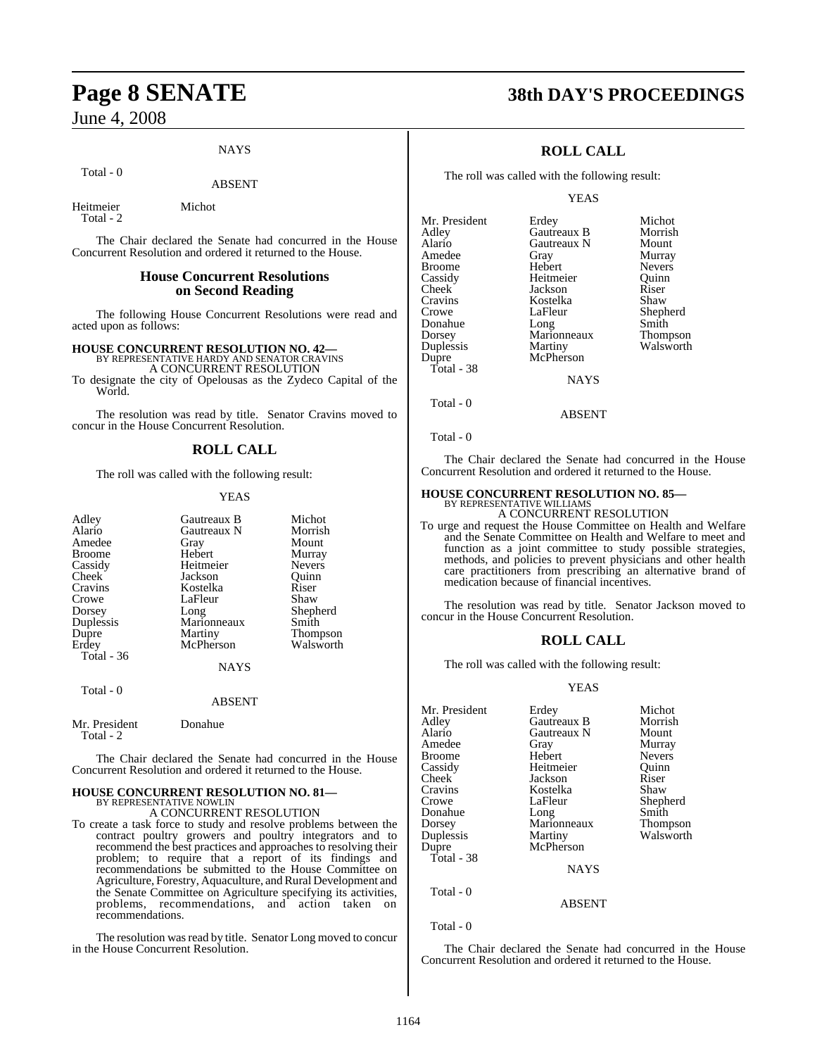NAYS

Total - 0

ABSENT

| | |
|---|---|
| Heitmeier | Michot |

Total - 2

The Chair declared the Senate had concurred in the House Concurrent Resolution and ordered it returned to the House.

## House Concurrent Resolutions on Second Reading

The following House Concurrent Resolutions were read and acted upon as follows:

**HOUSE CONCURRENT RESOLUTION NO. 42—**
BY REPRESENTATIVE HARDY AND SENATOR CRAVINS
A CONCURRENT RESOLUTION
To designate the city of Opelousas as the Zydeco Capital of the World.

The resolution was read by title. Senator Cravins moved to concur in the House Concurrent Resolution.

## ROLL CALL

The roll was called with the following result:

YEAS

| | | |
|---|---|---|
| Adley | Gautreaux B | Michot |
| Alario | Gautreaux N | Morrish |
| Amedee | Gray | Mount |
| Broome | Hebert | Murray |
| Cassidy | Heitmeier | Nevers |
| Cheek | Jackson | Quinn |
| Cravins | Kostelka | Riser |
| Crowe | LaFleur | Shaw |
| Dorsey | Long | Shepherd |
| Duplessis | Marionneaux | Smith |
| Dupre | Martiny | Thompson |
| Erdey | McPherson | Walsworth |

Total - 36

NAYS

Total - 0

ABSENT

| | |
|---|---|
| Mr. President | Donahue |

Total - 2

The Chair declared the Senate had concurred in the House Concurrent Resolution and ordered it returned to the House.

**HOUSE CONCURRENT RESOLUTION NO. 81—**
BY REPRESENTATIVE NOWLIN
A CONCURRENT RESOLUTION
To create a task force to study and resolve problems between the contract poultry growers and poultry integrators and to recommend the best practices and approaches to resolving their problem; to require that a report of its findings and recommendations be submitted to the House Committee on Agriculture, Forestry, Aquaculture, and Rural Development and the Senate Committee on Agriculture specifying its activities, problems, recommendations, and action taken on recommendations.

The resolution was read by title. Senator Long moved to concur in the House Concurrent Resolution.

## ROLL CALL

The roll was called with the following result:

YEAS

| | | |
|---|---|---|
| Mr. President | Erdey | Michot |
| Adley | Gautreaux B | Morrish |
| Alario | Gautreaux N | Mount |
| Amedee | Gray | Murray |
| Broome | Hebert | Nevers |
| Cassidy | Heitmeier | Quinn |
| Cheek | Jackson | Riser |
| Cravins | Kostelka | Shaw |
| Crowe | LaFleur | Shepherd |
| Donahue | Long | Smith |
| Dorsey | Marionneaux | Thompson |
| Duplessis | Martiny | Walsworth |
| Dupre | McPherson | |

Total - 38

NAYS

Total - 0

ABSENT

Total - 0

The Chair declared the Senate had concurred in the House Concurrent Resolution and ordered it returned to the House.

**HOUSE CONCURRENT RESOLUTION NO. 85—**
BY REPRESENTATIVE WILLIAMS
A CONCURRENT RESOLUTION
To urge and request the House Committee on Health and Welfare and the Senate Committee on Health and Welfare to meet and function as a joint committee to study possible strategies, methods, and policies to prevent physicians and other health care practitioners from prescribing an alternative brand of medication because of financial incentives.

The resolution was read by title. Senator Jackson moved to concur in the House Concurrent Resolution.

## ROLL CALL

The roll was called with the following result:

YEAS

| | | |
|---|---|---|
| Mr. President | Erdey | Michot |
| Adley | Gautreaux B | Morrish |
| Alario | Gautreaux N | Mount |
| Amedee | Gray | Murray |
| Broome | Hebert | Nevers |
| Cassidy | Heitmeier | Quinn |
| Cheek | Jackson | Riser |
| Cravins | Kostelka | Shaw |
| Crowe | LaFleur | Shepherd |
| Donahue | Long | Smith |
| Dorsey | Marionneaux | Thompson |
| Duplessis | Martiny | Walsworth |
| Dupre | McPherson | |

Total - 38

NAYS

Total - 0

ABSENT

Total - 0

The Chair declared the Senate had concurred in the House Concurrent Resolution and ordered it returned to the House.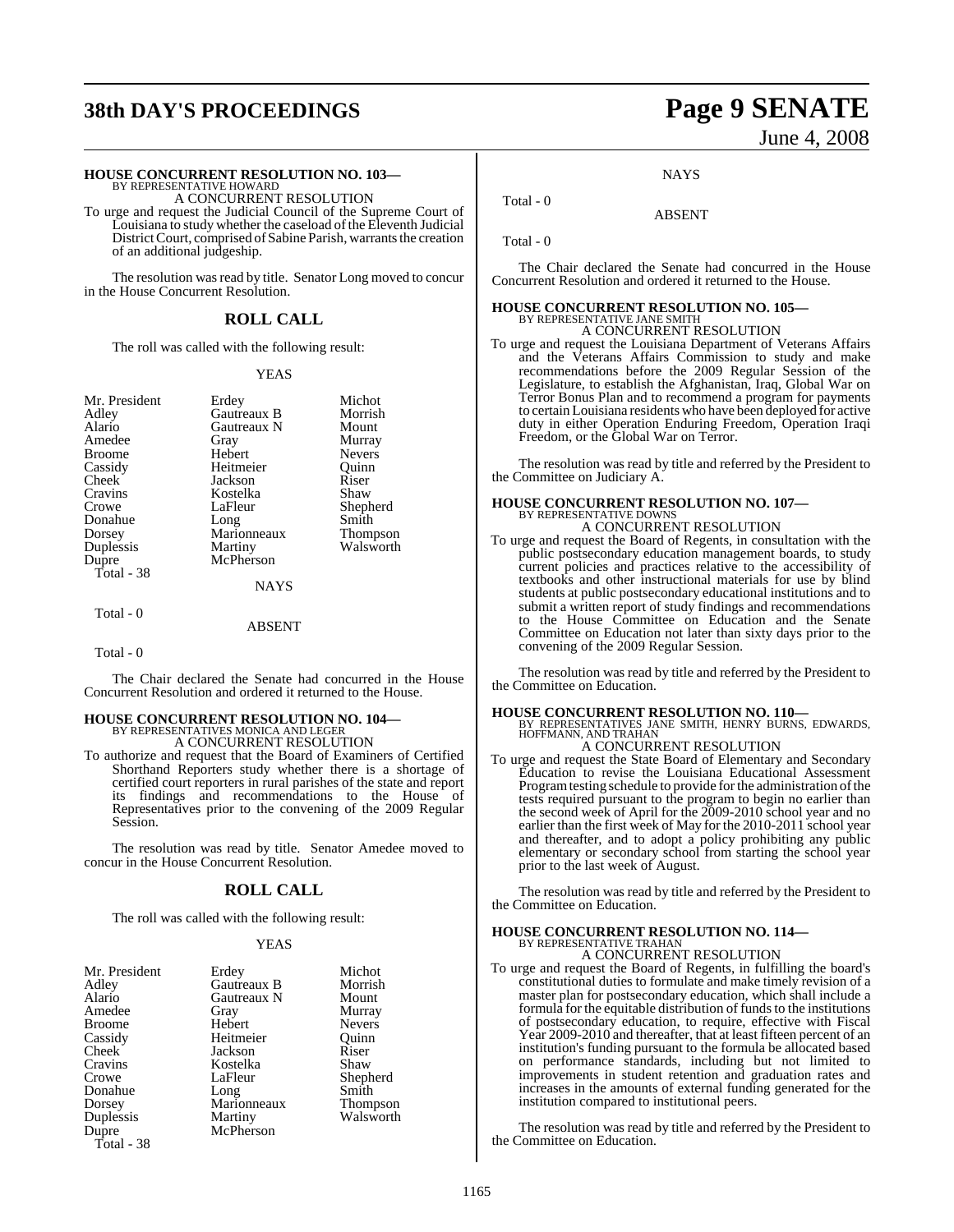### HOUSE CONCURRENT RESOLUTION NO. 103—
BY REPRESENTATIVE HOWARD

A CONCURRENT RESOLUTION

To urge and request the Judicial Council of the Supreme Court of Louisiana to study whether the caseload of the Eleventh Judicial District Court, comprised of Sabine Parish, warrants the creation of an additional judgeship.

The resolution was read by title. Senator Long moved to concur in the House Concurrent Resolution.

## ROLL CALL

The roll was called with the following result:

YEAS

| | | |
|---|---|---|
| Mr. President | Erdey | Michot |
| Adley | Gautreaux B | Morrish |
| Alario | Gautreaux N | Mount |
| Amedee | Gray | Murray |
| Broome | Hebert | Nevers |
| Cassidy | Heitmeier | Quinn |
| Cheek | Jackson | Riser |
| Cravins | Kostelka | Shaw |
| Crowe | LaFleur | Shepherd |
| Donahue | Long | Smith |
| Dorsey | Marionneaux | Thompson |
| Duplessis | Martiny | Walsworth |
| Dupre | McPherson | |

Total - 38

NAYS

Total - 0

ABSENT

Total - 0

The Chair declared the Senate had concurred in the House Concurrent Resolution and ordered it returned to the House.

### HOUSE CONCURRENT RESOLUTION NO. 104—
BY REPRESENTATIVES MONICA AND LEGER

A CONCURRENT RESOLUTION

To authorize and request that the Board of Examiners of Certified Shorthand Reporters study whether there is a shortage of certified court reporters in rural parishes of the state and report its findings and recommendations to the House of Representatives prior to the convening of the 2009 Regular Session.

The resolution was read by title. Senator Amedee moved to concur in the House Concurrent Resolution.

## ROLL CALL

The roll was called with the following result:

YEAS

| | | |
|---|---|---|
| Mr. President | Erdey | Michot |
| Adley | Gautreaux B | Morrish |
| Alario | Gautreaux N | Mount |
| Amedee | Gray | Murray |
| Broome | Hebert | Nevers |
| Cassidy | Heitmeier | Quinn |
| Cheek | Jackson | Riser |
| Cravins | Kostelka | Shaw |
| Crowe | LaFleur | Shepherd |
| Donahue | Long | Smith |
| Dorsey | Marionneaux | Thompson |
| Duplessis | Martiny | Walsworth |
| Dupre | McPherson | |

Total - 38

NAYS

Total - 0

ABSENT

Total - 0

The Chair declared the Senate had concurred in the House Concurrent Resolution and ordered it returned to the House.

### HOUSE CONCURRENT RESOLUTION NO. 105—
BY REPRESENTATIVE JANE SMITH

A CONCURRENT RESOLUTION

To urge and request the Louisiana Department of Veterans Affairs and the Veterans Affairs Commission to study and make recommendations before the 2009 Regular Session of the Legislature, to establish the Afghanistan, Iraq, Global War on Terror Bonus Plan and to recommend a program for payments to certain Louisiana residents who have been deployed for active duty in either Operation Enduring Freedom, Operation Iraqi Freedom, or the Global War on Terror.

The resolution was read by title and referred by the President to the Committee on Judiciary A.

### HOUSE CONCURRENT RESOLUTION NO. 107—
BY REPRESENTATIVE DOWNS

A CONCURRENT RESOLUTION

To urge and request the Board of Regents, in consultation with the public postsecondary education management boards, to study current policies and practices relative to the accessibility of textbooks and other instructional materials for use by blind students at public postsecondary educational institutions and to submit a written report of study findings and recommendations to the House Committee on Education and the Senate Committee on Education not later than sixty days prior to the convening of the 2009 Regular Session.

The resolution was read by title and referred by the President to the Committee on Education.

### HOUSE CONCURRENT RESOLUTION NO. 110—
BY REPRESENTATIVES JANE SMITH, HENRY BURNS, EDWARDS, HOFFMANN, AND TRAHAN

A CONCURRENT RESOLUTION

To urge and request the State Board of Elementary and Secondary Education to revise the Louisiana Educational Assessment Program testing schedule to provide for the administration of the tests required pursuant to the program to begin no earlier than the second week of April for the 2009-2010 school year and no earlier than the first week of May for the 2010-2011 school year and thereafter, and to adopt a policy prohibiting any public elementary or secondary school from starting the school year prior to the last week of August.

The resolution was read by title and referred by the President to the Committee on Education.

### HOUSE CONCURRENT RESOLUTION NO. 114—
BY REPRESENTATIVE TRAHAN

A CONCURRENT RESOLUTION

To urge and request the Board of Regents, in fulfilling the board's constitutional duties to formulate and make timely revision of a master plan for postsecondary education, which shall include a formula for the equitable distribution of funds to the institutions of postsecondary education, to require, effective with Fiscal Year 2009-2010 and thereafter, that at least fifteen percent of an institution's funding pursuant to the formula be allocated based on performance standards, including but not limited to improvements in student retention and graduation rates and increases in the amounts of external funding generated for the institution compared to institutional peers.

The resolution was read by title and referred by the President to the Committee on Education.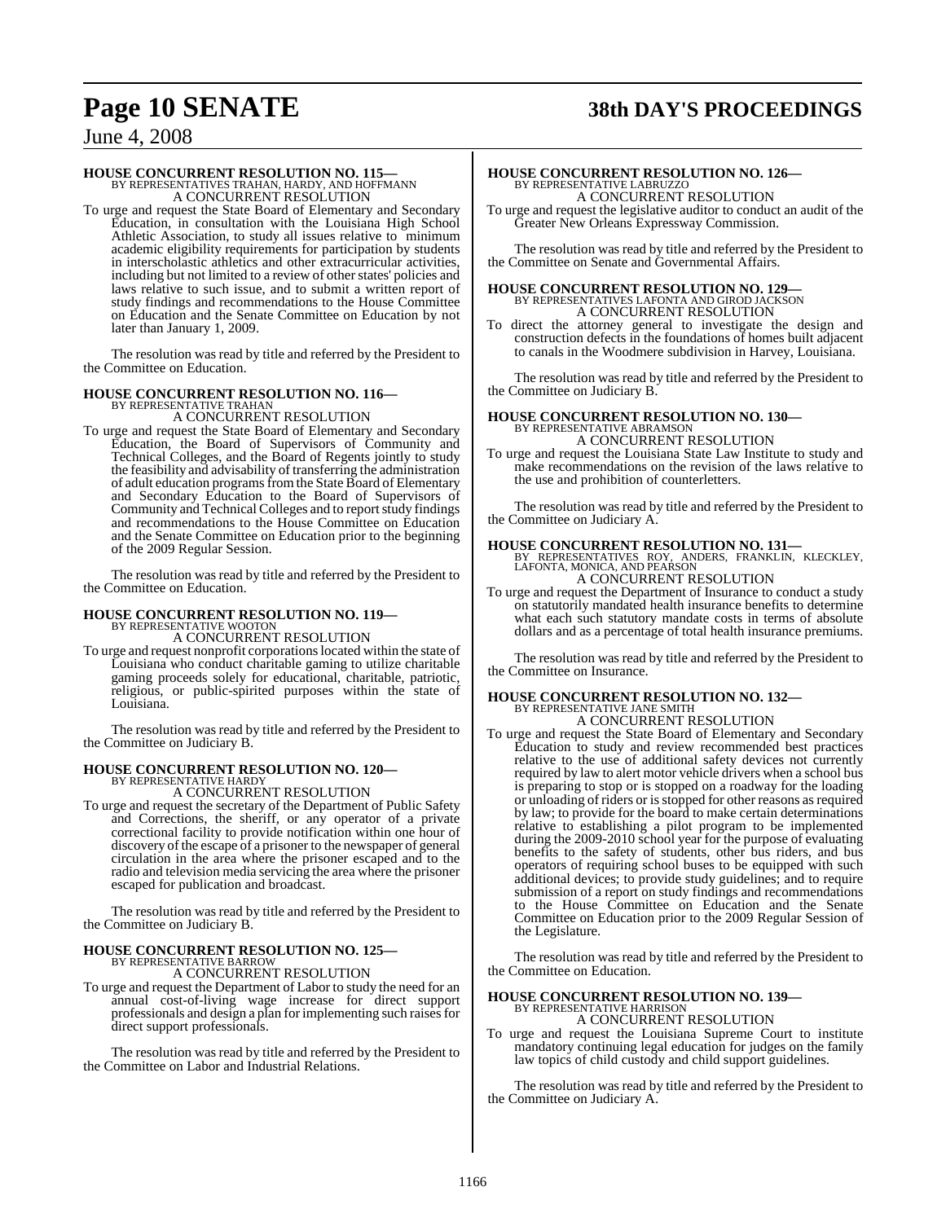**HOUSE CONCURRENT RESOLUTION NO. 115—**
BY REPRESENTATIVES TRAHAN, HARDY, AND HOFFMANN
A CONCURRENT RESOLUTION

To urge and request the State Board of Elementary and Secondary Education, in consultation with the Louisiana High School Athletic Association, to study all issues relative to minimum academic eligibility requirements for participation by students in interscholastic athletics and other extracurricular activities, including but not limited to a review of other states' policies and laws relative to such issue, and to submit a written report of study findings and recommendations to the House Committee on Education and the Senate Committee on Education by not later than January 1, 2009.

The resolution was read by title and referred by the President to the Committee on Education.

**HOUSE CONCURRENT RESOLUTION NO. 116—**
BY REPRESENTATIVE TRAHAN
A CONCURRENT RESOLUTION

To urge and request the State Board of Elementary and Secondary Education, the Board of Supervisors of Community and Technical Colleges, and the Board of Regents jointly to study the feasibility and advisability of transferring the administration of adult education programs from the State Board of Elementary and Secondary Education to the Board of Supervisors of Community and Technical Colleges and to report study findings and recommendations to the House Committee on Education and the Senate Committee on Education prior to the beginning of the 2009 Regular Session.

The resolution was read by title and referred by the President to the Committee on Education.

**HOUSE CONCURRENT RESOLUTION NO. 119—**
BY REPRESENTATIVE WOOTON
A CONCURRENT RESOLUTION

To urge and request nonprofit corporations located within the state of Louisiana who conduct charitable gaming to utilize charitable gaming proceeds solely for educational, charitable, patriotic, religious, or public-spirited purposes within the state of Louisiana.

The resolution was read by title and referred by the President to the Committee on Judiciary B.

**HOUSE CONCURRENT RESOLUTION NO. 120—**
BY REPRESENTATIVE HARDY
A CONCURRENT RESOLUTION

To urge and request the secretary of the Department of Public Safety and Corrections, the sheriff, or any operator of a private correctional facility to provide notification within one hour of discovery of the escape of a prisoner to the newspaper of general circulation in the area where the prisoner escaped and to the radio and television media servicing the area where the prisoner escaped for publication and broadcast.

The resolution was read by title and referred by the President to the Committee on Judiciary B.

**HOUSE CONCURRENT RESOLUTION NO. 125—**
BY REPRESENTATIVE BARROW
A CONCURRENT RESOLUTION

To urge and request the Department of Labor to study the need for an annual cost-of-living wage increase for direct support professionals and design a plan for implementing such raises for direct support professionals.

The resolution was read by title and referred by the President to the Committee on Labor and Industrial Relations.

**HOUSE CONCURRENT RESOLUTION NO. 126—**
BY REPRESENTATIVE LABRUZZO
A CONCURRENT RESOLUTION

To urge and request the legislative auditor to conduct an audit of the Greater New Orleans Expressway Commission.

The resolution was read by title and referred by the President to the Committee on Senate and Governmental Affairs.

**HOUSE CONCURRENT RESOLUTION NO. 129—**
BY REPRESENTATIVES LAFONTA AND GIROD JACKSON
A CONCURRENT RESOLUTION

To direct the attorney general to investigate the design and construction defects in the foundations of homes built adjacent to canals in the Woodmere subdivision in Harvey, Louisiana.

The resolution was read by title and referred by the President to the Committee on Judiciary B.

**HOUSE CONCURRENT RESOLUTION NO. 130—**
BY REPRESENTATIVE ABRAMSON
A CONCURRENT RESOLUTION

To urge and request the Louisiana State Law Institute to study and make recommendations on the revision of the laws relative to the use and prohibition of counterletters.

The resolution was read by title and referred by the President to the Committee on Judiciary A.

**HOUSE CONCURRENT RESOLUTION NO. 131—**
BY REPRESENTATIVES ROY, ANDERS, FRANKLIN, KLECKLEY, LAFONTA, MONICA, AND PEARSON
A CONCURRENT RESOLUTION

To urge and request the Department of Insurance to conduct a study on statutorily mandated health insurance benefits to determine what each such statutory mandate costs in terms of absolute dollars and as a percentage of total health insurance premiums.

The resolution was read by title and referred by the President to the Committee on Insurance.

**HOUSE CONCURRENT RESOLUTION NO. 132—**
BY REPRESENTATIVE JANE SMITH
A CONCURRENT RESOLUTION

To urge and request the State Board of Elementary and Secondary Education to study and review recommended best practices relative to the use of additional safety devices not currently required by law to alert motor vehicle drivers when a school bus is preparing to stop or is stopped on a roadway for the loading or unloading of riders or is stopped for other reasons as required by law; to provide for the board to make certain determinations relative to establishing a pilot program to be implemented during the 2009-2010 school year for the purpose of evaluating benefits to the safety of students, other bus riders, and bus operators of requiring school buses to be equipped with such additional devices; to provide study guidelines; and to require submission of a report on study findings and recommendations to the House Committee on Education and the Senate Committee on Education prior to the 2009 Regular Session of the Legislature.

The resolution was read by title and referred by the President to the Committee on Education.

**HOUSE CONCURRENT RESOLUTION NO. 139—**
BY REPRESENTATIVE HARRISON
A CONCURRENT RESOLUTION

To urge and request the Louisiana Supreme Court to institute mandatory continuing legal education for judges on the family law topics of child custody and child support guidelines.

The resolution was read by title and referred by the President to the Committee on Judiciary A.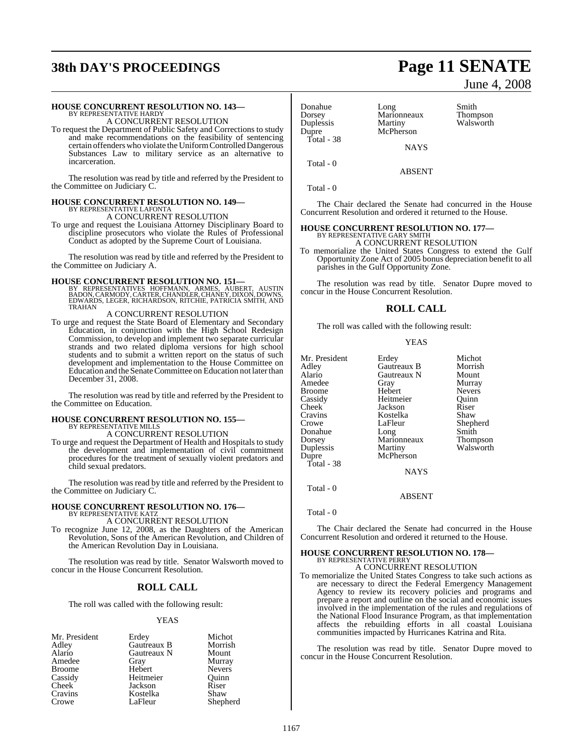**HOUSE CONCURRENT RESOLUTION NO. 143—**
BY REPRESENTATIVE HARDY
A CONCURRENT RESOLUTION

To request the Department of Public Safety and Corrections to study and make recommendations on the feasibility of sentencing certain offenders who violate the Uniform Controlled Dangerous Substances Law to military service as an alternative to incarceration.

The resolution was read by title and referred by the President to the Committee on Judiciary C.

**HOUSE CONCURRENT RESOLUTION NO. 149—**
BY REPRESENTATIVE LAFONTA
A CONCURRENT RESOLUTION

To urge and request the Louisiana Attorney Disciplinary Board to discipline prosecutors who violate the Rules of Professional Conduct as adopted by the Supreme Court of Louisiana.

The resolution was read by title and referred by the President to the Committee on Judiciary A.

**HOUSE CONCURRENT RESOLUTION NO. 151—**
BY REPRESENTATIVES HOFFMANN, ARMES, AUBERT, AUSTIN BADON, CARMODY, CARTER, CHANDLER, CHANEY, DIXON, DOWNS, EDWARDS, LEGER, RICHARDSON, RITCHIE, PATRICIA SMITH, AND TRAHAN
A CONCURRENT RESOLUTION

To urge and request the State Board of Elementary and Secondary Education, in conjunction with the High School Redesign Commission, to develop and implement two separate curricular strands and two related diploma versions for high school students and to submit a written report on the status of such development and implementation to the House Committee on Education and the Senate Committee on Education not later than December 31, 2008.

The resolution was read by title and referred by the President to the Committee on Education.

**HOUSE CONCURRENT RESOLUTION NO. 155—**
BY REPRESENTATIVE MILLS
A CONCURRENT RESOLUTION

To urge and request the Department of Health and Hospitals to study the development and implementation of civil commitment procedures for the treatment of sexually violent predators and child sexual predators.

The resolution was read by title and referred by the President to the Committee on Judiciary C.

**HOUSE CONCURRENT RESOLUTION NO. 176—**
BY REPRESENTATIVE KATZ
A CONCURRENT RESOLUTION

To recognize June 12, 2008, as the Daughters of the American Revolution, Sons of the American Revolution, and Children of the American Revolution Day in Louisiana.

The resolution was read by title. Senator Walsworth moved to concur in the House Concurrent Resolution.

## ROLL CALL

The roll was called with the following result:

YEAS

| | | |
|---|---|---|
| Mr. President | Erdey | Michot |
| Adley | Gautreaux B | Morrish |
| Alario | Gautreaux N | Mount |
| Amedee | Gray | Murray |
| Broome | Hebert | Nevers |
| Cassidy | Heitmeier | Quinn |
| Cheek | Jackson | Riser |
| Cravins | Kostelka | Shaw |
| Crowe | LaFleur | Shepherd |
| Donahue | Long | Smith |
| Dorsey | Marionneaux | Thompson |
| Duplessis | Martiny | Walsworth |
| Dupre | McPherson | |

Total - 38

NAYS

Total - 0

ABSENT

Total - 0

The Chair declared the Senate had concurred in the House Concurrent Resolution and ordered it returned to the House.

**HOUSE CONCURRENT RESOLUTION NO. 177—**
BY REPRESENTATIVE GARY SMITH
A CONCURRENT RESOLUTION

To memorialize the United States Congress to extend the Gulf Opportunity Zone Act of 2005 bonus depreciation benefit to all parishes in the Gulf Opportunity Zone.

The resolution was read by title. Senator Dupre moved to concur in the House Concurrent Resolution.

## ROLL CALL

The roll was called with the following result:

YEAS

| | | |
|---|---|---|
| Mr. President | Erdey | Michot |
| Adley | Gautreaux B | Morrish |
| Alario | Gautreaux N | Mount |
| Amedee | Gray | Murray |
| Broome | Hebert | Nevers |
| Cassidy | Heitmeier | Quinn |
| Cheek | Jackson | Riser |
| Cravins | Kostelka | Shaw |
| Crowe | LaFleur | Shepherd |
| Donahue | Long | Smith |
| Dorsey | Marionneaux | Thompson |
| Duplessis | Martiny | Walsworth |
| Dupre | McPherson | |

Total - 38

NAYS

Total - 0

ABSENT

Total - 0

The Chair declared the Senate had concurred in the House Concurrent Resolution and ordered it returned to the House.

**HOUSE CONCURRENT RESOLUTION NO. 178—**
BY REPRESENTATIVE PERRY
A CONCURRENT RESOLUTION

To memorialize the United States Congress to take such actions as are necessary to direct the Federal Emergency Management Agency to review its recovery policies and programs and prepare a report and outline on the social and economic issues involved in the implementation of the rules and regulations of the National Flood Insurance Program, as that implementation affects the rebuilding efforts in all coastal Louisiana communities impacted by Hurricanes Katrina and Rita.

The resolution was read by title. Senator Dupre moved to concur in the House Concurrent Resolution.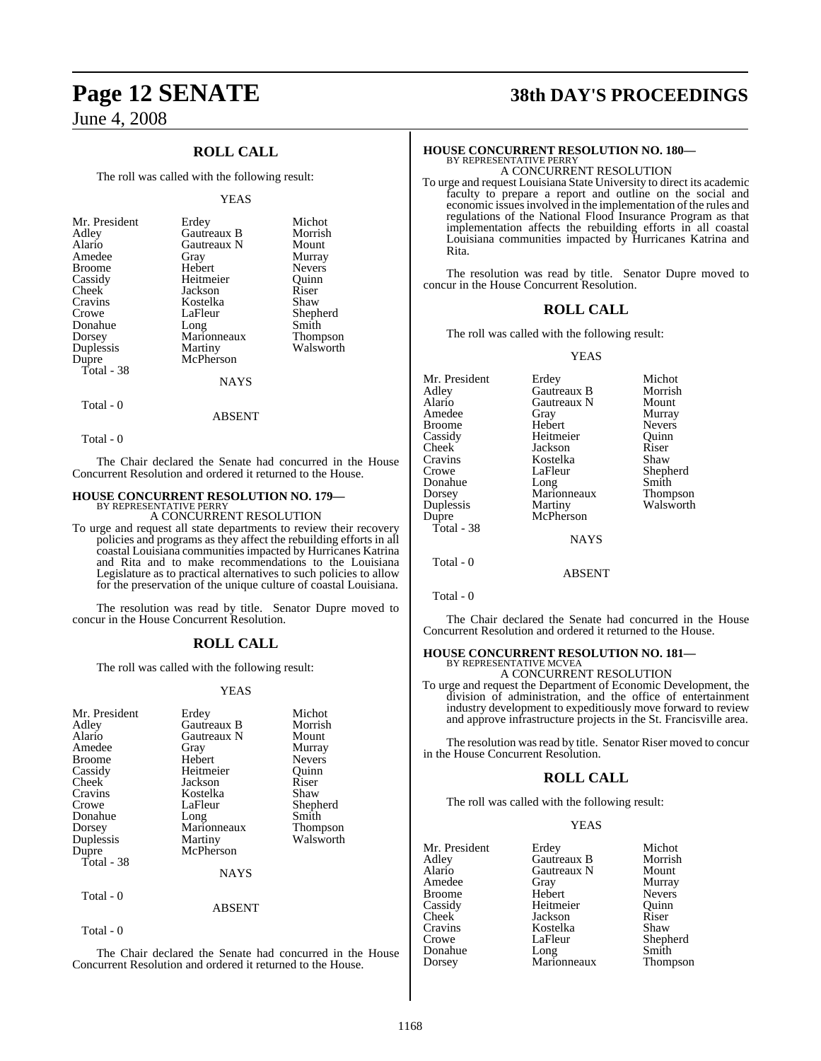## ROLL CALL

The roll was called with the following result:

YEAS

| | | |
|---|---|---|
| Mr. President | Erdey | Michot |
| Adley | Gautreaux B | Morrish |
| Alario | Gautreaux N | Mount |
| Amedee | Gray | Murray |
| Broome | Hebert | Nevers |
| Cassidy | Heitmeier | Quinn |
| Cheek | Jackson | Riser |
| Cravins | Kostelka | Shaw |
| Crowe | LaFleur | Shepherd |
| Donahue | Long | Smith |
| Dorsey | Marionneaux | Thompson |
| Duplessis | Martiny | Walsworth |
| Dupre | McPherson | |

Total - 38

NAYS

Total - 0

ABSENT

Total - 0

The Chair declared the Senate had concurred in the House Concurrent Resolution and ordered it returned to the House.

### HOUSE CONCURRENT RESOLUTION NO. 179—
BY REPRESENTATIVE PERRY

A CONCURRENT RESOLUTION

To urge and request all state departments to review their recovery policies and programs as they affect the rebuilding efforts in all coastal Louisiana communities impacted by Hurricanes Katrina and Rita and to make recommendations to the Louisiana Legislature as to practical alternatives to such policies to allow for the preservation of the unique culture of coastal Louisiana.

The resolution was read by title. Senator Dupre moved to concur in the House Concurrent Resolution.

## ROLL CALL

The roll was called with the following result:

YEAS

| | | |
|---|---|---|
| Mr. President | Erdey | Michot |
| Adley | Gautreaux B | Morrish |
| Alario | Gautreaux N | Mount |
| Amedee | Gray | Murray |
| Broome | Hebert | Nevers |
| Cassidy | Heitmeier | Quinn |
| Cheek | Jackson | Riser |
| Cravins | Kostelka | Shaw |
| Crowe | LaFleur | Shepherd |
| Donahue | Long | Smith |
| Dorsey | Marionneaux | Thompson |
| Duplessis | Martiny | Walsworth |
| Dupre | McPherson | |

Total - 38

NAYS

Total - 0

ABSENT

Total - 0

The Chair declared the Senate had concurred in the House Concurrent Resolution and ordered it returned to the House.

### HOUSE CONCURRENT RESOLUTION NO. 180—
BY REPRESENTATIVE PERRY

A CONCURRENT RESOLUTION

To urge and request Louisiana State University to direct its academic faculty to prepare a report and outline on the social and economic issues involved in the implementation of the rules and regulations of the National Flood Insurance Program as that implementation affects the rebuilding efforts in all coastal Louisiana communities impacted by Hurricanes Katrina and Rita.

The resolution was read by title. Senator Dupre moved to concur in the House Concurrent Resolution.

## ROLL CALL

The roll was called with the following result:

YEAS

| | | |
|---|---|---|
| Mr. President | Erdey | Michot |
| Adley | Gautreaux B | Morrish |
| Alario | Gautreaux N | Mount |
| Amedee | Gray | Murray |
| Broome | Hebert | Nevers |
| Cassidy | Heitmeier | Quinn |
| Cheek | Jackson | Riser |
| Cravins | Kostelka | Shaw |
| Crowe | LaFleur | Shepherd |
| Donahue | Long | Smith |
| Dorsey | Marionneaux | Thompson |
| Duplessis | Martiny | Walsworth |
| Dupre | McPherson | |

Total - 38

NAYS

Total - 0

ABSENT

Total - 0

The Chair declared the Senate had concurred in the House Concurrent Resolution and ordered it returned to the House.

### HOUSE CONCURRENT RESOLUTION NO. 181—
BY REPRESENTATIVE MCVEA

A CONCURRENT RESOLUTION

To urge and request the Department of Economic Development, the division of administration, and the office of entertainment industry development to expeditiously move forward to review and approve infrastructure projects in the St. Francisville area.

The resolution was read by title. Senator Riser moved to concur in the House Concurrent Resolution.

## ROLL CALL

The roll was called with the following result:

YEAS

| | | |
|---|---|---|
| Mr. President | Erdey | Michot |
| Adley | Gautreaux B | Morrish |
| Alario | Gautreaux N | Mount |
| Amedee | Gray | Murray |
| Broome | Hebert | Nevers |
| Cassidy | Heitmeier | Quinn |
| Cheek | Jackson | Riser |
| Cravins | Kostelka | Shaw |
| Crowe | LaFleur | Shepherd |
| Donahue | Long | Smith |
| Dorsey | Marionneaux | Thompson |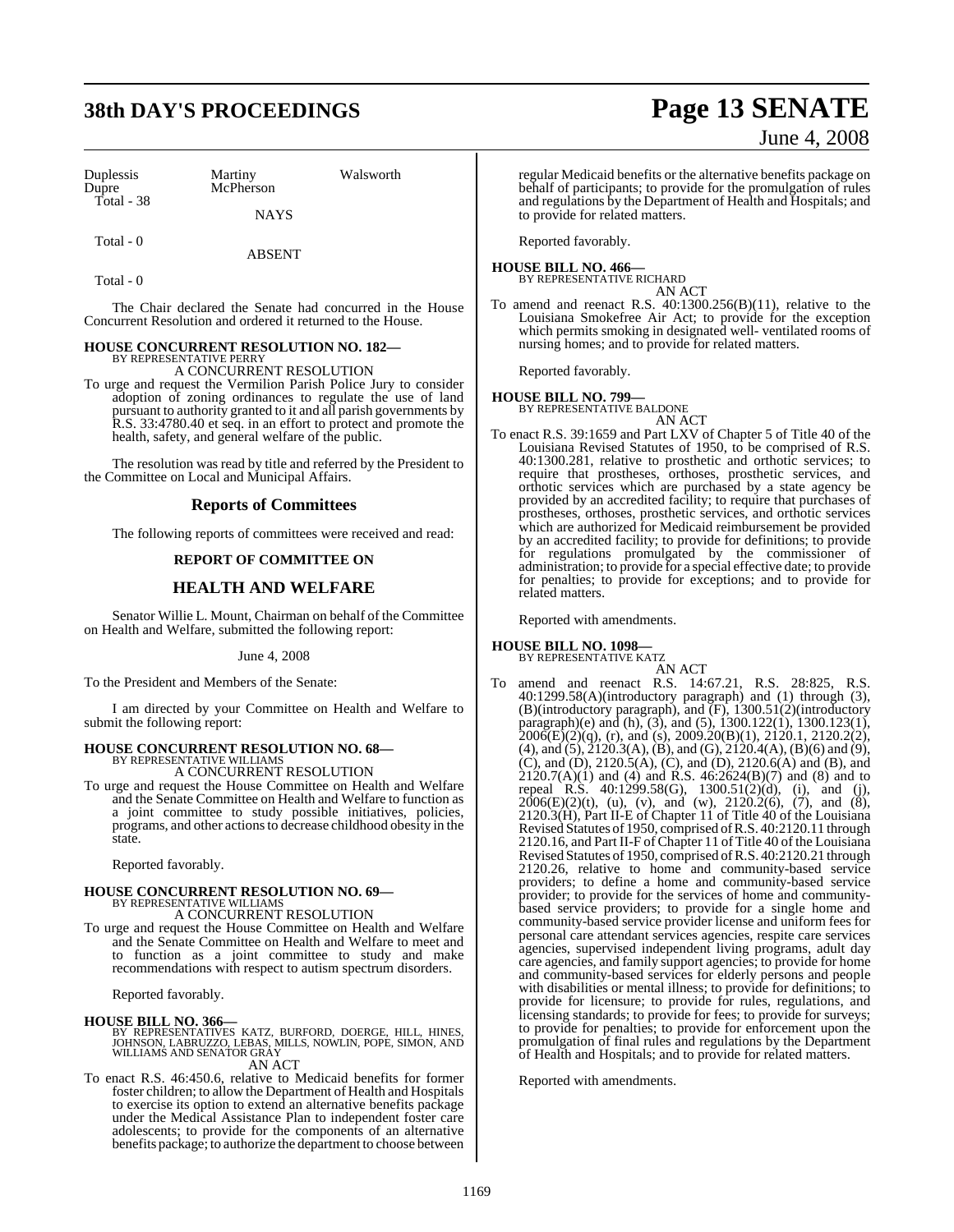| Duplessis | Martiny | Walsworth |
|---|---|---|
| Dupre | McPherson | |
| Total - 38 | | |

NAYS

Total - 0

ABSENT

Total - 0

The Chair declared the Senate had concurred in the House Concurrent Resolution and ordered it returned to the House.

**HOUSE CONCURRENT RESOLUTION NO. 182—**
BY REPRESENTATIVE PERRY
A CONCURRENT RESOLUTION

To urge and request the Vermilion Parish Police Jury to consider adoption of zoning ordinances to regulate the use of land pursuant to authority granted to it and all parish governments by R.S. 33:4780.40 et seq. in an effort to protect and promote the health, safety, and general welfare of the public.

The resolution was read by title and referred by the President to the Committee on Local and Municipal Affairs.

## Reports of Committees

The following reports of committees were received and read:

### REPORT OF COMMITTEE ON

## HEALTH AND WELFARE

Senator Willie L. Mount, Chairman on behalf of the Committee on Health and Welfare, submitted the following report:

June 4, 2008

To the President and Members of the Senate:

I am directed by your Committee on Health and Welfare to submit the following report:

**HOUSE CONCURRENT RESOLUTION NO. 68—**
BY REPRESENTATIVE WILLIAMS
A CONCURRENT RESOLUTION

To urge and request the House Committee on Health and Welfare and the Senate Committee on Health and Welfare to function as a joint committee to study possible initiatives, policies, programs, and other actions to decrease childhood obesity in the state.

Reported favorably.

**HOUSE CONCURRENT RESOLUTION NO. 69—**
BY REPRESENTATIVE WILLIAMS
A CONCURRENT RESOLUTION

To urge and request the House Committee on Health and Welfare and the Senate Committee on Health and Welfare to meet and to function as a joint committee to study and make recommendations with respect to autism spectrum disorders.

Reported favorably.

**HOUSE BILL NO. 366—**
BY REPRESENTATIVES KATZ, BURFORD, DOERGE, HILL, HINES, JOHNSON, LABRUZZO, LEBAS, MILLS, NOWLIN, POPE, SIMON, AND WILLIAMS AND SENATOR GRAY
AN ACT

To enact R.S. 46:450.6, relative to Medicaid benefits for former foster children; to allow the Department of Health and Hospitals to exercise its option to extend an alternative benefits package under the Medical Assistance Plan to independent foster care adolescents; to provide for the components of an alternative benefits package; to authorize the department to choose between regular Medicaid benefits or the alternative benefits package on behalf of participants; to provide for the promulgation of rules and regulations by the Department of Health and Hospitals; and to provide for related matters.

Reported favorably.

**HOUSE BILL NO. 466—**
BY REPRESENTATIVE RICHARD
AN ACT

To amend and reenact R.S. 40:1300.256(B)(11), relative to the Louisiana Smokefree Air Act; to provide for the exception which permits smoking in designated well- ventilated rooms of nursing homes; and to provide for related matters.

Reported favorably.

**HOUSE BILL NO. 799—**
BY REPRESENTATIVE BALDONE
AN ACT

To enact R.S. 39:1659 and Part LXV of Chapter 5 of Title 40 of the Louisiana Revised Statutes of 1950, to be comprised of R.S. 40:1300.281, relative to prosthetic and orthotic services; to require that prostheses, orthoses, prosthetic services, and orthotic services which are purchased by a state agency be provided by an accredited facility; to require that purchases of prostheses, orthoses, prosthetic services, and orthotic services which are authorized for Medicaid reimbursement be provided by an accredited facility; to provide for definitions; to provide for regulations promulgated by the commissioner of administration; to provide for a special effective date; to provide for penalties; to provide for exceptions; and to provide for related matters.

Reported with amendments.

**HOUSE BILL NO. 1098—**
BY REPRESENTATIVE KATZ
AN ACT

To amend and reenact R.S. 14:67.21, R.S. 28:825, R.S. 40:1299.58(A)(introductory paragraph) and (1) through (3), (B)(introductory paragraph), and (F), 1300.51(2)(introductory paragraph)(e) and (h), (3), and (5), 1300.122(1), 1300.123(1), 2006(E)(2)(q), (r), and (s), 2009.20(B)(1), 2120.1, 2120.2(2), (4), and (5), 2120.3(A), (B), and (G), 2120.4(A), (B)(6) and (9), (C), and (D), 2120.5(A), (C), and (D), 2120.6(A) and (B), and 2120.7(A)(1) and (4) and R.S. 46:2624(B)(7) and (8) and to repeal R.S. 40:1299.58(G), 1300.51(2)(d), (i), and (j), 2006(E)(2)(t), (u), (v), and (w), 2120.2(6), (7), and (8), 2120.3(H), Part II-E of Chapter 11 of Title 40 of the Louisiana Revised Statutes of 1950, comprised of R.S. 40:2120.11 through 2120.16, and Part II-F of Chapter 11 of Title 40 of the Louisiana Revised Statutes of 1950, comprised of R.S. 40:2120.21 through 2120.26, relative to home and community-based service providers; to define a home and community-based service provider; to provide for the services of home and community-based service providers; to provide for a single home and community-based service provider license and uniform fees for personal care attendant services agencies, respite care services agencies, supervised independent living programs, adult day care agencies, and family support agencies; to provide for home and community-based services for elderly persons and people with disabilities or mental illness; to provide for definitions; to provide for licensure; to provide for rules, regulations, and licensing standards; to provide for fees; to provide for surveys; to provide for penalties; to provide for enforcement upon the promulgation of final rules and regulations by the Department of Health and Hospitals; and to provide for related matters.

Reported with amendments.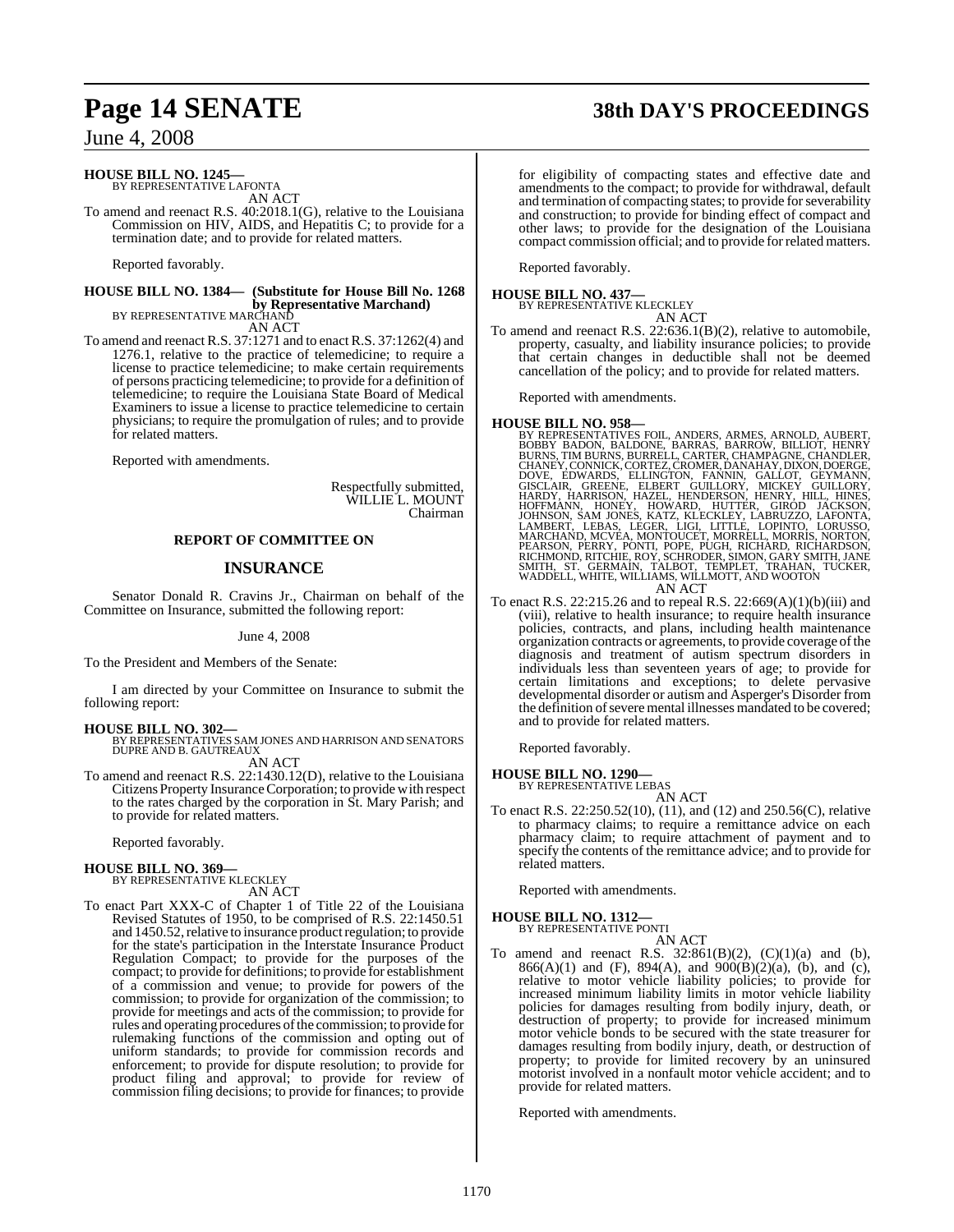**HOUSE BILL NO. 1245—**
BY REPRESENTATIVE LAFONTA

AN ACT

To amend and reenact R.S. 40:2018.1(G), relative to the Louisiana Commission on HIV, AIDS, and Hepatitis C; to provide for a termination date; and to provide for related matters.

Reported favorably.

**HOUSE BILL NO. 1384— (Substitute for House Bill No. 1268 by Representative Marchand)**
BY REPRESENTATIVE MARCHAND

AN ACT

To amend and reenact R.S. 37:1271 and to enact R.S. 37:1262(4) and 1276.1, relative to the practice of telemedicine; to require a license to practice telemedicine; to make certain requirements of persons practicing telemedicine; to provide for a definition of telemedicine; to require the Louisiana State Board of Medical Examiners to issue a license to practice telemedicine to certain physicians; to require the promulgation of rules; and to provide for related matters.

Reported with amendments.

Respectfully submitted,
WILLIE L. MOUNT
Chairman

## REPORT OF COMMITTEE ON

## INSURANCE

Senator Donald R. Cravins Jr., Chairman on behalf of the Committee on Insurance, submitted the following report:

June 4, 2008

To the President and Members of the Senate:

I am directed by your Committee on Insurance to submit the following report:

**HOUSE BILL NO. 302—**
BY REPRESENTATIVES SAM JONES AND HARRISON AND SENATORS DUPRE AND B. GAUTREAUX

AN ACT

To amend and reenact R.S. 22:1430.12(D), relative to the Louisiana Citizens Property Insurance Corporation; to provide with respect to the rates charged by the corporation in St. Mary Parish; and to provide for related matters.

Reported favorably.

**HOUSE BILL NO. 369—**
BY REPRESENTATIVE KLECKLEY

AN ACT

To enact Part XXX-C of Chapter 1 of Title 22 of the Louisiana Revised Statutes of 1950, to be comprised of R.S. 22:1450.51 and 1450.52, relative to insurance product regulation; to provide for the state's participation in the Interstate Insurance Product Regulation Compact; to provide for the purposes of the compact; to provide for definitions; to provide for establishment of a commission and venue; to provide for powers of the commission; to provide for organization of the commission; to provide for meetings and acts of the commission; to provide for rules and operating procedures of the commission; to provide for rulemaking functions of the commission and opting out of uniform standards; to provide for commission records and enforcement; to provide for dispute resolution; to provide for product filing and approval; to provide for review of commission filing decisions; to provide for finances; to provide for eligibility of compacting states and effective date and amendments to the compact; to provide for withdrawal, default and termination of compacting states; to provide for severability and construction; to provide for binding effect of compact and other laws; to provide for the designation of the Louisiana compact commission official; and to provide for related matters.

Reported favorably.

**HOUSE BILL NO. 437—**
BY REPRESENTATIVE KLECKLEY

AN ACT

To amend and reenact R.S. 22:636.1(B)(2), relative to automobile, property, casualty, and liability insurance policies; to provide that certain changes in deductible shall not be deemed cancellation of the policy; and to provide for related matters.

Reported with amendments.

**HOUSE BILL NO. 958—**
BY REPRESENTATIVES FOIL, ANDERS, ARMES, ARNOLD, AUBERT, BOBBY BADON, BALDONE, BARRAS, BARROW, BILLIOT, HENRY BURNS, TIM BURNS, BURRELL, CARTER, CHAMPAGNE, CHANDLER, CHANEY, CONNICK, CORTEZ, CROMER, DANAHAY, DIXON, DOERGE, DOVE, EDWARDS, ELLINGTON, FANNIN, GALLOT, GEYMANN, GISCLAIR, GREENE, ELBERT GUILLORY, MICKEY GUILLORY, HARDY, HARRISON, HAZEL, HENDERSON, HENRY, HILL, HINES, HOFFMANN, HONEY, HOWARD, HUTTER, GIROD JACKSON, JOHNSON, SAM JONES, KATZ, KLECKLEY, LABRUZZO, LAFONTA, LAMBERT, LEBAS, LEGER, LIGI, LITTLE, LOPINTO, LORUSSO, MARCHAND, MCVEA, MONTOUCET, MORRELL, MORRIS, NORTON, PEARSON, PERRY, PONTI, POPE, PUGH, RICHARD, RICHARDSON, RICHMOND, RITCHIE, ROY, SCHRODER, SIMON, GARY SMITH, JANE SMITH, ST. GERMAIN, TALBOT, TEMPLET, TRAHAN, TUCKER, WADDELL, WHITE, WILLIAMS, WILLMOTT, AND WOOTON

AN ACT

To enact R.S. 22:215.26 and to repeal R.S. 22:669(A)(1)(b)(iii) and (viii), relative to health insurance; to require health insurance policies, contracts, and plans, including health maintenance organization contracts or agreements, to provide coverage of the diagnosis and treatment of autism spectrum disorders in individuals less than seventeen years of age; to provide for certain limitations and exceptions; to delete pervasive developmental disorder or autism and Asperger's Disorder from the definition of severe mental illnesses mandated to be covered; and to provide for related matters.

Reported favorably.

**HOUSE BILL NO. 1290—**
BY REPRESENTATIVE LEBAS

AN ACT

To enact R.S. 22:250.52(10), (11), and (12) and 250.56(C), relative to pharmacy claims; to require a remittance advice on each pharmacy claim; to require attachment of payment and to specify the contents of the remittance advice; and to provide for related matters.

Reported with amendments.

**HOUSE BILL NO. 1312—**
BY REPRESENTATIVE PONTI

AN ACT

To amend and reenact R.S. 32:861(B)(2), (C)(1)(a) and (b), 866(A)(1) and (F), 894(A), and 900(B)(2)(a), (b), and (c), relative to motor vehicle liability policies; to provide for increased minimum liability limits in motor vehicle liability policies for damages resulting from bodily injury, death, or destruction of property; to provide for increased minimum motor vehicle bonds to be secured with the state treasurer for damages resulting from bodily injury, death, or destruction of property; to provide for limited recovery by an uninsured motorist involved in a nonfault motor vehicle accident; and to provide for related matters.

Reported with amendments.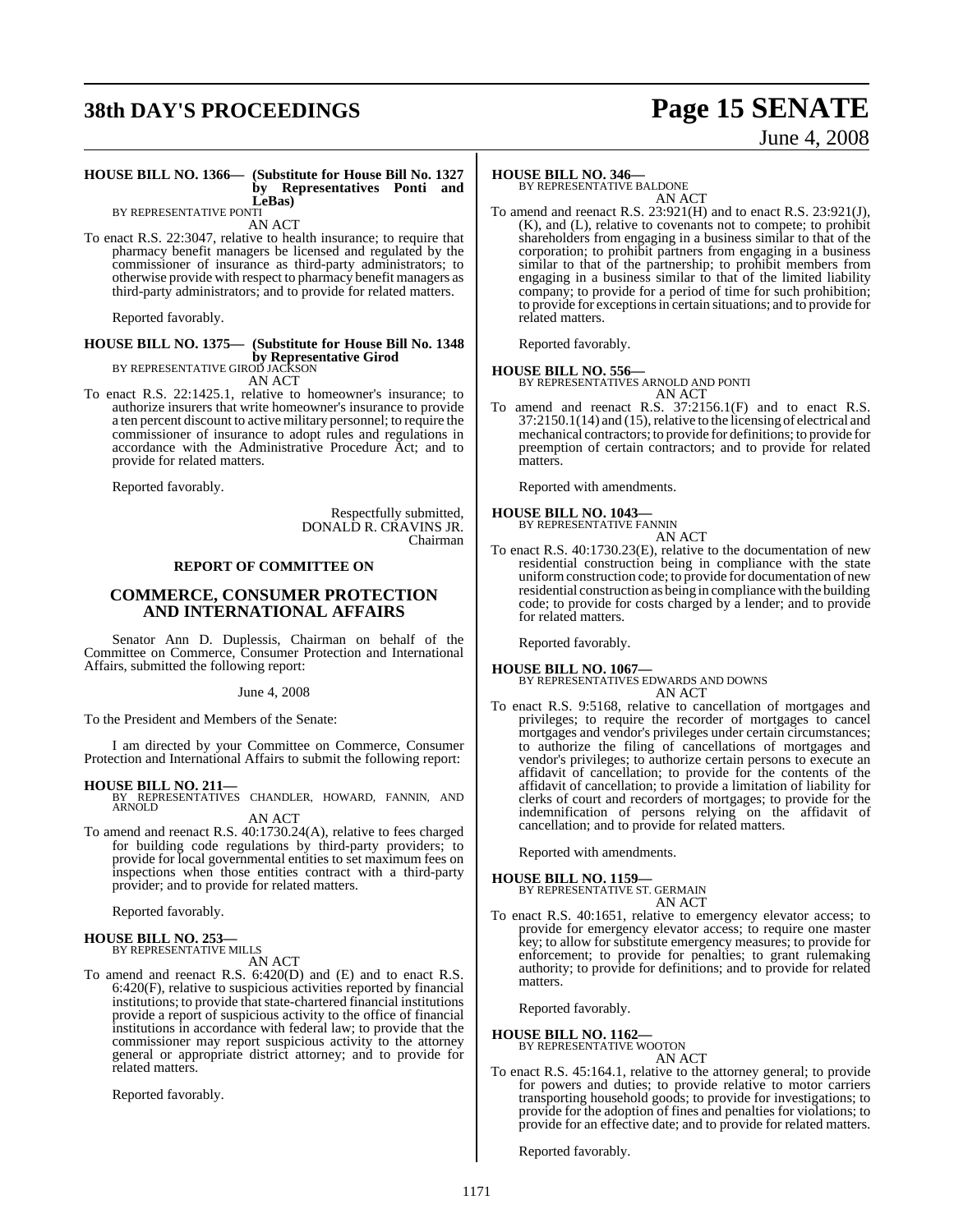**HOUSE BILL NO. 1366— (Substitute for House Bill No. 1327 by Representatives Ponti and LeBas)**
BY REPRESENTATIVE PONTI

AN ACT

To enact R.S. 22:3047, relative to health insurance; to require that pharmacy benefit managers be licensed and regulated by the commissioner of insurance as third-party administrators; to otherwise provide with respect to pharmacy benefit managers as third-party administrators; and to provide for related matters.

Reported favorably.

**HOUSE BILL NO. 1375— (Substitute for House Bill No. 1348 by Representative Girod**
BY REPRESENTATIVE GIROD JACKSON

AN ACT

To enact R.S. 22:1425.1, relative to homeowner's insurance; to authorize insurers that write homeowner's insurance to provide a ten percent discount to active military personnel; to require the commissioner of insurance to adopt rules and regulations in accordance with the Administrative Procedure Act; and to provide for related matters.

Reported favorably.

Respectfully submitted,
DONALD R. CRAVINS JR.
Chairman

## REPORT OF COMMITTEE ON

## COMMERCE, CONSUMER PROTECTION AND INTERNATIONAL AFFAIRS

Senator Ann D. Duplessis, Chairman on behalf of the Committee on Commerce, Consumer Protection and International Affairs, submitted the following report:

June 4, 2008

To the President and Members of the Senate:

I am directed by your Committee on Commerce, Consumer Protection and International Affairs to submit the following report:

**HOUSE BILL NO. 211—**
BY REPRESENTATIVES CHANDLER, HOWARD, FANNIN, AND ARNOLD

AN ACT

To amend and reenact R.S. 40:1730.24(A), relative to fees charged for building code regulations by third-party providers; to provide for local governmental entities to set maximum fees on inspections when those entities contract with a third-party provider; and to provide for related matters.

Reported favorably.

**HOUSE BILL NO. 253—**
BY REPRESENTATIVE MILLS

AN ACT

To amend and reenact R.S. 6:420(D) and (E) and to enact R.S. 6:420(F), relative to suspicious activities reported by financial institutions; to provide that state-chartered financial institutions provide a report of suspicious activity to the office of financial institutions in accordance with federal law; to provide that the commissioner may report suspicious activity to the attorney general or appropriate district attorney; and to provide for related matters.

Reported favorably.

**HOUSE BILL NO. 346—**
BY REPRESENTATIVE BALDONE

AN ACT

To amend and reenact R.S. 23:921(H) and to enact R.S. 23:921(J), (K), and (L), relative to covenants not to compete; to prohibit shareholders from engaging in a business similar to that of the corporation; to prohibit partners from engaging in a business similar to that of the partnership; to prohibit members from engaging in a business similar to that of the limited liability company; to provide for a period of time for such prohibition; to provide for exceptions in certain situations; and to provide for related matters.

Reported favorably.

**HOUSE BILL NO. 556—**
BY REPRESENTATIVES ARNOLD AND PONTI

AN ACT

To amend and reenact R.S. 37:2156.1(F) and to enact R.S. 37:2150.1(14) and (15), relative to the licensing of electrical and mechanical contractors; to provide for definitions; to provide for preemption of certain contractors; and to provide for related matters.

Reported with amendments.

**HOUSE BILL NO. 1043—**
BY REPRESENTATIVE FANNIN

AN ACT

To enact R.S. 40:1730.23(E), relative to the documentation of new residential construction being in compliance with the state uniform construction code; to provide for documentation of new residential construction as being in compliance with the building code; to provide for costs charged by a lender; and to provide for related matters.

Reported favorably.

**HOUSE BILL NO. 1067—**
BY REPRESENTATIVES EDWARDS AND DOWNS

AN ACT

To enact R.S. 9:5168, relative to cancellation of mortgages and privileges; to require the recorder of mortgages to cancel mortgages and vendor's privileges under certain circumstances; to authorize the filing of cancellations of mortgages and vendor's privileges; to authorize certain persons to execute an affidavit of cancellation; to provide for the contents of the affidavit of cancellation; to provide a limitation of liability for clerks of court and recorders of mortgages; to provide for the indemnification of persons relying on the affidavit of cancellation; and to provide for related matters.

Reported with amendments.

**HOUSE BILL NO. 1159—**
BY REPRESENTATIVE ST. GERMAIN

AN ACT

To enact R.S. 40:1651, relative to emergency elevator access; to provide for emergency elevator access; to require one master key; to allow for substitute emergency measures; to provide for enforcement; to provide for penalties; to grant rulemaking authority; to provide for definitions; and to provide for related matters.

Reported favorably.

**HOUSE BILL NO. 1162—**
BY REPRESENTATIVE WOOTON

AN ACT

To enact R.S. 45:164.1, relative to the attorney general; to provide for powers and duties; to provide relative to motor carriers transporting household goods; to provide for investigations; to provide for the adoption of fines and penalties for violations; to provide for an effective date; and to provide for related matters.

Reported favorably.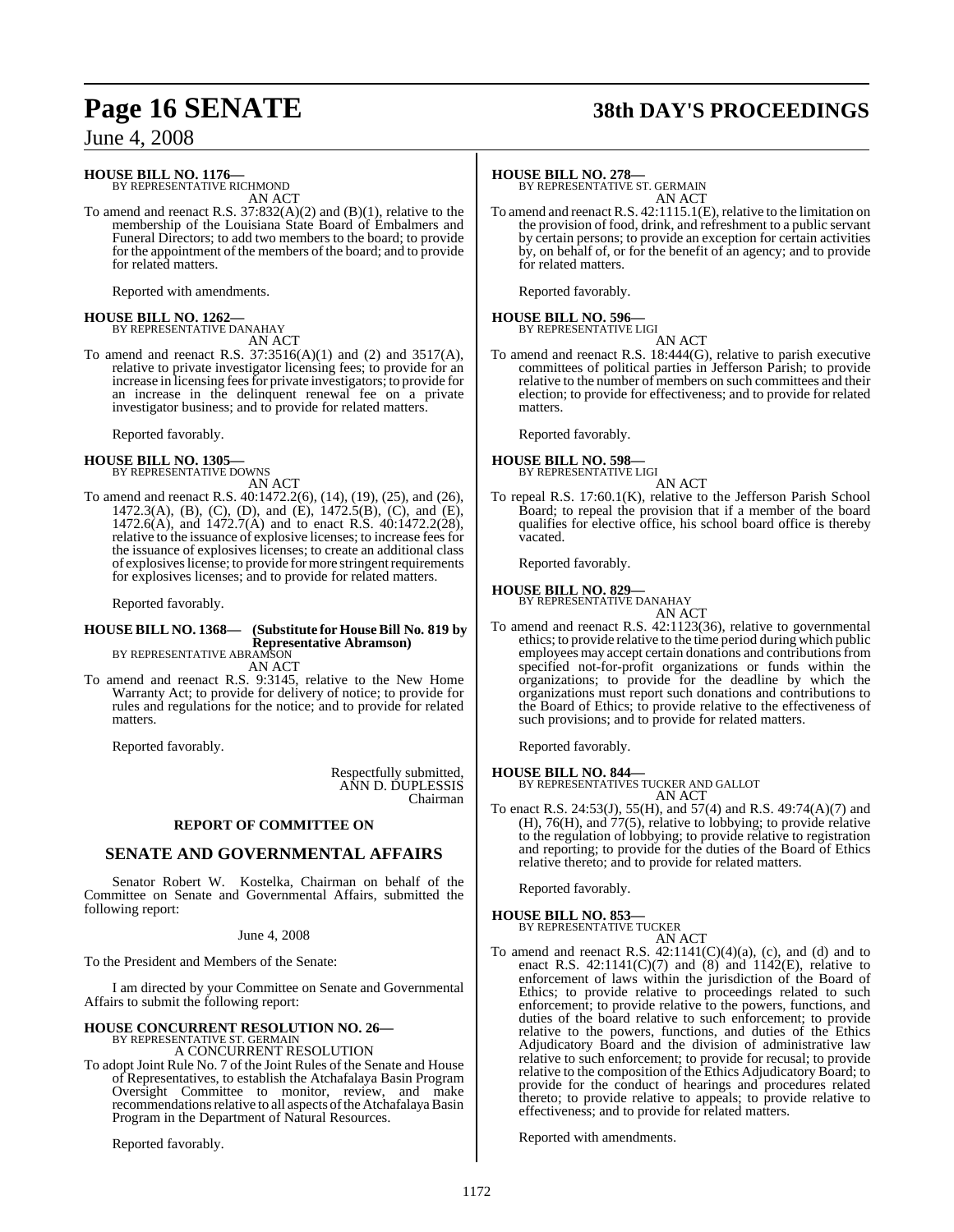**HOUSE BILL NO. 1176—**
BY REPRESENTATIVE RICHMOND
AN ACT

To amend and reenact R.S. 37:832(A)(2) and (B)(1), relative to the membership of the Louisiana State Board of Embalmers and Funeral Directors; to add two members to the board; to provide for the appointment of the members of the board; and to provide for related matters.

Reported with amendments.

**HOUSE BILL NO. 1262—**
BY REPRESENTATIVE DANAHAY
AN ACT

To amend and reenact R.S. 37:3516(A)(1) and (2) and 3517(A), relative to private investigator licensing fees; to provide for an increase in licensing fees for private investigators; to provide for an increase in the delinquent renewal fee on a private investigator business; and to provide for related matters.

Reported favorably.

**HOUSE BILL NO. 1305—**
BY REPRESENTATIVE DOWNS
AN ACT

To amend and reenact R.S. 40:1472.2(6), (14), (19), (25), and (26), 1472.3(A), (B), (C), (D), and (E), 1472.5(B), (C), and (E), 1472.6(A), and 1472.7(A) and to enact R.S. 40:1472.2(28), relative to the issuance of explosives licenses; to increase fees for the issuance of explosives licenses; to create an additional class of explosives license; to provide for more stringent requirements for explosives licenses; and to provide for related matters.

Reported favorably.

**HOUSE BILL NO. 1368— (Substitute for House Bill No. 819 by Representative Abramson)**
BY REPRESENTATIVE ABRAMSON
AN ACT

To amend and reenact R.S. 9:3145, relative to the New Home Warranty Act; to provide for delivery of notice; to provide for rules and regulations for the notice; and to provide for related matters.

Reported favorably.

Respectfully submitted,
ANN D. DUPLESSIS
Chairman

**REPORT OF COMMITTEE ON**

## SENATE AND GOVERNMENTAL AFFAIRS

Senator Robert W. Kostelka, Chairman on behalf of the Committee on Senate and Governmental Affairs, submitted the following report:

June 4, 2008

To the President and Members of the Senate:

I am directed by your Committee on Senate and Governmental Affairs to submit the following report:

**HOUSE CONCURRENT RESOLUTION NO. 26—**
BY REPRESENTATIVE ST. GERMAIN
A CONCURRENT RESOLUTION

To adopt Joint Rule No. 7 of the Joint Rules of the Senate and House of Representatives, to establish the Atchafalaya Basin Program Oversight Committee to monitor, review, and make recommendations relative to all aspects of the Atchafalaya Basin Program in the Department of Natural Resources.

Reported favorably.

**HOUSE BILL NO. 278—**
BY REPRESENTATIVE ST. GERMAIN
AN ACT

To amend and reenact R.S. 42:1115.1(E), relative to the limitation on the provision of food, drink, and refreshment to a public servant by certain persons; to provide an exception for certain activities by, on behalf of, or for the benefit of an agency; and to provide for related matters.

Reported favorably.

**HOUSE BILL NO. 596—**
BY REPRESENTATIVE LIGI
AN ACT

To amend and reenact R.S. 18:444(G), relative to parish executive committees of political parties in Jefferson Parish; to provide relative to the number of members on such committees and their election; to provide for effectiveness; and to provide for related matters.

Reported favorably.

**HOUSE BILL NO. 598—**
BY REPRESENTATIVE LIGI
AN ACT

To repeal R.S. 17:60.1(K), relative to the Jefferson Parish School Board; to repeal the provision that if a member of the board qualifies for elective office, his school board office is thereby vacated.

Reported favorably.

**HOUSE BILL NO. 829—**
BY REPRESENTATIVE DANAHAY
AN ACT

To amend and reenact R.S. 42:1123(36), relative to governmental ethics; to provide relative to the time period during which public employees may accept certain donations and contributions from specified not-for-profit organizations or funds within the organizations; to provide for the deadline by which the organizations must report such donations and contributions to the Board of Ethics; to provide relative to the effectiveness of such provisions; and to provide for related matters.

Reported favorably.

**HOUSE BILL NO. 844—**
BY REPRESENTATIVES TUCKER AND GALLOT
AN ACT

To enact R.S. 24:53(J), 55(H), and 57(4) and R.S. 49:74(A)(7) and (H), 76(H), and 77(5), relative to lobbying; to provide relative to the regulation of lobbying; to provide relative to registration and reporting; to provide for the duties of the Board of Ethics relative thereto; and to provide for related matters.

Reported favorably.

**HOUSE BILL NO. 853—**
BY REPRESENTATIVE TUCKER
AN ACT

To amend and reenact R.S. 42:1141(C)(4)(a), (c), and (d) and to enact R.S. 42:1141(C)(7) and (8) and 1142(E), relative to enforcement of laws within the jurisdiction of the Board of Ethics; to provide relative to proceedings related to such enforcement; to provide relative to the powers, functions, and duties of the board relative to such enforcement; to provide relative to the powers, functions, and duties of the Ethics Adjudicatory Board and the division of administrative law relative to such enforcement; to provide for recusal; to provide relative to the composition of the Ethics Adjudicatory Board; to provide for the conduct of hearings and procedures related thereto; to provide relative to appeals; to provide relative to effectiveness; and to provide for related matters.

Reported with amendments.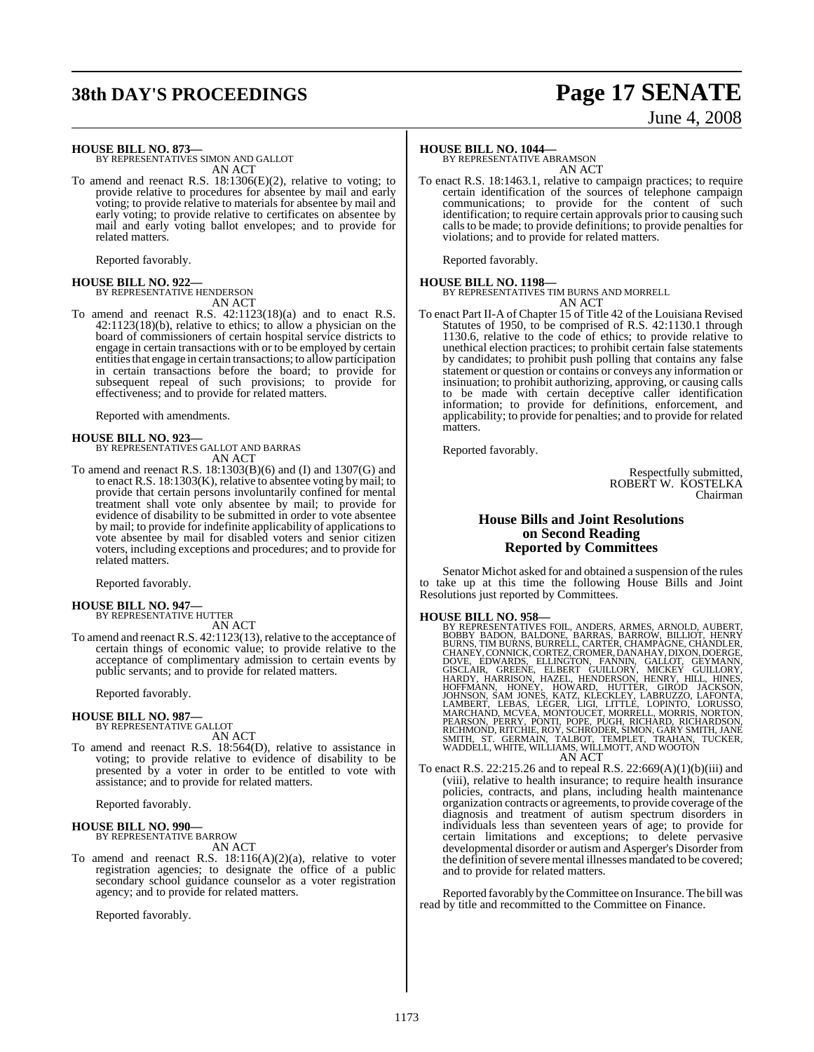**HOUSE BILL NO. 873—**
BY REPRESENTATIVES SIMON AND GALLOT
AN ACT

To amend and reenact R.S. 18:1306(E)(2), relative to voting; to provide relative to procedures for absentee by mail and early voting; to provide relative to materials for absentee by mail and early voting; to provide relative to certificates on absentee by mail and early voting ballot envelopes; and to provide for related matters.

Reported favorably.

**HOUSE BILL NO. 922—**
BY REPRESENTATIVE HENDERSON
AN ACT

To amend and reenact R.S. 42:1123(18)(a) and to enact R.S. 42:1123(18)(b), relative to ethics; to allow a physician on the board of commissioners of certain hospital service districts to engage in certain transactions with or to be employed by certain entities that engage in certain transactions; to allow participation in certain transactions before the board; to provide for subsequent repeal of such provisions; to provide for effectiveness; and to provide for related matters.

Reported with amendments.

**HOUSE BILL NO. 923—**
BY REPRESENTATIVES GALLOT AND BARRAS
AN ACT

To amend and reenact R.S. 18:1303(B)(6) and (I) and 1307(G) and to enact R.S. 18:1303(K), relative to absentee voting by mail; to provide that certain persons involuntarily confined for mental treatment shall vote only absentee by mail; to provide for evidence of disability to be submitted in order to vote absentee by mail; to provide for indefinite applicability of applications to vote absentee by mail for disabled voters and senior citizen voters, including exceptions and procedures; and to provide for related matters.

Reported favorably.

**HOUSE BILL NO. 947—**
BY REPRESENTATIVE HUTTER
AN ACT

To amend and reenact R.S. 42:1123(13), relative to the acceptance of certain things of economic value; to provide relative to the acceptance of complimentary admission to certain events by public servants; and to provide for related matters.

Reported favorably.

**HOUSE BILL NO. 987—**
BY REPRESENTATIVE GALLOT
AN ACT

To amend and reenact R.S. 18:564(D), relative to assistance in voting; to provide relative to evidence of disability to be presented by a voter in order to be entitled to vote with assistance; and to provide for related matters.

Reported favorably.

**HOUSE BILL NO. 990—**
BY REPRESENTATIVE BARROW
AN ACT

To amend and reenact R.S. 18:116(A)(2)(a), relative to voter registration agencies; to designate the office of a public secondary school guidance counselor as a voter registration agency; and to provide for related matters.

Reported favorably.

**HOUSE BILL NO. 1044—**
BY REPRESENTATIVE ABRAMSON
AN ACT

To enact R.S. 18:1463.1, relative to campaign practices; to require certain identification of the sources of telephone campaign communications; to provide for the content of such identification; to require certain approvals prior to causing such calls to be made; to provide definitions; to provide penalties for violations; and to provide for related matters.

Reported favorably.

**HOUSE BILL NO. 1198—**
BY REPRESENTATIVES TIM BURNS AND MORRELL
AN ACT

To enact Part II-A of Chapter 15 of Title 42 of the Louisiana Revised Statutes of 1950, to be comprised of R.S. 42:1130.1 through 1130.6, relative to the code of ethics; to provide relative to unethical election practices; to prohibit certain false statements by candidates; to prohibit push polling that contains any false statement or question or contains or conveys any information or insinuation; to prohibit authorizing, approving, or causing calls to be made with certain deceptive caller identification information; to provide for definitions, enforcement, and applicability; to provide for penalties; and to provide for related matters.

Reported favorably.

Respectfully submitted,
ROBERT W. KOSTELKA
Chairman

## House Bills and Joint Resolutions on Second Reading Reported by Committees

Senator Michot asked for and obtained a suspension of the rules to take up at this time the following House Bills and Joint Resolutions just reported by Committees.

**HOUSE BILL NO. 958—**
BY REPRESENTATIVES FOIL, ANDERS, ARMES, ARNOLD, AUBERT, BOBBY BADON, BALDONE, BARRAS, BARROW, BILLIOT, HENRY BURNS, TIM BURNS, BURRELL, CARTER, CHAMPAGNE, CHANDLER, CHANEY, CONNICK, CORTEZ, CROMER, DANAHAY, DIXON, DOERGE, DOVE, EDWARDS, ELLINGTON, FANNIN, GALLOT, GEYMANN, GISCLAIR, GREENE, ELBERT GUILLORY, MICKEY GUILLORY, HARDY, HARRISON, HAZEL, HENDERSON, HENRY, HILL, HINES, HOFFMANN, HONEY, HOWARD, HUTTER, GIROD JACKSON, JOHNSON, SAM JONES, KATZ, KLECKLEY, LABRUZZO, LAFONTA, LAMBERT, LEBAS, LEGER, LIGI, LITTLE, LOPINTO, LORUSSO, MARCHAND, MCVEA, MONTOUCET, MORRELL, MORRIS, NORTON, PEARSON, PERRY, PONTI, POPE, PUGH, RICHARD, RICHARDSON, RICHMOND, RITCHIE, ROY, SCHRODER, SIMON, GARY SMITH, JANE SMITH, ST. GERMAIN, TALBOT, TEMPLET, TRAHAN, TUCKER, WADDELL, WHITE, WILLIAMS, WILLMOTT, AND WOOTON
AN ACT

To enact R.S. 22:215.26 and to repeal R.S. 22:669(A)(1)(b)(iii) and (viii), relative to health insurance; to require health insurance policies, contracts, and plans, including health maintenance organization contracts or agreements, to provide coverage of the diagnosis and treatment of autism spectrum disorders in individuals less than seventeen years of age; to provide for certain limitations and exceptions; to delete pervasive developmental disorder or autism and Asperger's Disorder from the definition of severe mental illnesses mandated to be covered; and to provide for related matters.

Reported favorably by the Committee on Insurance. The bill was read by title and recommitted to the Committee on Finance.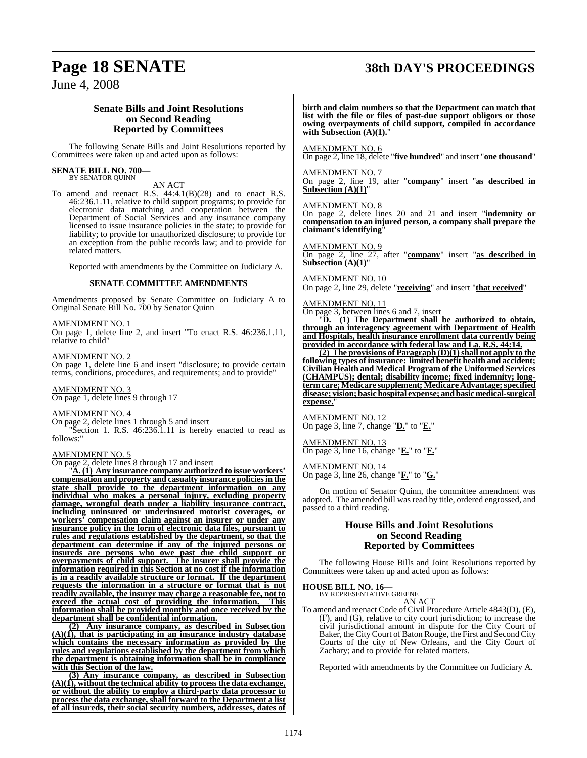## Senate Bills and Joint Resolutions on Second Reading Reported by Committees

The following Senate Bills and Joint Resolutions reported by Committees were taken up and acted upon as follows:

**SENATE BILL NO. 700—**
BY SENATOR QUINN

AN ACT

To amend and reenact R.S. 44:4.1(B)(28) and to enact R.S. 46:236.1.11, relative to child support programs; to provide for electronic data matching and cooperation between the Department of Social Services and any insurance company licensed to issue insurance policies in the state; to provide for liability; to provide for unauthorized disclosure; to provide for an exception from the public records law; and to provide for related matters.

Reported with amendments by the Committee on Judiciary A.

**SENATE COMMITTEE AMENDMENTS**

Amendments proposed by Senate Committee on Judiciary A to Original Senate Bill No. 700 by Senator Quinn

AMENDMENT NO. 1
On page 1, delete line 2, and insert "To enact R.S. 46:236.1.11, relative to child"

AMENDMENT NO. 2
On page 1, delete line 6 and insert "disclosure; to provide certain terms, conditions, procedures, and requirements; and to provide"

AMENDMENT NO. 3
On page 1, delete lines 9 through 17

AMENDMENT NO. 4
On page 2, delete lines 1 through 5 and insert
"Section 1. R.S. 46:236.1.11 is hereby enacted to read as follows:"

AMENDMENT NO. 5
On page 2, delete lines 8 through 17 and insert
"**A. (1) Any insurance company authorized to issue workers' compensation and property and casualty insurance policies in the state shall provide to the department information on any individual who makes a personal injury, excluding property damage, wrongful death under a liability insurance contract, including uninsured or underinsured motorist coverages, or workers' compensation claim against an insurer or under any insurance policy in the form of electronic data files, pursuant to rules and regulations established by the department, so that the department can determine if any of the injured persons or insureds are persons who owe past due child support or overpayments of child support. The insurer shall provide the information required in this Section at no cost if the information is in a readily available structure or format. If the department requests the information in a structure or format that is not readily available, the insurer may charge a reasonable fee, not to exceed the actual cost of providing the information. This information shall be provided monthly and once received by the department shall be confidential information.**

**(2) Any insurance company, as described in Subsection (A)(1), that is participating in an insurance industry database which contains the necessary information as provided by the rules and regulations established by the department from which the department is obtaining information shall be in compliance with this Section of the law.**

**(3) Any insurance company, as described in Subsection (A)(1), without the technical ability to process the data exchange, or without the ability to employ a third-party data processor to process the data exchange, shall forward to the Department a list of all insureds, their social security numbers, addresses, dates of birth and claim numbers so that the Department can match that list with the file or files of past-due support obligors or those owing overpayments of child support, compiled in accordance with Subsection (A)(1).**"

AMENDMENT NO. 6
On page 2, line 18, delete "**five hundred**" and insert "**one thousand**"

AMENDMENT NO. 7
On page 2, line 19, after "**company**" insert "**as described in Subsection (A)(1)**"

AMENDMENT NO. 8
On page 2, delete lines 20 and 21 and insert "**indemnity or compensation to an injured person, a company shall prepare the claimant's identifying**"

AMENDMENT NO. 9
On page 2, line 27, after "**company**" insert "**as described in Subsection (A)(1)**"

AMENDMENT NO. 10
On page 2, line 29, delete "**receiving**" and insert "**that received**"

AMENDMENT NO. 11
On page 3, between lines 6 and 7, insert
"**D. (1) The Department shall be authorized to obtain, through an interagency agreement with Department of Health and Hospitals, health insurance enrollment data currently being provided in accordance with federal law and La. R.S. 44:14.**

**(2) The provisions of Paragraph (D)(1) shall not apply to the following types of insurance: limited benefit health and accident; Civilian Health and Medical Program of the Uniformed Services (CHAMPUS); dental; disability income; fixed indemnity; long-term care; Medicare supplement; Medicare Advantage; specified disease; vision; basic hospital expense; and basic medical-surgical expense.**"

AMENDMENT NO. 12
On page 3, line 7, change "**D.**" to "**E.**"

AMENDMENT NO. 13
On page 3, line 16, change "**E.**" to "**F.**"

AMENDMENT NO. 14
On page 3, line 26, change "**F.**" to "**G.**"

On motion of Senator Quinn, the committee amendment was adopted. The amended bill was read by title, ordered engrossed, and passed to a third reading.

## House Bills and Joint Resolutions on Second Reading Reported by Committees

The following House Bills and Joint Resolutions reported by Committees were taken up and acted upon as follows:

**HOUSE BILL NO. 16—**
BY REPRESENTATIVE GREENE

AN ACT

To amend and reenact Code of Civil Procedure Article 4843(D), (E), (F), and (G), relative to city court jurisdiction; to increase the civil jurisdictional amount in dispute for the City Court of Baker, the City Court of Baton Rouge, the First and Second City Courts of the city of New Orleans, and the City Court of Zachary; and to provide for related matters.

Reported with amendments by the Committee on Judiciary A.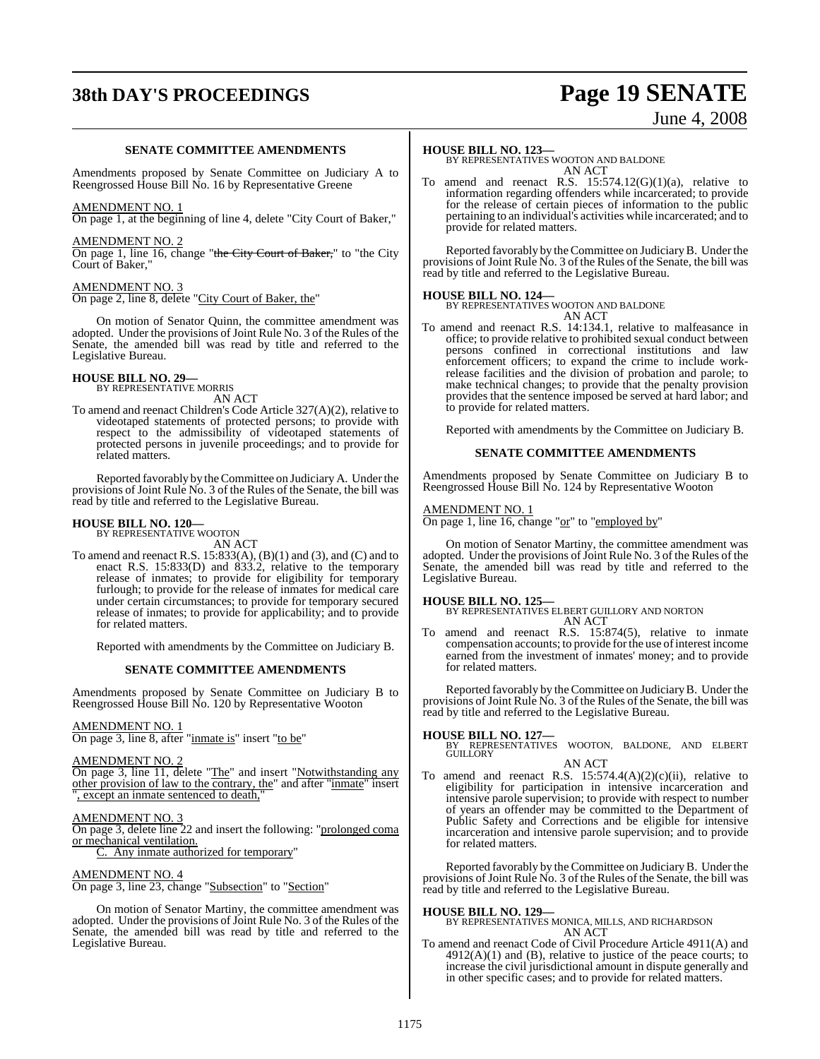### SENATE COMMITTEE AMENDMENTS

Amendments proposed by Senate Committee on Judiciary A to Reengrossed House Bill No. 16 by Representative Greene

AMENDMENT NO. 1

On page 1, at the beginning of line 4, delete "City Court of Baker,"

AMENDMENT NO. 2

On page 1, line 16, change "the City Court of Baker," to "the City Court of Baker,"

AMENDMENT NO. 3

On page 2, line 8, delete "City Court of Baker, the"

On motion of Senator Quinn, the committee amendment was adopted. Under the provisions of Joint Rule No. 3 of the Rules of the Senate, the amended bill was read by title and referred to the Legislative Bureau.

**HOUSE BILL NO. 29—**
BY REPRESENTATIVE MORRIS
AN ACT

To amend and reenact Children's Code Article 327(A)(2), relative to videotaped statements of protected persons; to provide with respect to the admissibility of videotaped statements of protected persons in juvenile proceedings; and to provide for related matters.

Reported favorably by the Committee on Judiciary A. Under the provisions of Joint Rule No. 3 of the Rules of the Senate, the bill was read by title and referred to the Legislative Bureau.

**HOUSE BILL NO. 120—**
BY REPRESENTATIVE WOOTON
AN ACT

To amend and reenact R.S. 15:833(A), (B)(1) and (3), and (C) and to enact R.S. 15:833(D) and 833.2, relative to the temporary release of inmates; to provide for eligibility for temporary furlough; to provide for the release of inmates for medical care under certain circumstances; to provide for temporary secured release of inmates; to provide for applicability; and to provide for related matters.

Reported with amendments by the Committee on Judiciary B.

### SENATE COMMITTEE AMENDMENTS

Amendments proposed by Senate Committee on Judiciary B to Reengrossed House Bill No. 120 by Representative Wooton

AMENDMENT NO. 1

On page 3, line 8, after "inmate is" insert "to be"

AMENDMENT NO. 2

On page 3, line 11, delete "The" and insert "Notwithstanding any other provision of law to the contrary, the" and after "inmate" insert ", except an inmate sentenced to death,"

AMENDMENT NO. 3

On page 3, delete line 22 and insert the following: "prolonged coma or mechanical ventilation.

C. Any inmate authorized for temporary"

AMENDMENT NO. 4

On page 3, line 23, change "Subsection" to "Section"

On motion of Senator Martiny, the committee amendment was adopted. Under the provisions of Joint Rule No. 3 of the Rules of the Senate, the amended bill was read by title and referred to the Legislative Bureau.

**HOUSE BILL NO. 123—**
BY REPRESENTATIVES WOOTON AND BALDONE
AN ACT

To amend and reenact R.S. 15:574.12(G)(1)(a), relative to information regarding offenders while incarcerated; to provide for the release of certain pieces of information to the public pertaining to an individual's activities while incarcerated; and to provide for related matters.

Reported favorably by the Committee on Judiciary B. Under the provisions of Joint Rule No. 3 of the Rules of the Senate, the bill was read by title and referred to the Legislative Bureau.

**HOUSE BILL NO. 124—**
BY REPRESENTATIVES WOOTON AND BALDONE
AN ACT

To amend and reenact R.S. 14:134.1, relative to malfeasance in office; to provide relative to prohibited sexual conduct between persons confined in correctional institutions and law enforcement officers; to expand the crime to include work-release facilities and the division of probation and parole; to make technical changes; to provide that the penalty provision provides that the sentence imposed be served at hard labor; and to provide for related matters.

Reported with amendments by the Committee on Judiciary B.

### SENATE COMMITTEE AMENDMENTS

Amendments proposed by Senate Committee on Judiciary B to Reengrossed House Bill No. 124 by Representative Wooton

AMENDMENT NO. 1

On page 1, line 16, change "or" to "employed by"

On motion of Senator Martiny, the committee amendment was adopted. Under the provisions of Joint Rule No. 3 of the Rules of the Senate, the amended bill was read by title and referred to the Legislative Bureau.

**HOUSE BILL NO. 125—**
BY REPRESENTATIVES ELBERT GUILLORY AND NORTON
AN ACT

To amend and reenact R.S. 15:874(5), relative to inmate compensation accounts; to provide for the use of interest income earned from the investment of inmates' money; and to provide for related matters.

Reported favorably by the Committee on Judiciary B. Under the provisions of Joint Rule No. 3 of the Rules of the Senate, the bill was read by title and referred to the Legislative Bureau.

**HOUSE BILL NO. 127—**
BY REPRESENTATIVES WOOTON, BALDONE, AND ELBERT GUILLORY
AN ACT

To amend and reenact R.S. 15:574.4(A)(2)(c)(ii), relative to eligibility for participation in intensive incarceration and intensive parole supervision; to provide with respect to number of years an offender may be committed to the Department of Public Safety and Corrections and be eligible for intensive incarceration and intensive parole supervision; and to provide for related matters.

Reported favorably by the Committee on Judiciary B. Under the provisions of Joint Rule No. 3 of the Rules of the Senate, the bill was read by title and referred to the Legislative Bureau.

**HOUSE BILL NO. 129—**
BY REPRESENTATIVES MONICA, MILLS, AND RICHARDSON
AN ACT

To amend and reenact Code of Civil Procedure Article 4911(A) and 4912(A)(1) and (B), relative to justice of the peace courts; to increase the civil jurisdictional amount in dispute generally and in other specific cases; and to provide for related matters.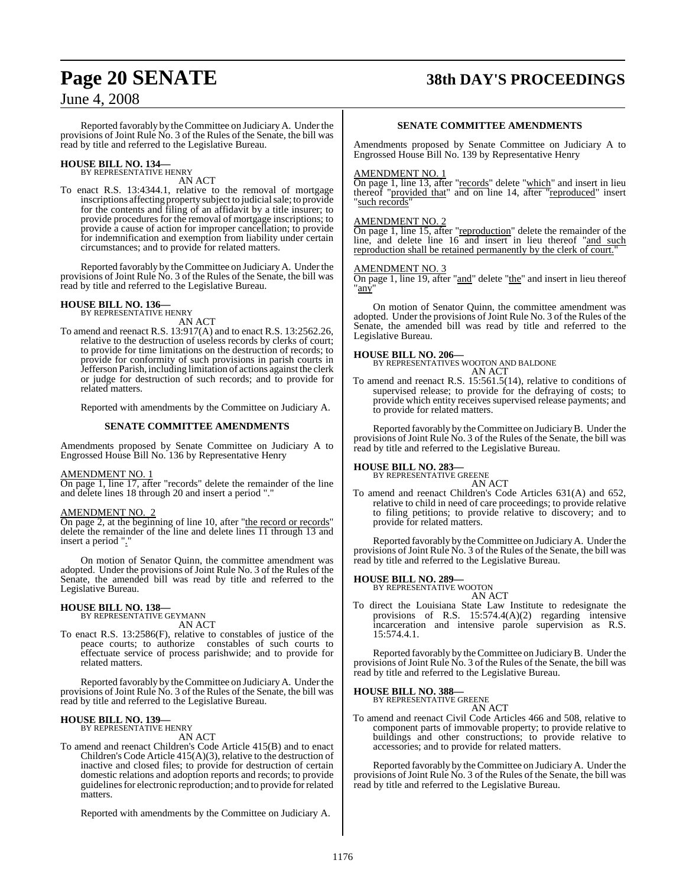Reported favorably by the Committee on Judiciary A. Under the provisions of Joint Rule No. 3 of the Rules of the Senate, the bill was read by title and referred to the Legislative Bureau.

**HOUSE BILL NO. 134—**
BY REPRESENTATIVE HENRY
AN ACT

To enact R.S. 13:4344.1, relative to the removal of mortgage inscriptions affecting property subject to judicial sale; to provide for the contents and filing of an affidavit by a title insurer; to provide procedures for the removal of mortgage inscriptions; to provide a cause of action for improper cancellation; to provide for indemnification and exemption from liability under certain circumstances; and to provide for related matters.

Reported favorably by the Committee on Judiciary A. Under the provisions of Joint Rule No. 3 of the Rules of the Senate, the bill was read by title and referred to the Legislative Bureau.

**HOUSE BILL NO. 136—**
BY REPRESENTATIVE HENRY
AN ACT

To amend and reenact R.S. 13:917(A) and to enact R.S. 13:2562.26, relative to the destruction of useless records by clerks of court; to provide for time limitations on the destruction of records; to provide for conformity of such provisions in parish courts in Jefferson Parish, including limitation of actions against the clerk or judge for destruction of such records; and to provide for related matters.

Reported with amendments by the Committee on Judiciary A.

**SENATE COMMITTEE AMENDMENTS**

Amendments proposed by Senate Committee on Judiciary A to Engrossed House Bill No. 136 by Representative Henry

AMENDMENT NO. 1
On page 1, line 17, after "records" delete the remainder of the line and delete lines 18 through 20 and insert a period "."

AMENDMENT NO. 2
On page 2, at the beginning of line 10, after "the record or records" delete the remainder of the line and delete lines 11 through 13 and insert a period "."

On motion of Senator Quinn, the committee amendment was adopted. Under the provisions of Joint Rule No. 3 of the Rules of the Senate, the amended bill was read by title and referred to the Legislative Bureau.

**HOUSE BILL NO. 138—**
BY REPRESENTATIVE GEYMANN
AN ACT

To enact R.S. 13:2586(F), relative to constables of justice of the peace courts; to authorize constables of such courts to effectuate service of process parishwide; and to provide for related matters.

Reported favorably by the Committee on Judiciary A. Under the provisions of Joint Rule No. 3 of the Rules of the Senate, the bill was read by title and referred to the Legislative Bureau.

**HOUSE BILL NO. 139—**
BY REPRESENTATIVE HENRY
AN ACT

To amend and reenact Children's Code Article 415(B) and to enact Children's Code Article 415(A)(3), relative to the destruction of inactive and closed files; to provide for destruction of certain domestic relations and adoption reports and records; to provide guidelines for electronic reproduction; and to provide for related matters.

Reported with amendments by the Committee on Judiciary A.

**SENATE COMMITTEE AMENDMENTS**

Amendments proposed by Senate Committee on Judiciary A to Engrossed House Bill No. 139 by Representative Henry

AMENDMENT NO. 1
On page 1, line 13, after "records" delete "which" and insert in lieu thereof "provided that" and on line 14, after "reproduced" insert "such records"

AMENDMENT NO. 2
On page 1, line 15, after "reproduction" delete the remainder of the line, and delete line 16 and insert in lieu thereof "and such reproduction shall be retained permanently by the clerk of court."

AMENDMENT NO. 3
On page 1, line 19, after "and" delete "the" and insert in lieu thereof "any"

On motion of Senator Quinn, the committee amendment was adopted. Under the provisions of Joint Rule No. 3 of the Rules of the Senate, the amended bill was read by title and referred to the Legislative Bureau.

**HOUSE BILL NO. 206—**
BY REPRESENTATIVES WOOTON AND BALDONE
AN ACT

To amend and reenact R.S. 15:561.5(14), relative to conditions of supervised release; to provide for the defraying of costs; to provide which entity receives supervised release payments; and to provide for related matters.

Reported favorably by the Committee on Judiciary B. Under the provisions of Joint Rule No. 3 of the Rules of the Senate, the bill was read by title and referred to the Legislative Bureau.

**HOUSE BILL NO. 283—**
BY REPRESENTATIVE GREENE
AN ACT

To amend and reenact Children's Code Articles 631(A) and 652, relative to child in need of care proceedings; to provide relative to filing petitions; to provide relative to discovery; and to provide for related matters.

Reported favorably by the Committee on Judiciary A. Under the provisions of Joint Rule No. 3 of the Rules of the Senate, the bill was read by title and referred to the Legislative Bureau.

**HOUSE BILL NO. 289—**
BY REPRESENTATIVE WOOTON
AN ACT

To direct the Louisiana State Law Institute to redesignate the provisions of R.S. 15:574.4(A)(2) regarding intensive incarceration and intensive parole supervision as R.S. 15:574.4.1.

Reported favorably by the Committee on Judiciary B. Under the provisions of Joint Rule No. 3 of the Rules of the Senate, the bill was read by title and referred to the Legislative Bureau.

**HOUSE BILL NO. 388—**
BY REPRESENTATIVE GREENE
AN ACT

To amend and reenact Civil Code Articles 466 and 508, relative to component parts of immovable property; to provide relative to buildings and other constructions; to provide relative to accessories; and to provide for related matters.

Reported favorably by the Committee on Judiciary A. Under the provisions of Joint Rule No. 3 of the Rules of the Senate, the bill was read by title and referred to the Legislative Bureau.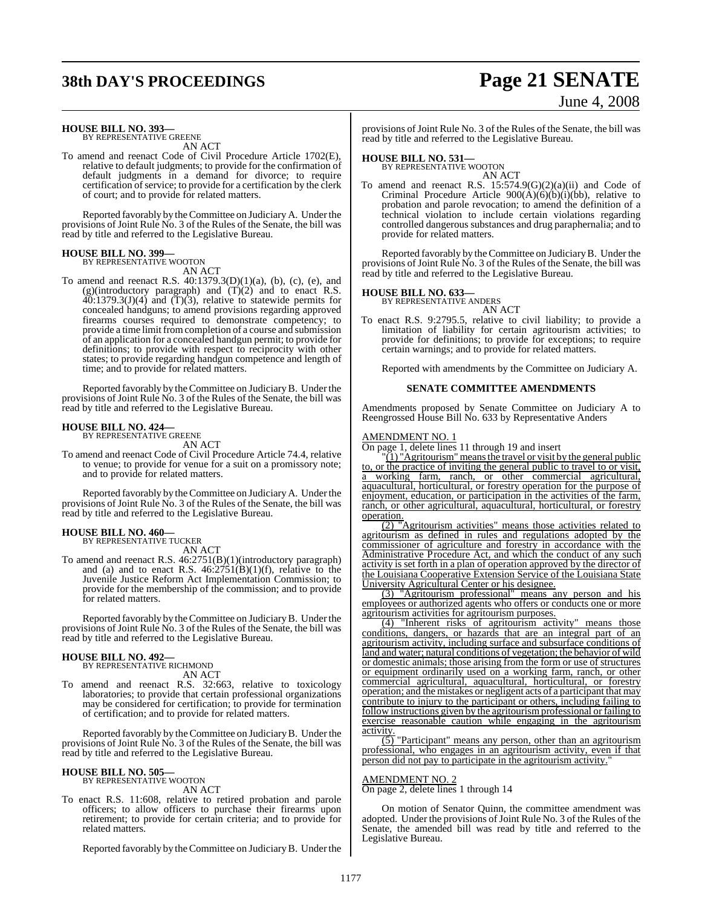**HOUSE BILL NO. 393—**
BY REPRESENTATIVE GREENE

AN ACT

To amend and reenact Code of Civil Procedure Article 1702(E), relative to default judgments; to provide for the confirmation of default judgments in a demand for divorce; to require certification of service; to provide for a certification by the clerk of court; and to provide for related matters.

Reported favorably by the Committee on Judiciary A. Under the provisions of Joint Rule No. 3 of the Rules of the Senate, the bill was read by title and referred to the Legislative Bureau.

**HOUSE BILL NO. 399—**
BY REPRESENTATIVE WOOTON

AN ACT

To amend and reenact R.S. 40:1379.3(D)(1)(a), (b), (c), (e), and (g)(introductory paragraph) and (T)(2) and to enact R.S. 40:1379.3(J)(4) and (T)(3), relative to statewide permits for concealed handguns; to amend provisions regarding approved firearms courses required to demonstrate competency; to provide a time limit from completion of a course and submission of an application for a concealed handgun permit; to provide for definitions; to provide with respect to reciprocity with other states; to provide regarding handgun competence and length of time; and to provide for related matters.

Reported favorably by the Committee on Judiciary B. Under the provisions of Joint Rule No. 3 of the Rules of the Senate, the bill was read by title and referred to the Legislative Bureau.

**HOUSE BILL NO. 424—**
BY REPRESENTATIVE GREENE

AN ACT

To amend and reenact Code of Civil Procedure Article 74.4, relative to venue; to provide for venue for a suit on a promissory note; and to provide for related matters.

Reported favorably by the Committee on Judiciary A. Under the provisions of Joint Rule No. 3 of the Rules of the Senate, the bill was read by title and referred to the Legislative Bureau.

**HOUSE BILL NO. 460—**
BY REPRESENTATIVE TUCKER

AN ACT

To amend and reenact R.S. 46:2751(B)(1)(introductory paragraph) and (a) and to enact R.S. 46:2751(B)(1)(f), relative to the Juvenile Justice Reform Act Implementation Commission; to provide for the membership of the commission; and to provide for related matters.

Reported favorably by the Committee on Judiciary B. Under the provisions of Joint Rule No. 3 of the Rules of the Senate, the bill was read by title and referred to the Legislative Bureau.

**HOUSE BILL NO. 492—**
BY REPRESENTATIVE RICHMOND

AN ACT

To amend and reenact R.S. 32:663, relative to toxicology laboratories; to provide that certain professional organizations may be considered for certification; to provide for termination of certification; and to provide for related matters.

Reported favorably by the Committee on Judiciary B. Under the provisions of Joint Rule No. 3 of the Rules of the Senate, the bill was read by title and referred to the Legislative Bureau.

**HOUSE BILL NO. 505—**
BY REPRESENTATIVE WOOTON

AN ACT

To enact R.S. 11:608, relative to retired probation and parole officers; to allow officers to purchase their firearms upon retirement; to provide for certain criteria; and to provide for related matters.

Reported favorably by the Committee on Judiciary B. Under the provisions of Joint Rule No. 3 of the Rules of the Senate, the bill was read by title and referred to the Legislative Bureau.

**HOUSE BILL NO. 531—**
BY REPRESENTATIVE WOOTON

AN ACT

To amend and reenact R.S. 15:574.9(G)(2)(a)(ii) and Code of Criminal Procedure Article 900(A)(6)(b)(i)(bb), relative to probation and parole revocation; to amend the definition of a technical violation to include certain violations regarding controlled dangerous substances and drug paraphernalia; and to provide for related matters.

Reported favorably by the Committee on Judiciary B. Under the provisions of Joint Rule No. 3 of the Rules of the Senate, the bill was read by title and referred to the Legislative Bureau.

**HOUSE BILL NO. 633—**
BY REPRESENTATIVE ANDERS

AN ACT

To enact R.S. 9:2795.5, relative to civil liability; to provide a limitation of liability for certain agritourism activities; to provide for definitions; to provide for exceptions; to require certain warnings; and to provide for related matters.

Reported with amendments by the Committee on Judiciary A.

**SENATE COMMITTEE AMENDMENTS**

Amendments proposed by Senate Committee on Judiciary A to Reengrossed House Bill No. 633 by Representative Anders

AMENDMENT NO. 1

On page 1, delete lines 11 through 19 and insert

"(1) "Agritourism" means the travel or visit by the general public to, or the practice of inviting the general public to travel to or visit, a working farm, ranch, or other commercial agricultural, aquacultural, horticultural, or forestry operation for the purpose of enjoyment, education, or participation in the activities of the farm, ranch, or other agricultural, aquacultural, horticultural, or forestry operation.

(2) "Agritourism activities" means those activities related to agritourism as defined in rules and regulations adopted by the commissioner of agriculture and forestry in accordance with the Administrative Procedure Act, and which the conduct of any such activity is set forth in a plan of operation approved by the director of the Louisiana Cooperative Extension Service of the Louisiana State University Agricultural Center or his designee.

(3) "Agritourism professional" means any person and his employees or authorized agents who offers or conducts one or more agritourism activities for agritourism purposes.

(4) "Inherent risks of agritourism activity" means those conditions, dangers, or hazards that are an integral part of an agritourism activity, including surface and subsurface conditions of land and water; natural conditions of vegetation; the behavior of wild or domestic animals; those arising from the form or use of structures or equipment ordinarily used on a working farm, ranch, or other commercial agricultural, aquacultural, horticultural, or forestry operation; and the mistakes or negligent acts of a participant that may contribute to injury to the participant or others, including failing to follow instructions given by the agritourism professional or failing to exercise reasonable caution while engaging in the agritourism activity.

(5) "Participant" means any person, other than an agritourism professional, who engages in an agritourism activity, even if that person did not pay to participate in the agritourism activity."

AMENDMENT NO. 2

On page 2, delete lines 1 through 14

On motion of Senator Quinn, the committee amendment was adopted. Under the provisions of Joint Rule No. 3 of the Rules of the Senate, the amended bill was read by title and referred to the Legislative Bureau.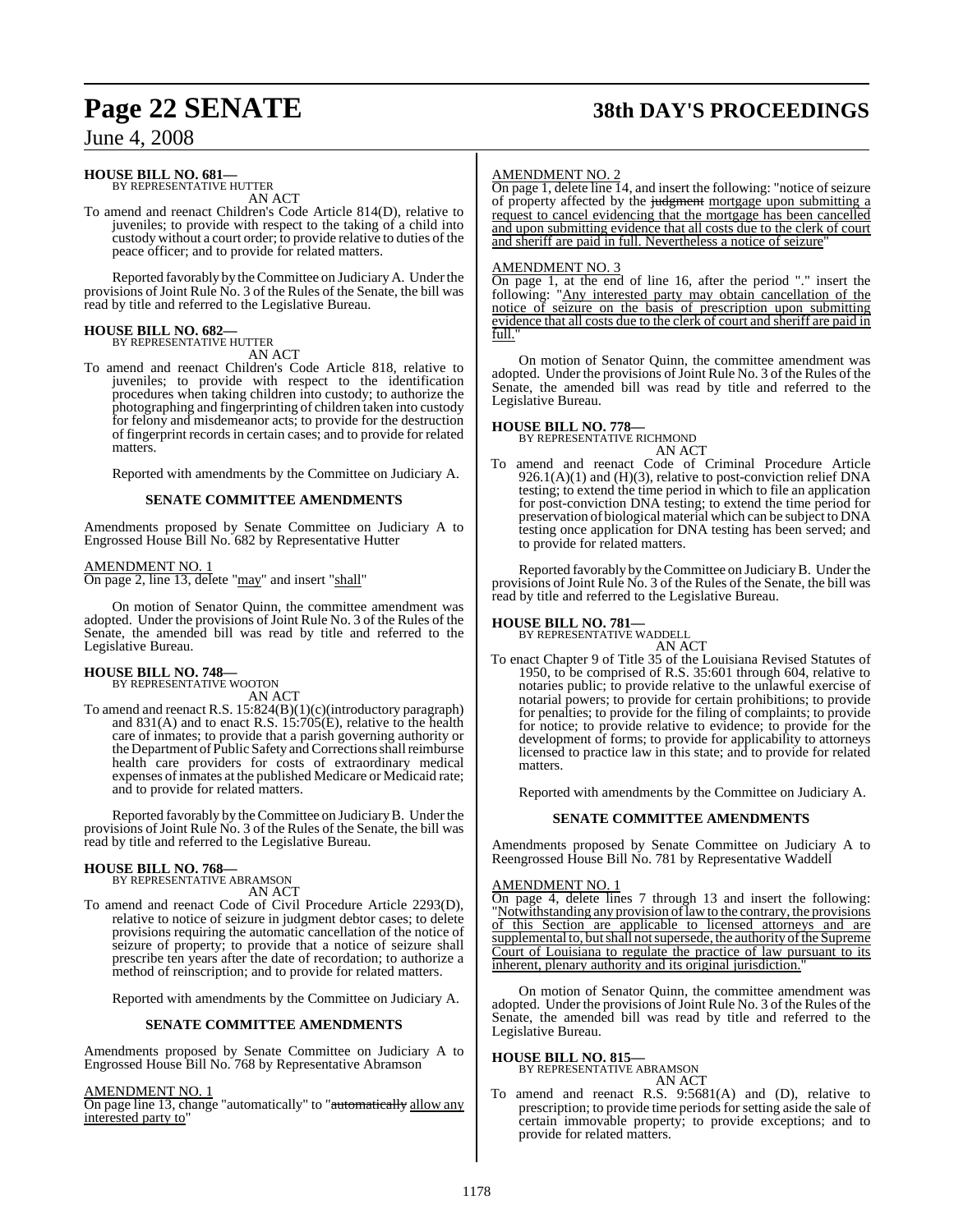**HOUSE BILL NO. 681—**
BY REPRESENTATIVE HUTTER
AN ACT

To amend and reenact Children's Code Article 814(D), relative to juveniles; to provide with respect to the taking of a child into custody without a court order; to provide relative to duties of the peace officer; and to provide for related matters.

Reported favorably by the Committee on Judiciary A. Under the provisions of Joint Rule No. 3 of the Rules of the Senate, the bill was read by title and referred to the Legislative Bureau.

**HOUSE BILL NO. 682—**
BY REPRESENTATIVE HUTTER
AN ACT

To amend and reenact Children's Code Article 818, relative to juveniles; to provide with respect to the identification procedures when taking children into custody; to authorize the photographing and fingerprinting of children taken into custody for felony and misdemeanor acts; to provide for the destruction of fingerprint records in certain cases; and to provide for related matters.

Reported with amendments by the Committee on Judiciary A.

**SENATE COMMITTEE AMENDMENTS**

Amendments proposed by Senate Committee on Judiciary A to Engrossed House Bill No. 682 by Representative Hutter

AMENDMENT NO. 1
On page 2, line 13, delete "may" and insert "shall"

On motion of Senator Quinn, the committee amendment was adopted. Under the provisions of Joint Rule No. 3 of the Rules of the Senate, the amended bill was read by title and referred to the Legislative Bureau.

**HOUSE BILL NO. 748—**
BY REPRESENTATIVE WOOTON
AN ACT

To amend and reenact R.S. 15:824(B)(1)(c)(introductory paragraph) and 831(A) and to enact R.S. 15:705(E), relative to the health care of inmates; to provide that a parish governing authority or the Department of Public Safety and Corrections shall reimburse health care providers for costs of extraordinary medical expenses of inmates at the published Medicare or Medicaid rate; and to provide for related matters.

Reported favorably by the Committee on Judiciary B. Under the provisions of Joint Rule No. 3 of the Rules of the Senate, the bill was read by title and referred to the Legislative Bureau.

**HOUSE BILL NO. 768—**
BY REPRESENTATIVE ABRAMSON
AN ACT

To amend and reenact Code of Civil Procedure Article 2293(D), relative to notice of seizure in judgment debtor cases; to delete provisions requiring the automatic cancellation of the notice of seizure of property; to provide that a notice of seizure shall prescribe ten years after the date of recordation; to authorize a method of reinscription; and to provide for related matters.

Reported with amendments by the Committee on Judiciary A.

**SENATE COMMITTEE AMENDMENTS**

Amendments proposed by Senate Committee on Judiciary A to Engrossed House Bill No. 768 by Representative Abramson

AMENDMENT NO. 1
On page line 13, change "automatically" to "~~automatically~~ allow any interested party to"

AMENDMENT NO. 2
On page 1, delete line 14, and insert the following: "notice of seizure of property affected by the ~~judgment~~ mortgage upon submitting a request to cancel evidencing that the mortgage has been cancelled and upon submitting evidence that all costs due to the clerk of court and sheriff are paid in full. Nevertheless a notice of seizure"

AMENDMENT NO. 3
On page 1, at the end of line 16, after the period "." insert the following: "Any interested party may obtain cancellation of the notice of seizure on the basis of prescription upon submitting evidence that all costs due to the clerk of court and sheriff are paid in full."

On motion of Senator Quinn, the committee amendment was adopted. Under the provisions of Joint Rule No. 3 of the Rules of the Senate, the amended bill was read by title and referred to the Legislative Bureau.

**HOUSE BILL NO. 778—**
BY REPRESENTATIVE RICHMOND
AN ACT

To amend and reenact Code of Criminal Procedure Article 926.1(A)(1) and (H)(3), relative to post-conviction relief DNA testing; to extend the time period in which to file an application for post-conviction DNA testing; to extend the time period for preservation of biological material which can be subject to DNA testing once application for DNA testing has been served; and to provide for related matters.

Reported favorably by the Committee on Judiciary B. Under the provisions of Joint Rule No. 3 of the Rules of the Senate, the bill was read by title and referred to the Legislative Bureau.

**HOUSE BILL NO. 781—**
BY REPRESENTATIVE WADDELL
AN ACT

To enact Chapter 9 of Title 35 of the Louisiana Revised Statutes of 1950, to be comprised of R.S. 35:601 through 604, relative to notaries public; to provide relative to the unlawful exercise of notarial powers; to provide for certain prohibitions; to provide for penalties; to provide for the filing of complaints; to provide for notice; to provide relative to evidence; to provide for the development of forms; to provide for applicability to attorneys licensed to practice law in this state; and to provide for related matters.

Reported with amendments by the Committee on Judiciary A.

**SENATE COMMITTEE AMENDMENTS**

Amendments proposed by Senate Committee on Judiciary A to Reengrossed House Bill No. 781 by Representative Waddell

AMENDMENT NO. 1
On page 4, delete lines 7 through 13 and insert the following: "Notwithstanding any provision of law to the contrary, the provisions of this Section are applicable to licensed attorneys and are supplemental to, but shall not supersede, the authority of the Supreme Court of Louisiana to regulate the practice of law pursuant to its inherent, plenary authority and its original jurisdiction."

On motion of Senator Quinn, the committee amendment was adopted. Under the provisions of Joint Rule No. 3 of the Rules of the Senate, the amended bill was read by title and referred to the Legislative Bureau.

**HOUSE BILL NO. 815—**
BY REPRESENTATIVE ABRAMSON
AN ACT

To amend and reenact R.S. 9:5681(A) and (D), relative to prescription; to provide time periods for setting aside the sale of certain immovable property; to provide exceptions; and to provide for related matters.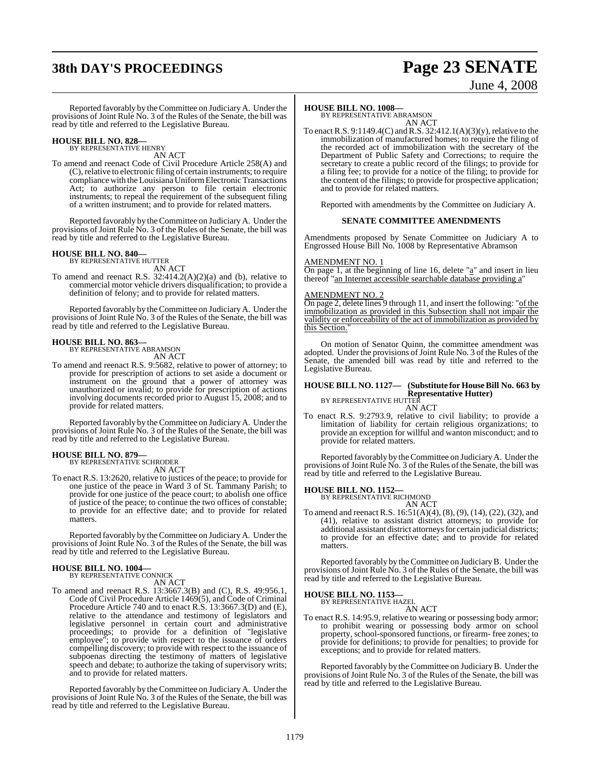Reported favorably by the Committee on Judiciary A. Under the provisions of Joint Rule No. 3 of the Rules of the Senate, the bill was read by title and referred to the Legislative Bureau.

**HOUSE BILL NO. 828—**
BY REPRESENTATIVE HENRY
AN ACT

To amend and reenact Code of Civil Procedure Article 258(A) and (C), relative to electronic filing of certain instruments; to require compliance with the Louisiana Uniform Electronic Transactions Act; to authorize any person to file certain electronic instruments; to repeal the requirement of the subsequent filing of a written instrument; and to provide for related matters.

Reported favorably by the Committee on Judiciary A. Under the provisions of Joint Rule No. 3 of the Rules of the Senate, the bill was read by title and referred to the Legislative Bureau.

**HOUSE BILL NO. 840—**
BY REPRESENTATIVE HUTTER
AN ACT

To amend and reenact R.S. 32:414.2(A)(2)(a) and (b), relative to commercial motor vehicle drivers disqualification; to provide a definition of felony; and to provide for related matters.

Reported favorably by the Committee on Judiciary A. Under the provisions of Joint Rule No. 3 of the Rules of the Senate, the bill was read by title and referred to the Legislative Bureau.

**HOUSE BILL NO. 863—**
BY REPRESENTATIVE ABRAMSON
AN ACT

To amend and reenact R.S. 9:5682, relative to power of attorney; to provide for prescription of actions to set aside a document or instrument on the ground that a power of attorney was unauthorized or invalid; to provide for prescription of actions involving documents recorded prior to August 15, 2008; and to provide for related matters.

Reported favorably by the Committee on Judiciary A. Under the provisions of Joint Rule No. 3 of the Rules of the Senate, the bill was read by title and referred to the Legislative Bureau.

**HOUSE BILL NO. 879—**
BY REPRESENTATIVE SCHRODER
AN ACT

To enact R.S. 13:2620, relative to justices of the peace; to provide for one justice of the peace in Ward 3 of St. Tammany Parish; to provide for one justice of the peace court; to abolish one office of justice of the peace; to continue the two offices of constable; to provide for an effective date; and to provide for related matters.

Reported favorably by the Committee on Judiciary A. Under the provisions of Joint Rule No. 3 of the Rules of the Senate, the bill was read by title and referred to the Legislative Bureau.

**HOUSE BILL NO. 1004—**
BY REPRESENTATIVE CONNICK
AN ACT

To amend and reenact R.S. 13:3667.3(B) and (C), R.S. 49:956.1, Code of Civil Procedure Article 1469(5), and Code of Criminal Procedure Article 740 and to enact R.S. 13:3667.3(D) and (E), relative to the attendance and testimony of legislators and legislative personnel in certain court and administrative proceedings; to provide for a definition of "legislative employee"; to provide with respect to the issuance of orders compelling discovery; to provide with respect to the issuance of subpoenas directing the testimony of matters of legislative speech and debate; to authorize the taking of supervisory writs; and to provide for related matters.

Reported favorably by the Committee on Judiciary A. Under the provisions of Joint Rule No. 3 of the Rules of the Senate, the bill was read by title and referred to the Legislative Bureau.

**HOUSE BILL NO. 1008—**
BY REPRESENTATIVE ABRAMSON
AN ACT

To enact R.S. 9:1149.4(C) and R.S. 32:412.1(A)(3)(y), relative to the immobilization of manufactured homes; to require the filing of the recorded act of immobilization with the secretary of the Department of Public Safety and Corrections; to require the secretary to create a public record of the filings; to provide for a filing fee; to provide for a notice of the filing; to provide for the content of the filings; to provide for prospective application; and to provide for related matters.

Reported with amendments by the Committee on Judiciary A.

**SENATE COMMITTEE AMENDMENTS**

Amendments proposed by Senate Committee on Judiciary A to Engrossed House Bill No. 1008 by Representative Abramson

AMENDMENT NO. 1
On page 1, at the beginning of line 16, delete "a" and insert in lieu thereof "an Internet accessible searchable database providing a"

AMENDMENT NO. 2
On page 2, delete lines 9 through 11, and insert the following: "of the immobilization as provided in this Subsection shall not impair the validity or enforceability of the act of immobilization as provided by this Section."

On motion of Senator Quinn, the committee amendment was adopted. Under the provisions of Joint Rule No. 3 of the Rules of the Senate, the amended bill was read by title and referred to the Legislative Bureau.

**HOUSE BILL NO. 1127— (Substitute for House Bill No. 663 by Representative Hutter)**
BY REPRESENTATIVE HUTTER
AN ACT

To enact R.S. 9:2793.9, relative to civil liability; to provide a limitation of liability for certain religious organizations; to provide an exception for willful and wanton misconduct; and to provide for related matters.

Reported favorably by the Committee on Judiciary A. Under the provisions of Joint Rule No. 3 of the Rules of the Senate, the bill was read by title and referred to the Legislative Bureau.

**HOUSE BILL NO. 1152—**
BY REPRESENTATIVE RICHMOND
AN ACT

To amend and reenact R.S. 16:51(A)(4), (8), (9), (14), (22), (32), and (41), relative to assistant district attorneys; to provide for additional assistant district attorneys for certain judicial districts; to provide for an effective date; and to provide for related matters.

Reported favorably by the Committee on Judiciary B. Under the provisions of Joint Rule No. 3 of the Rules of the Senate, the bill was read by title and referred to the Legislative Bureau.

**HOUSE BILL NO. 1153—**
BY REPRESENTATIVE HAZEL
AN ACT

To enact R.S. 14:95.9, relative to wearing or possessing body armor; to prohibit wearing or possessing body armor on school property, school-sponsored functions, or firearm- free zones; to provide for definitions; to provide for penalties; to provide for exceptions; and to provide for related matters.

Reported favorably by the Committee on Judiciary B. Under the provisions of Joint Rule No. 3 of the Rules of the Senate, the bill was read by title and referred to the Legislative Bureau.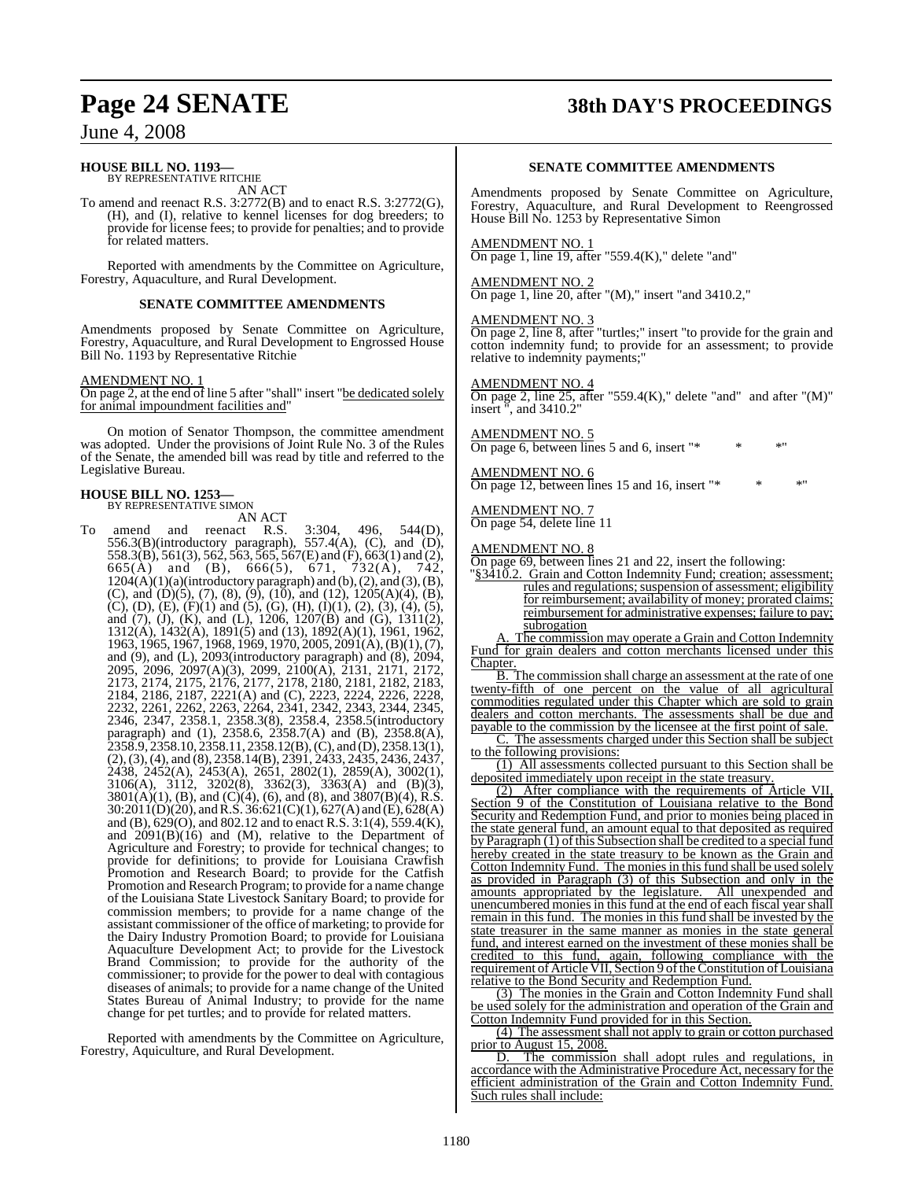**HOUSE BILL NO. 1193—**
BY REPRESENTATIVE RITCHIE

AN ACT

To amend and reenact R.S. 3:2772(B) and to enact R.S. 3:2772(G), (H), and (I), relative to kennel licenses for dog breeders; to provide for license fees; to provide for penalties; and to provide for related matters.

Reported with amendments by the Committee on Agriculture, Forestry, Aquaculture, and Rural Development.

**SENATE COMMITTEE AMENDMENTS**

Amendments proposed by Senate Committee on Agriculture, Forestry, Aquaculture, and Rural Development to Engrossed House Bill No. 1193 by Representative Ritchie

AMENDMENT NO. 1
On page 2, at the end of line 5 after "shall" insert "be dedicated solely for animal impoundment facilities and"

On motion of Senator Thompson, the committee amendment was adopted. Under the provisions of Joint Rule No. 3 of the Rules of the Senate, the amended bill was read by title and referred to the Legislative Bureau.

**HOUSE BILL NO. 1253—**
BY REPRESENTATIVE SIMON

AN ACT

To amend and reenact R.S. 3:304, 496, 544(D), 556.3(B)(introductory paragraph), 557.4(A), (C), and (D), 558.3(B), 561(3), 562, 563, 565, 567(E) and (F), 663(1) and (2), 665(A) and (B), 666(5), 671, 732(A), 742, 1204(A)(1)(a)(introductory paragraph) and (b), (2), and (3), (B), (C), and (D)(5), (7), (8), (9), (10), and (12), 1205(A)(4), (B), (C), (D), (E), (F)(1) and (5), (G), (H), (I)(1), (2), (3), (4), (5), and (7), (J), (K), and (L), 1206, 1207(B) and (G), 1311(2), 1312(A), 1432(A), 1891(5) and (13), 1892(A)(1), 1961, 1962, 1963, 1965, 1967, 1968, 1969, 1970, 2005, 2091(A), (B)(1), (7), and (9), and (L), 2093(introductory paragraph) and (8), 2094, 2095, 2096, 2097(A)(3), 2099, 2100(A), 2131, 2171, 2172, 2173, 2174, 2175, 2176, 2177, 2178, 2180, 2181, 2182, 2183, 2184, 2186, 2187, 2221(A) and (C), 2223, 2224, 2226, 2228, 2232, 2261, 2262, 2263, 2264, 2341, 2342, 2343, 2344, 2345, 2346, 2347, 2358.1, 2358.3(8), 2358.4, 2358.5(introductory paragraph) and (1), 2358.6, 2358.7(A) and (B), 2358.8(A), 2358.9, 2358.10, 2358.11, 2358.12(B), (C), and (D), 2358.13(1), (2), (3), (4), and (8), 2358.14(B), 2391, 2433, 2435, 2436, 2437, 2438, 2452(A), 2453(A), 2651, 2802(1), 2859(A), 3002(1), 3106(A), 3112, 3202(8), 3362(3), 3363(A) and (B)(3), 3801(A)(1), (B), and (C)(4), (6), and (8), and 3807(B)(4), R.S. 30:2011(D)(20), and R.S. 36:621(C)(1), 627(A) and (E), 628(A) and (B), 629(O), and 802.12 and to enact R.S. 3:1(4), 559.4(K), and 2091(B)(16) and (M), relative to the Department of Agriculture and Forestry; to provide for technical changes; to provide for definitions; to provide for Louisiana Crawfish Promotion and Research Board; to provide for the Catfish Promotion and Research Program; to provide for a name change of the Louisiana State Livestock Sanitary Board; to provide for commission members; to provide for a name change of the assistant commissioner of the office of marketing; to provide for the Dairy Industry Promotion Board; to provide for Louisiana Aquaculture Development Act; to provide for the Livestock Brand Commission; to provide for the authority of the commissioner; to provide for the power to deal with contagious diseases of animals; to provide for a name change of the United States Bureau of Animal Industry; to provide for the name change for pet turtles; and to provide for related matters.

Reported with amendments by the Committee on Agriculture, Forestry, Aquiculture, and Rural Development.

**SENATE COMMITTEE AMENDMENTS**

Amendments proposed by Senate Committee on Agriculture, Forestry, Aquaculture, and Rural Development to Reengrossed House Bill No. 1253 by Representative Simon

AMENDMENT NO. 1
On page 1, line 19, after "559.4(K)," delete "and"

AMENDMENT NO. 2
On page 1, line 20, after "(M)," insert "and 3410.2,"

AMENDMENT NO. 3
On page 2, line 8, after "turtles;" insert "to provide for the grain and cotton indemnity fund; to provide for an assessment; to provide relative to indemnity payments;"

AMENDMENT NO. 4
On page 2, line 25, after "559.4(K)," delete "and" and after "(M)" insert ", and 3410.2"

AMENDMENT NO. 5
On page 6, between lines 5 and 6, insert "* * *"

AMENDMENT NO. 6
On page 12, between lines 15 and 16, insert "* * *"

AMENDMENT NO. 7
On page 54, delete line 11

AMENDMENT NO. 8
On page 69, between lines 21 and 22, insert the following:

"§3410.2. Grain and Cotton Indemnity Fund; creation; assessment; rules and regulations; suspension of assessment; eligibility for reimbursement; availability of money; prorated claims; reimbursement for administrative expenses; failure to pay; subrogation

A. The commission may operate a Grain and Cotton Indemnity Fund for grain dealers and cotton merchants licensed under this Chapter.

B. The commission shall charge an assessment at the rate of one twenty-fifth of one percent on the value of all agricultural commodities regulated under this Chapter which are sold to grain dealers and cotton merchants. The assessments shall be due and payable to the commission by the licensee at the first point of sale.

C. The assessments charged under this Section shall be subject to the following provisions:

(1) All assessments collected pursuant to this Section shall be deposited immediately upon receipt in the state treasury.

(2) After compliance with the requirements of Article VII, Section 9 of the Constitution of Louisiana relative to the Bond Security and Redemption Fund, and prior to monies being placed in the state general fund, an amount equal to that deposited as required by Paragraph (1) of this Subsection shall be credited to a special fund hereby created in the state treasury to be known as the Grain and Cotton Indemnity Fund. The monies in this fund shall be used solely as provided in Paragraph (3) of this Subsection and only in the amounts appropriated by the legislature. All unexpended and unencumbered monies in this fund at the end of each fiscal year shall remain in this fund. The monies in this fund shall be invested by the state treasurer in the same manner as monies in the state general fund, and interest earned on the investment of these monies shall be credited to this fund, again, following compliance with the requirement of Article VII, Section 9 of the Constitution of Louisiana relative to the Bond Security and Redemption Fund.

(3) The monies in the Grain and Cotton Indemnity Fund shall be used solely for the administration and operation of the Grain and Cotton Indemnity Fund provided for in this Section.

(4) The assessment shall not apply to grain or cotton purchased prior to August 15, 2008.

D. The commission shall adopt rules and regulations, in accordance with the Administrative Procedure Act, necessary for the efficient administration of the Grain and Cotton Indemnity Fund. Such rules shall include: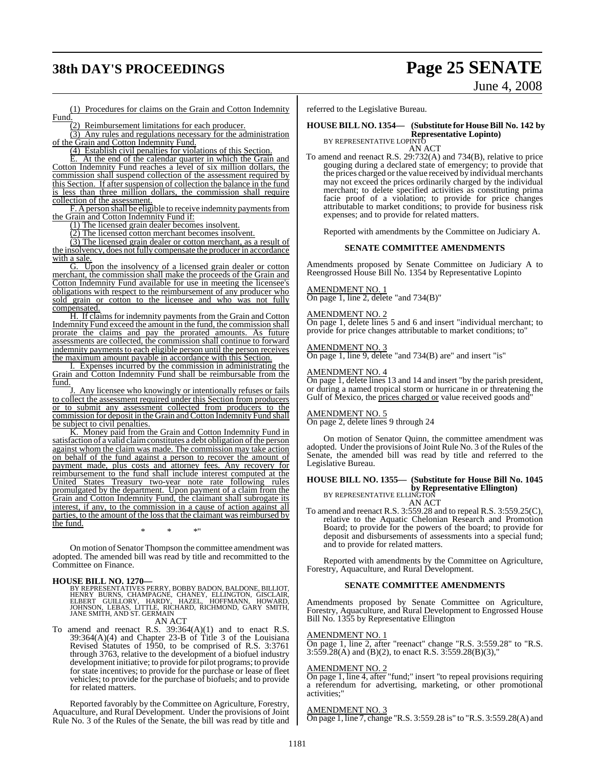(1) Procedures for claims on the Grain and Cotton Indemnity Fund.

(2) Reimbursement limitations for each producer.

(3) Any rules and regulations necessary for the administration of the Grain and Cotton Indemnity Fund.

(4) Establish civil penalties for violations of this Section.

E. At the end of the calendar quarter in which the Grain and Cotton Indemnity Fund reaches a level of six million dollars, the commission shall suspend collection of the assessment required by this Section. If after suspension of collection the balance in the fund is less than three million dollars, the commission shall require collection of the assessment.

F. A person shall be eligible to receive indemnity payments from the Grain and Cotton Indemnity Fund if:

(1) The licensed grain dealer becomes insolvent.

(2) The licensed cotton merchant becomes insolvent.

(3) The licensed grain dealer or cotton merchant, as a result of the insolvency, does not fully compensate the producer in accordance with a sale.

G. Upon the insolvency of a licensed grain dealer or cotton merchant, the commission shall make the proceeds of the Grain and Cotton Indemnity Fund available for use in meeting the licensee's obligations with respect to the reimbursement of any producer who sold grain or cotton to the licensee and who was not fully compensated.

H. If claims for indemnity payments from the Grain and Cotton Indemnity Fund exceed the amount in the fund, the commission shall prorate the claims and pay the prorated amounts. As future assessments are collected, the commission shall continue to forward indemnity payments to each eligible person until the person receives the maximum amount payable in accordance with this Section.

I. Expenses incurred by the commission in administrating the Grain and Cotton Indemnity Fund shall be reimbursable from the fund.

J. Any licensee who knowingly or intentionally refuses or fails to collect the assessment required under this Section from producers or to submit any assessment collected from producers to the commission for deposit in the Grain and Cotton Indemnity Fund shall be subject to civil penalties.

K. Money paid from the Grain and Cotton Indemnity Fund in satisfaction of a valid claim constitutes a debt obligation of the person against whom the claim was made. The commission may take action on behalf of the fund against a person to recover the amount of payment made, plus costs and attorney fees. Any recovery for reimbursement to the fund shall include interest computed at the United States Treasury two-year note rate following rules promulgated by the department. Upon payment of a claim from the Grain and Cotton Indemnity Fund, the claimant shall subrogate its interest, if any, to the commission in a cause of action against all parties, to the amount of the loss that the claimant was reimbursed by the fund.

\* \* \*"

On motion of Senator Thompson the committee amendment was adopted. The amended bill was read by title and recommitted to the Committee on Finance.

**HOUSE BILL NO. 1270—**
BY REPRESENTATIVES PERRY, BOBBY BADON, BALDONE, BILLIOT, HENRY BURNS, CHAMPAGNE, CHANEY, ELLINGTON, GISCLAIR, ELBERT GUILLORY, HARDY, HAZEL, HOFFMANN, HOWARD, JOHNSON, LEBAS, LITTLE, RICHARD, RICHMOND, GARY SMITH, JANE SMITH, AND ST. GERMAIN

AN ACT

To amend and reenact R.S. 39:364(A)(1) and to enact R.S. 39:364(A)(4) and Chapter 23-B of Title 3 of the Louisiana Revised Statutes of 1950, to be comprised of R.S. 3:3761 through 3763, relative to the development of a biofuel industry development initiative; to provide for pilot programs; to provide for state incentives; to provide for the purchase or lease of fleet vehicles; to provide for the purchase of biofuels; and to provide for related matters.

Reported favorably by the Committee on Agriculture, Forestry, Aquaculture, and Rural Development. Under the provisions of Joint Rule No. 3 of the Rules of the Senate, the bill was read by title and referred to the Legislative Bureau.

**HOUSE BILL NO. 1354— (Substitute for House Bill No. 142 by Representative Lopinto)**
BY REPRESENTATIVE LOPINTO

AN ACT

To amend and reenact R.S. 29:732(A) and 734(B), relative to price gouging during a declared state of emergency; to provide that the prices charged or the value received by individual merchants may not exceed the prices ordinarily charged by the individual merchant; to delete specified activities as constituting prima facie proof of a violation; to provide for price changes attributable to market conditions; to provide for business risk expenses; and to provide for related matters.

Reported with amendments by the Committee on Judiciary A.

## SENATE COMMITTEE AMENDMENTS

Amendments proposed by Senate Committee on Judiciary A to Reengrossed House Bill No. 1354 by Representative Lopinto

AMENDMENT NO. 1
On page 1, line 2, delete "and 734(B)"

AMENDMENT NO. 2
On page 1, delete lines 5 and 6 and insert "individual merchant; to provide for price changes attributable to market conditions; to"

AMENDMENT NO. 3
On page 1, line 9, delete "and 734(B) are" and insert "is"

AMENDMENT NO. 4
On page 1, delete lines 13 and 14 and insert "by the parish president, or during a named tropical storm or hurricane in or threatening the Gulf of Mexico, the prices charged or value received goods and"

AMENDMENT NO. 5
On page 2, delete lines 9 through 24

On motion of Senator Quinn, the committee amendment was adopted. Under the provisions of Joint Rule No. 3 of the Rules of the Senate, the amended bill was read by title and referred to the Legislative Bureau.

**HOUSE BILL NO. 1355— (Substitute for House Bill No. 1045 by Representative Ellington)**
BY REPRESENTATIVE ELLINGTON

AN ACT

To amend and reenact R.S. 3:559.28 and to repeal R.S. 3:559.25(C), relative to the Aquatic Chelonian Research and Promotion Board; to provide for the powers of the board; to provide for deposit and disbursements of assessments into a special fund; and to provide for related matters.

Reported with amendments by the Committee on Agriculture, Forestry, Aquaculture, and Rural Development.

## SENATE COMMITTEE AMENDMENTS

Amendments proposed by Senate Committee on Agriculture, Forestry, Aquaculture, and Rural Development to Engrossed House Bill No. 1355 by Representative Ellington

AMENDMENT NO. 1
On page 1, line 2, after "reenact" change "R.S. 3:559.28" to "R.S. 3:559.28(A) and (B)(2), to enact R.S. 3:559.28(B)(3),"

AMENDMENT NO. 2
On page 1, line 4, after "fund;" insert "to repeal provisions requiring a referendum for advertising, marketing, or other promotional activities;"

AMENDMENT NO. 3
On page 1, line 7, change "R.S. 3:559.28 is" to "R.S. 3:559.28(A) and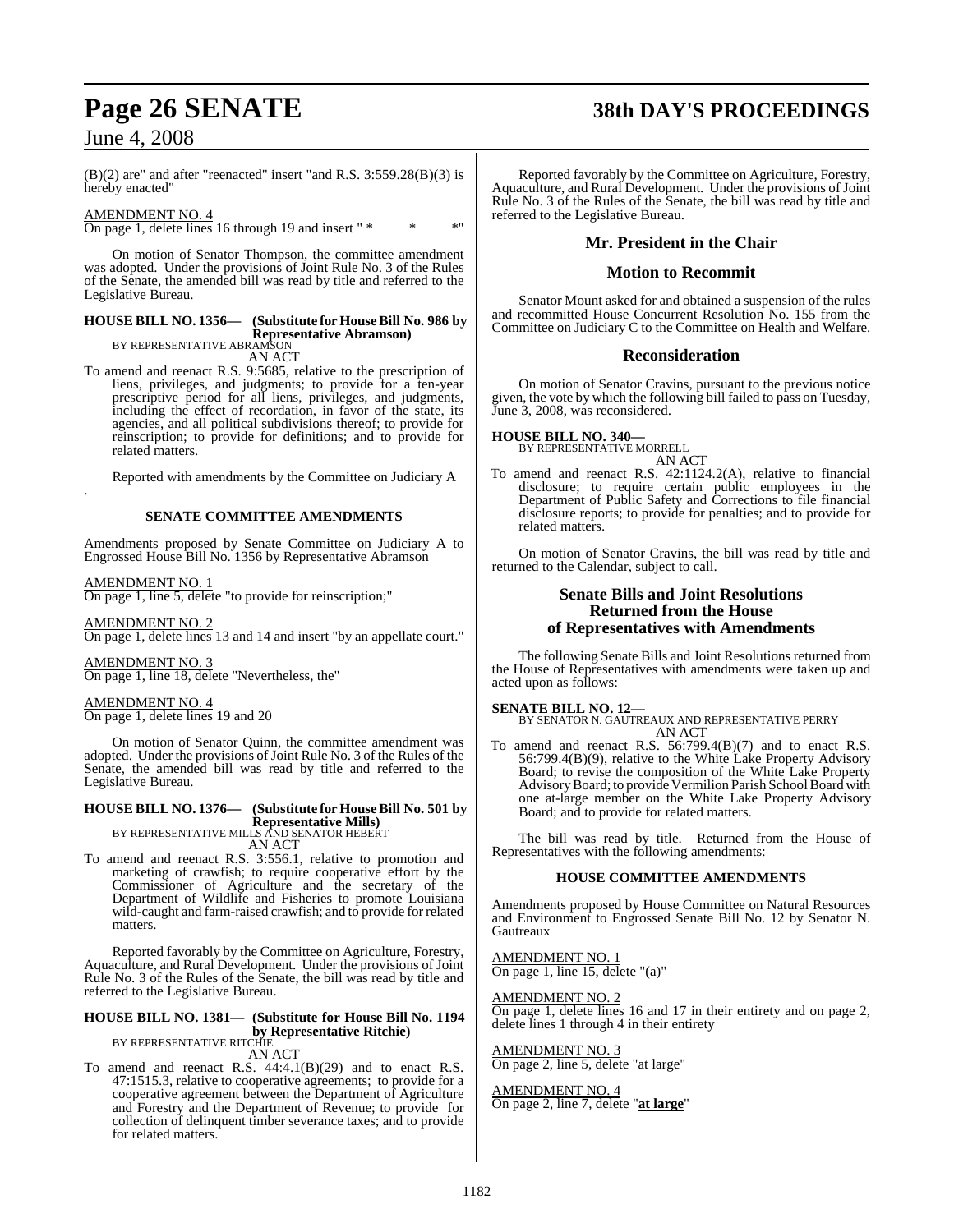(B)(2) are" and after "reenacted" insert "and R.S. 3:559.28(B)(3) is hereby enacted"

AMENDMENT NO. 4
On page 1, delete lines 16 through 19 and insert " * * *"

On motion of Senator Thompson, the committee amendment was adopted. Under the provisions of Joint Rule No. 3 of the Rules of the Senate, the amended bill was read by title and referred to the Legislative Bureau.

**HOUSE BILL NO. 1356— (Substitute for House Bill No. 986 by Representative Abramson)**
BY REPRESENTATIVE ABRAMSON
AN ACT

To amend and reenact R.S. 9:5685, relative to the prescription of liens, privileges, and judgments; to provide for a ten-year prescriptive period for all liens, privileges, and judgments, including the effect of recordation, in favor of the state, its agencies, and all political subdivisions thereof; to provide for reinscription; to provide for definitions; and to provide for related matters.

Reported with amendments by the Committee on Judiciary A
.

**SENATE COMMITTEE AMENDMENTS**

Amendments proposed by Senate Committee on Judiciary A to Engrossed House Bill No. 1356 by Representative Abramson

AMENDMENT NO. 1
On page 1, line 5, delete "to provide for reinscription;"

AMENDMENT NO. 2
On page 1, delete lines 13 and 14 and insert "by an appellate court."

AMENDMENT NO. 3
On page 1, line 18, delete "Nevertheless, the"

AMENDMENT NO. 4
On page 1, delete lines 19 and 20

On motion of Senator Quinn, the committee amendment was adopted. Under the provisions of Joint Rule No. 3 of the Rules of the Senate, the amended bill was read by title and referred to the Legislative Bureau.

**HOUSE BILL NO. 1376— (Substitute for House Bill No. 501 by Representative Mills)**
BY REPRESENTATIVE MILLS AND SENATOR HEBERT
AN ACT

To amend and reenact R.S. 3:556.1, relative to promotion and marketing of crawfish; to require cooperative effort by the Commissioner of Agriculture and the secretary of the Department of Wildlife and Fisheries to promote Louisiana wild-caught and farm-raised crawfish; and to provide for related matters.

Reported favorably by the Committee on Agriculture, Forestry, Aquaculture, and Rural Development. Under the provisions of Joint Rule No. 3 of the Rules of the Senate, the bill was read by title and referred to the Legislative Bureau.

**HOUSE BILL NO. 1381— (Substitute for House Bill No. 1194 by Representative Ritchie)**
BY REPRESENTATIVE RITCHIE
AN ACT

To amend and reenact R.S. 44:4.1(B)(29) and to enact R.S. 47:1515.3, relative to cooperative agreements; to provide for a cooperative agreement between the Department of Agriculture and Forestry and the Department of Revenue; to provide for collection of delinquent timber severance taxes; and to provide for related matters.

Reported favorably by the Committee on Agriculture, Forestry, Aquaculture, and Rural Development. Under the provisions of Joint Rule No. 3 of the Rules of the Senate, the bill was read by title and referred to the Legislative Bureau.

## Mr. President in the Chair

## Motion to Recommit

Senator Mount asked for and obtained a suspension of the rules and recommitted House Concurrent Resolution No. 155 from the Committee on Judiciary C to the Committee on Health and Welfare.

## Reconsideration

On motion of Senator Cravins, pursuant to the previous notice given, the vote by which the following bill failed to pass on Tuesday, June 3, 2008, was reconsidered.

**HOUSE BILL NO. 340—**
BY REPRESENTATIVE MORRELL
AN ACT

To amend and reenact R.S. 42:1124.2(A), relative to financial disclosure; to require certain public employees in the Department of Public Safety and Corrections to file financial disclosure reports; to provide for penalties; and to provide for related matters.

On motion of Senator Cravins, the bill was read by title and returned to the Calendar, subject to call.

## Senate Bills and Joint Resolutions Returned from the House of Representatives with Amendments

The following Senate Bills and Joint Resolutions returned from the House of Representatives with amendments were taken up and acted upon as follows:

**SENATE BILL NO. 12—**
BY SENATOR N. GAUTREAUX AND REPRESENTATIVE PERRY
AN ACT

To amend and reenact R.S. 56:799.4(B)(7) and to enact R.S. 56:799.4(B)(9), relative to the White Lake Property Advisory Board; to revise the composition of the White Lake Property Advisory Board; to provide Vermilion Parish School Board with one at-large member on the White Lake Property Advisory Board; and to provide for related matters.

The bill was read by title. Returned from the House of Representatives with the following amendments:

**HOUSE COMMITTEE AMENDMENTS**

Amendments proposed by House Committee on Natural Resources and Environment to Engrossed Senate Bill No. 12 by Senator N. Gautreaux

AMENDMENT NO. 1
On page 1, line 15, delete "(a)"

AMENDMENT NO. 2
On page 1, delete lines 16 and 17 in their entirety and on page 2, delete lines 1 through 4 in their entirety

AMENDMENT NO. 3
On page 2, line 5, delete "at large"

AMENDMENT NO. 4
On page 2, line 7, delete "**at large**"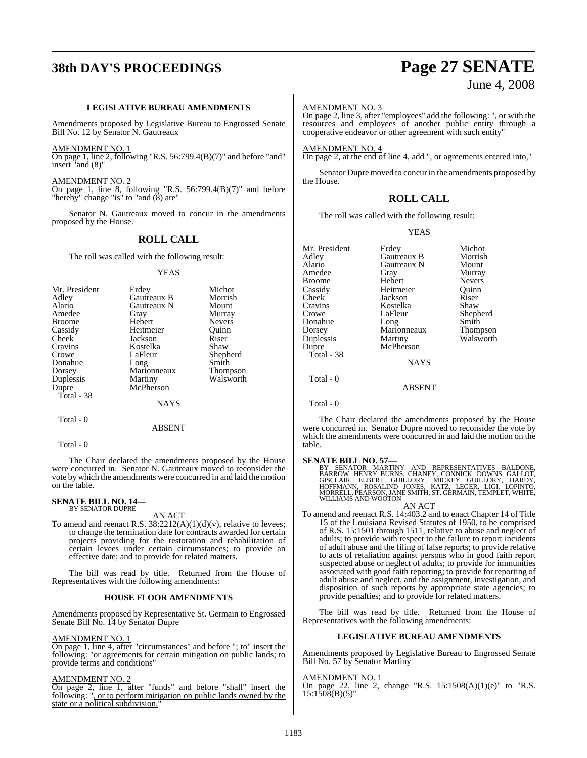**LEGISLATIVE BUREAU AMENDMENTS**

Amendments proposed by Legislative Bureau to Engrossed Senate Bill No. 12 by Senator N. Gautreaux

AMENDMENT NO. 1

On page 1, line 2, following "R.S. 56:799.4(B)(7)" and before "and" insert "and (8)"

AMENDMENT NO. 2

On page 1, line 8, following "R.S. 56:799.4(B)(7)" and before "hereby" change "is" to "and (8) are"

Senator N. Gautreaux moved to concur in the amendments proposed by the House.

## ROLL CALL

The roll was called with the following result:

YEAS

| | | |
|---|---|---|
| Mr. President | Erdey | Michot |
| Adley | Gautreaux B | Morrish |
| Alario | Gautreaux N | Mount |
| Amedee | Gray | Murray |
| Broome | Hebert | Nevers |
| Cassidy | Heitmeier | Quinn |
| Cheek | Jackson | Riser |
| Cravins | Kostelka | Shaw |
| Crowe | LaFleur | Shepherd |
| Donahue | Long | Smith |
| Dorsey | Marionneaux | Thompson |
| Duplessis | Martiny | Walsworth |
| Dupre | McPherson | |

Total - 38

NAYS

Total - 0

ABSENT

Total - 0

The Chair declared the amendments proposed by the House were concurred in. Senator N. Gautreaux moved to reconsider the vote by which the amendments were concurred in and laid the motion on the table.

**SENATE BILL NO. 14—**
BY SENATOR DUPRE

AN ACT

To amend and reenact R.S. 38:2212(A)(1)(d)(v), relative to levees; to change the termination date for contracts awarded for certain projects providing for the restoration and rehabilitation of certain levees under certain circumstances; to provide an effective date; and to provide for related matters.

The bill was read by title. Returned from the House of Representatives with the following amendments:

**HOUSE FLOOR AMENDMENTS**

Amendments proposed by Representative St. Germain to Engrossed Senate Bill No. 14 by Senator Dupre

AMENDMENT NO. 1

On page 1, line 4, after "circumstances" and before "; to" insert the following: "or agreements for certain mitigation on public lands; to provide terms and conditions"

AMENDMENT NO. 2

On page 2, line 1, after "funds" and before "shall" insert the following: ", or to perform mitigation on public lands owned by the state or a political subdivision,"

AMENDMENT NO. 3

On page 2, line 3, after "employees" add the following: ", or with the resources and employees of another public entity through a cooperative endeavor or other agreement with such entity"

AMENDMENT NO. 4

On page 2, at the end of line 4, add ", or agreements entered into,"

Senator Dupre moved to concur in the amendments proposed by the House.

## ROLL CALL

The roll was called with the following result:

YEAS

| | | |
|---|---|---|
| Mr. President | Erdey | Michot |
| Adley | Gautreaux B | Morrish |
| Alario | Gautreaux N | Mount |
| Amedee | Gray | Murray |
| Broome | Hebert | Nevers |
| Cassidy | Heitmeier | Quinn |
| Cheek | Jackson | Riser |
| Cravins | Kostelka | Shaw |
| Crowe | LaFleur | Shepherd |
| Donahue | Long | Smith |
| Dorsey | Marionneaux | Thompson |
| Duplessis | Martiny | Walsworth |
| Dupre | McPherson | |

Total - 38

NAYS

Total - 0

ABSENT

Total - 0

The Chair declared the amendments proposed by the House were concurred in. Senator Dupre moved to reconsider the vote by which the amendments were concurred in and laid the motion on the table.

**SENATE BILL NO. 57—**
BY SENATOR MARTINY AND REPRESENTATIVES BALDONE, BARROW, HENRY BURNS, CHANEY, CONNICK, DOWNS, GALLOT, GISCLAIR, ELBERT GUILLORY, MICKEY GUILLORY, HARDY, HOFFMANN, ROSALIND JONES, KATZ, LEGER, LIGI, LOPINTO, MORRELL, PEARSON, JANE SMITH, ST. GERMAIN, TEMPLET, WHITE, WILLIAMS AND WOOTON

AN ACT

To amend and reenact R.S. 14:403.2 and to enact Chapter 14 of Title 15 of the Louisiana Revised Statutes of 1950, to be comprised of R.S. 15:1501 through 1511, relative to abuse and neglect of adults; to provide with respect to the failure to report incidents of adult abuse and the filing of false reports; to provide relative to acts of retaliation against persons who in good faith report suspected abuse or neglect of adults; to provide for immunities associated with good faith reporting; to provide for reporting of adult abuse and neglect, and the assignment, investigation, and disposition of such reports by appropriate state agencies; to provide penalties; and to provide for related matters.

The bill was read by title. Returned from the House of Representatives with the following amendments:

**LEGISLATIVE BUREAU AMENDMENTS**

Amendments proposed by Legislative Bureau to Engrossed Senate Bill No. 57 by Senator Martiny

AMENDMENT NO. 1

On page 22, line 2, change "R.S. 15:1508(A)(1)(e)" to "R.S. 15:1508(B)(5)"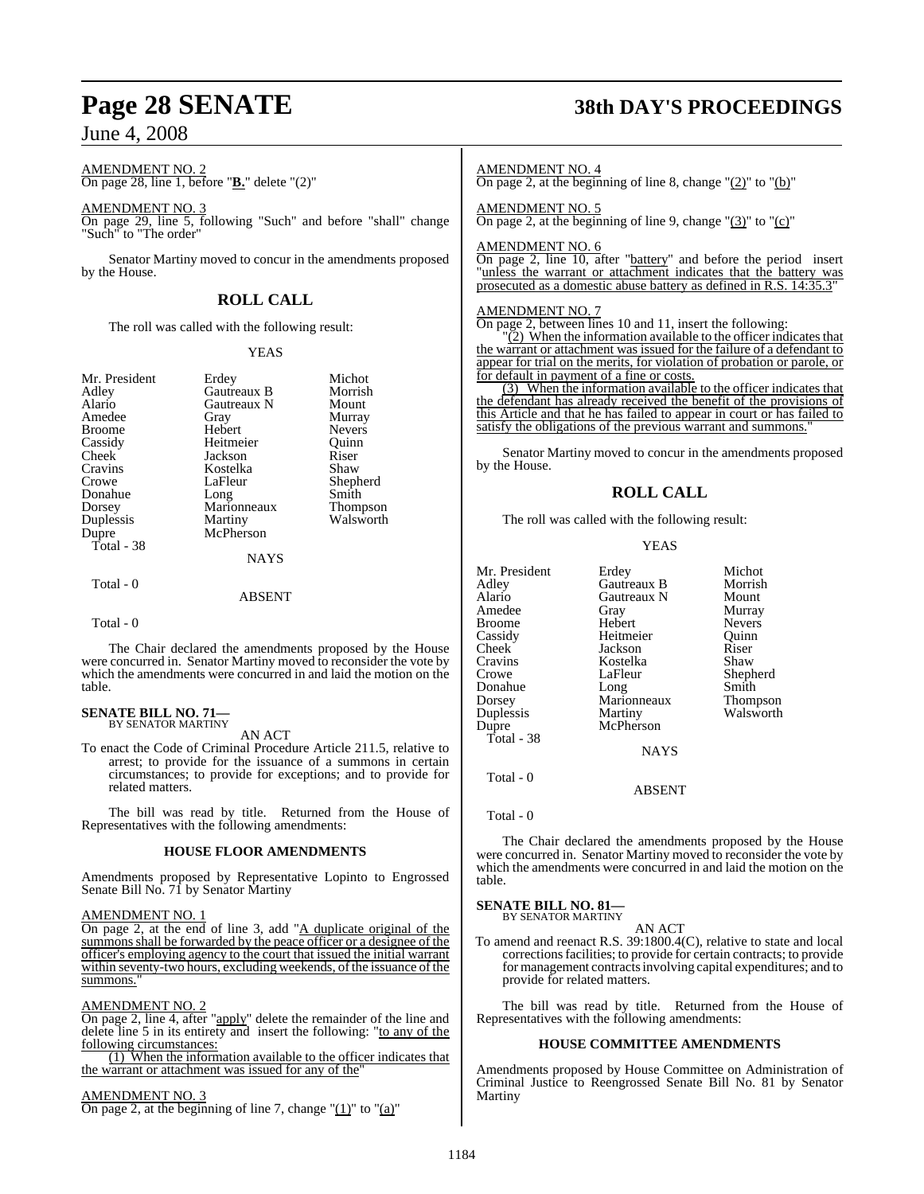AMENDMENT NO. 2

On page 28, line 1, before "**B.**" delete "(2)"

AMENDMENT NO. 3

On page 29, line 5, following "Such" and before "shall" change "Such" to "The order"

Senator Martiny moved to concur in the amendments proposed by the House.

## ROLL CALL

The roll was called with the following result:

YEAS

| | | |
|---|---|---|
| Mr. President | Erdey | Michot |
| Adley | Gautreaux B | Morrish |
| Alario | Gautreaux N | Mount |
| Amedee | Gray | Murray |
| Broome | Hebert | Nevers |
| Cassidy | Heitmeier | Quinn |
| Cheek | Jackson | Riser |
| Cravins | Kostelka | Shaw |
| Crowe | LaFleur | Shepherd |
| Donahue | Long | Smith |
| Dorsey | Marionneaux | Thompson |
| Duplessis | Martiny | Walsworth |
| Dupre | McPherson | |

Total - 38

NAYS

Total - 0

ABSENT

Total - 0

The Chair declared the amendments proposed by the House were concurred in. Senator Martiny moved to reconsider the vote by which the amendments were concurred in and laid the motion on the table.

### SENATE BILL NO. 71—
BY SENATOR MARTINY

AN ACT

To enact the Code of Criminal Procedure Article 211.5, relative to arrest; to provide for the issuance of a summons in certain circumstances; to provide for exceptions; and to provide for related matters.

The bill was read by title. Returned from the House of Representatives with the following amendments:

#### HOUSE FLOOR AMENDMENTS

Amendments proposed by Representative Lopinto to Engrossed Senate Bill No. 71 by Senator Martiny

AMENDMENT NO. 1

On page 2, at the end of line 3, add "A duplicate original of the summons shall be forwarded by the peace officer or a designee of the officer's employing agency to the court that issued the initial warrant within seventy-two hours, excluding weekends, of the issuance of the summons."

AMENDMENT NO. 2

On page 2, line 4, after "apply" delete the remainder of the line and delete line 5 in its entirety and insert the following: "to any of the following circumstances:

(1) When the information available to the officer indicates that the warrant or attachment was issued for any of the"

AMENDMENT NO. 3

On page 2, at the beginning of line 7, change "(1)" to "(a)"

AMENDMENT NO. 4

On page 2, at the beginning of line 8, change "(2)" to "(b)"

AMENDMENT NO. 5

On page 2, at the beginning of line 9, change "(3)" to "(c)"

AMENDMENT NO. 6

On page 2, line 10, after "battery" and before the period insert "unless the warrant or attachment indicates that the battery was prosecuted as a domestic abuse battery as defined in R.S. 14:35.3"

AMENDMENT NO. 7

On page 2, between lines 10 and 11, insert the following:

"(2) When the information available to the officer indicates that the warrant or attachment was issued for the failure of a defendant to appear for trial on the merits, for violation of probation or parole, or for default in payment of a fine or costs.

(3) When the information available to the officer indicates that the defendant has already received the benefit of the provisions of this Article and that he has failed to appear in court or has failed to satisfy the obligations of the previous warrant and summons."

Senator Martiny moved to concur in the amendments proposed by the House.

## ROLL CALL

The roll was called with the following result:

YEAS

| | | |
|---|---|---|
| Mr. President | Erdey | Michot |
| Adley | Gautreaux B | Morrish |
| Alario | Gautreaux N | Mount |
| Amedee | Gray | Murray |
| Broome | Hebert | Nevers |
| Cassidy | Heitmeier | Quinn |
| Cheek | Jackson | Riser |
| Cravins | Kostelka | Shaw |
| Crowe | LaFleur | Shepherd |
| Donahue | Long | Smith |
| Dorsey | Marionneaux | Thompson |
| Duplessis | Martiny | Walsworth |
| Dupre | McPherson | |

Total - 38

NAYS

Total - 0

ABSENT

Total - 0

The Chair declared the amendments proposed by the House were concurred in. Senator Martiny moved to reconsider the vote by which the amendments were concurred in and laid the motion on the table.

### SENATE BILL NO. 81—
BY SENATOR MARTINY

AN ACT

To amend and reenact R.S. 39:1800.4(C), relative to state and local corrections facilities; to provide for certain contracts; to provide for management contracts involving capital expenditures; and to provide for related matters.

The bill was read by title. Returned from the House of Representatives with the following amendments:

#### HOUSE COMMITTEE AMENDMENTS

Amendments proposed by House Committee on Administration of Criminal Justice to Reengrossed Senate Bill No. 81 by Senator Martiny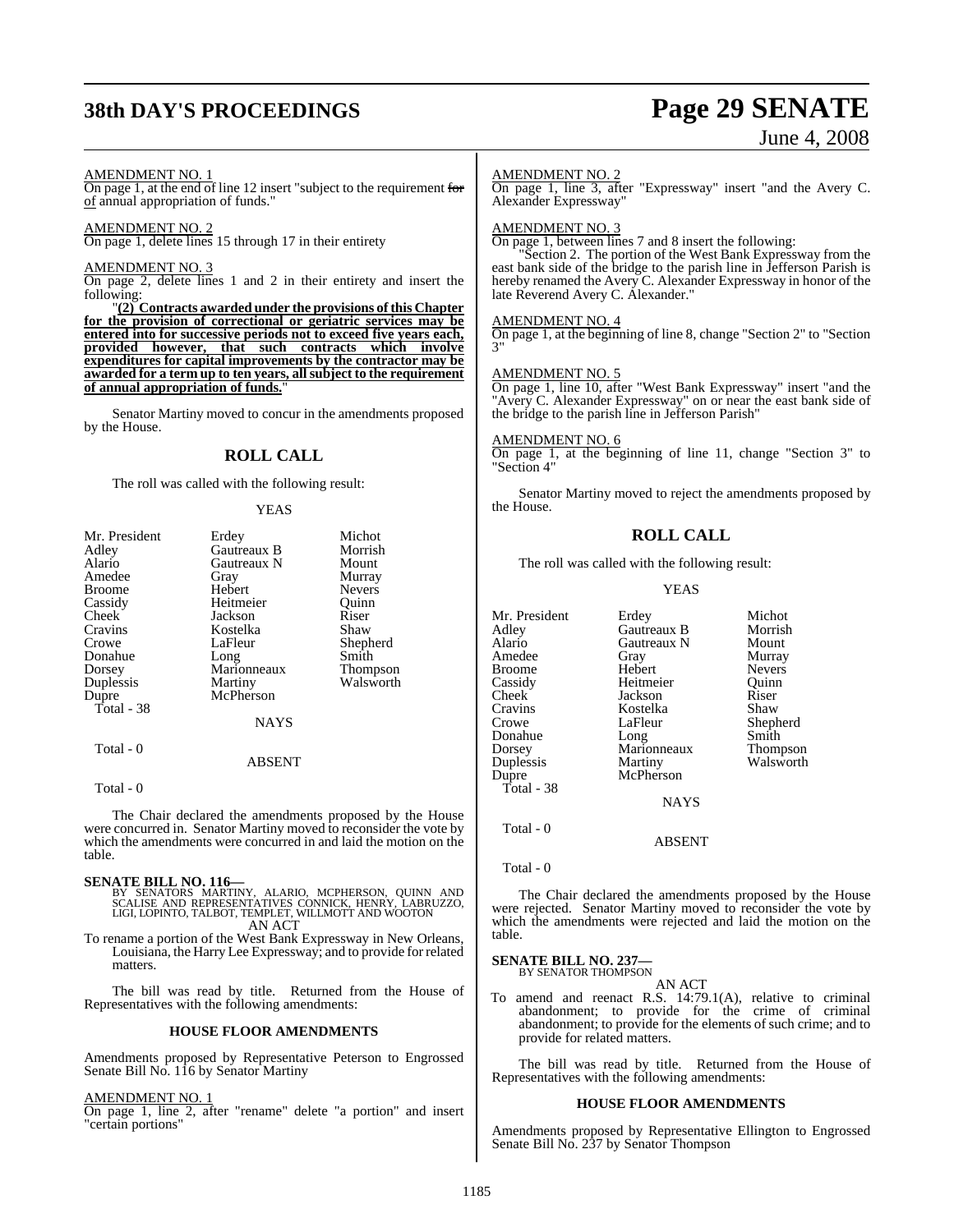AMENDMENT NO. 1

On page 1, at the end of line 12 insert "subject to the requirement ~~for~~ of annual appropriation of funds."

AMENDMENT NO. 2

On page 1, delete lines 15 through 17 in their entirety

AMENDMENT NO. 3

On page 2, delete lines 1 and 2 in their entirety and insert the following:

"**(2) Contracts awarded under the provisions of this Chapter for the provision of correctional or geriatric services may be entered into for successive periods not to exceed five years each, provided however, that such contracts which involve expenditures for capital improvements by the contractor may be awarded for a term up to ten years, all subject to the requirement of annual appropriation of funds.**"

Senator Martiny moved to concur in the amendments proposed by the House.

## ROLL CALL

The roll was called with the following result:

YEAS

| | | |
|---|---|---|
| Mr. President | Erdey | Michot |
| Adley | Gautreaux B | Morrish |
| Alario | Gautreaux N | Mount |
| Amedee | Gray | Murray |
| Broome | Hebert | Nevers |
| Cassidy | Heitmeier | Quinn |
| Cheek | Jackson | Riser |
| Cravins | Kostelka | Shaw |
| Crowe | LaFleur | Shepherd |
| Donahue | Long | Smith |
| Dorsey | Marionneaux | Thompson |
| Duplessis | Martiny | Walsworth |
| Dupre | McPherson | |

Total - 38

NAYS

Total - 0

ABSENT

Total - 0

The Chair declared the amendments proposed by the House were concurred in. Senator Martiny moved to reconsider the vote by which the amendments were concurred in and laid the motion on the table.

**SENATE BILL NO. 116—**
BY SENATORS MARTINY, ALARIO, MCPHERSON, QUINN AND SCALISE AND REPRESENTATIVES CONNICK, HENRY, LABRUZZO, LIGI, LOPINTO, TALBOT, TEMPLET, WILLMOTT AND WOOTON

AN ACT

To rename a portion of the West Bank Expressway in New Orleans, Louisiana, the Harry Lee Expressway; and to provide for related matters.

The bill was read by title. Returned from the House of Representatives with the following amendments:

### HOUSE FLOOR AMENDMENTS

Amendments proposed by Representative Peterson to Engrossed Senate Bill No. 116 by Senator Martiny

AMENDMENT NO. 1

On page 1, line 2, after "rename" delete "a portion" and insert "certain portions"

AMENDMENT NO. 2

On page 1, line 3, after "Expressway" insert "and the Avery C. Alexander Expressway"

AMENDMENT NO. 3

On page 1, between lines 7 and 8 insert the following:

"Section 2. The portion of the West Bank Expressway from the east bank side of the bridge to the parish line in Jefferson Parish is hereby renamed the Avery C. Alexander Expressway in honor of the late Reverend Avery C. Alexander."

AMENDMENT NO. 4

On page 1, at the beginning of line 8, change "Section 2" to "Section 3"

AMENDMENT NO. 5

On page 1, line 10, after "West Bank Expressway" insert "and the "Avery C. Alexander Expressway" on or near the east bank side of the bridge to the parish line in Jefferson Parish"

AMENDMENT NO. 6

On page 1, at the beginning of line 11, change "Section 3" to "Section 4"

Senator Martiny moved to reject the amendments proposed by the House.

## ROLL CALL

The roll was called with the following result:

YEAS

| | | |
|---|---|---|
| Mr. President | Erdey | Michot |
| Adley | Gautreaux B | Morrish |
| Alario | Gautreaux N | Mount |
| Amedee | Gray | Murray |
| Broome | Hebert | Nevers |
| Cassidy | Heitmeier | Quinn |
| Cheek | Jackson | Riser |
| Cravins | Kostelka | Shaw |
| Crowe | LaFleur | Shepherd |
| Donahue | Long | Smith |
| Dorsey | Marionneaux | Thompson |
| Duplessis | Martiny | Walsworth |
| Dupre | McPherson | |

Total - 38

NAYS

Total - 0

ABSENT

Total - 0

The Chair declared the amendments proposed by the House were rejected. Senator Martiny moved to reconsider the vote by which the amendments were rejected and laid the motion on the table.

**SENATE BILL NO. 237—**
BY SENATOR THOMPSON

AN ACT

To amend and reenact R.S. 14:79.1(A), relative to criminal abandonment; to provide for the crime of criminal abandonment; to provide for the elements of such crime; and to provide for related matters.

The bill was read by title. Returned from the House of Representatives with the following amendments:

### HOUSE FLOOR AMENDMENTS

Amendments proposed by Representative Ellington to Engrossed Senate Bill No. 237 by Senator Thompson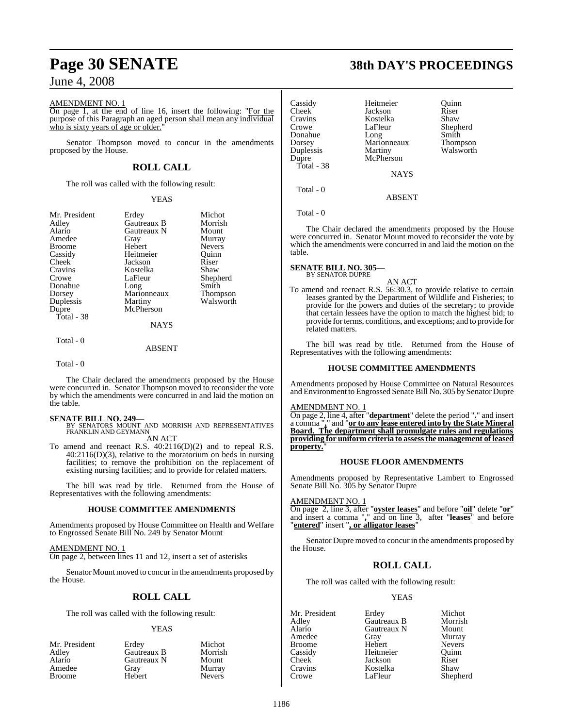AMENDMENT NO. 1

On page 1, at the end of line 16, insert the following: "For the purpose of this Paragraph an aged person shall mean any individual who is sixty years of age or older."

Senator Thompson moved to concur in the amendments proposed by the House.

## ROLL CALL

The roll was called with the following result:

YEAS

| | | |
|---|---|---|
| Mr. President | Erdey | Michot |
| Adley | Gautreaux B | Morrish |
| Alario | Gautreaux N | Mount |
| Amedee | Gray | Murray |
| Broome | Hebert | Nevers |
| Cassidy | Heitmeier | Quinn |
| Cheek | Jackson | Riser |
| Cravins | Kostelka | Shaw |
| Crowe | LaFleur | Shepherd |
| Donahue | Long | Smith |
| Dorsey | Marionneaux | Thompson |
| Duplessis | Martiny | Walsworth |
| Dupre | McPherson | |

Total - 38

NAYS

Total - 0

ABSENT

Total - 0

The Chair declared the amendments proposed by the House were concurred in. Senator Thompson moved to reconsider the vote by which the amendments were concurred in and laid the motion on the table.

**SENATE BILL NO. 249—**
BY SENATORS MOUNT AND MORRISH AND REPRESENTATIVES FRANKLIN AND GEYMANN

AN ACT

To amend and reenact R.S. 40:2116(D)(2) and to repeal R.S. 40:2116(D)(3), relative to the moratorium on beds in nursing facilities; to remove the prohibition on the replacement of existing nursing facilities; and to provide for related matters.

The bill was read by title. Returned from the House of Representatives with the following amendments:

### HOUSE COMMITTEE AMENDMENTS

Amendments proposed by House Committee on Health and Welfare to Engrossed Senate Bill No. 249 by Senator Mount

AMENDMENT NO. 1

On page 2, between lines 11 and 12, insert a set of asterisks

Senator Mount moved to concur in the amendments proposed by the House.

## ROLL CALL

The roll was called with the following result:

YEAS

| | | |
|---|---|---|
| Mr. President | Erdey | Michot |
| Adley | Gautreaux B | Morrish |
| Alario | Gautreaux N | Mount |
| Amedee | Gray | Murray |
| Broome | Hebert | Nevers |
| Cassidy | Heitmeier | Quinn |
| Cheek | Jackson | Riser |
| Cravins | Kostelka | Shaw |
| Crowe | LaFleur | Shepherd |
| Donahue | Long | Smith |
| Dorsey | Marionneaux | Thompson |
| Duplessis | Martiny | Walsworth |
| Dupre | McPherson | |

Total - 38

NAYS

Total - 0

ABSENT

Total - 0

The Chair declared the amendments proposed by the House were concurred in. Senator Mount moved to reconsider the vote by which the amendments were concurred in and laid the motion on the table.

**SENATE BILL NO. 305—**
BY SENATOR DUPRE

AN ACT

To amend and reenact R.S. 56:30.3, to provide relative to certain leases granted by the Department of Wildlife and Fisheries; to provide for the powers and duties of the secretary; to provide that certain lessees have the option to match the highest bid; to provide for terms, conditions, and exceptions; and to provide for related matters.

The bill was read by title. Returned from the House of Representatives with the following amendments:

### HOUSE COMMITTEE AMENDMENTS

Amendments proposed by House Committee on Natural Resources and Environment to Engrossed Senate Bill No. 305 by Senator Dupre

AMENDMENT NO. 1

On page 2, line 4, after "**department**" delete the period "**.**" and insert a comma "**,**" and "**or to any lease entered into by the State Mineral Board. The department shall promulgate rules and regulations providing for uniform criteria to assess the management of leased property.**"

### HOUSE FLOOR AMENDMENTS

Amendments proposed by Representative Lambert to Engrossed Senate Bill No. 305 by Senator Dupre

AMENDMENT NO. 1

On page 2, line 3, after "**oyster leases**" and before "**oil**" delete "**or**" and insert a comma "**,**" and on line 3, after "**leases**" and before "**entered**" insert "**, or alligator leases**"

Senator Dupre moved to concur in the amendments proposed by the House.

## ROLL CALL

The roll was called with the following result:

YEAS

| | | |
|---|---|---|
| Mr. President | Erdey | Michot |
| Adley | Gautreaux B | Morrish |
| Alario | Gautreaux N | Mount |
| Amedee | Gray | Murray |
| Broome | Hebert | Nevers |
| Cassidy | Heitmeier | Quinn |
| Cheek | Jackson | Riser |
| Cravins | Kostelka | Shaw |
| Crowe | LaFleur | Shepherd |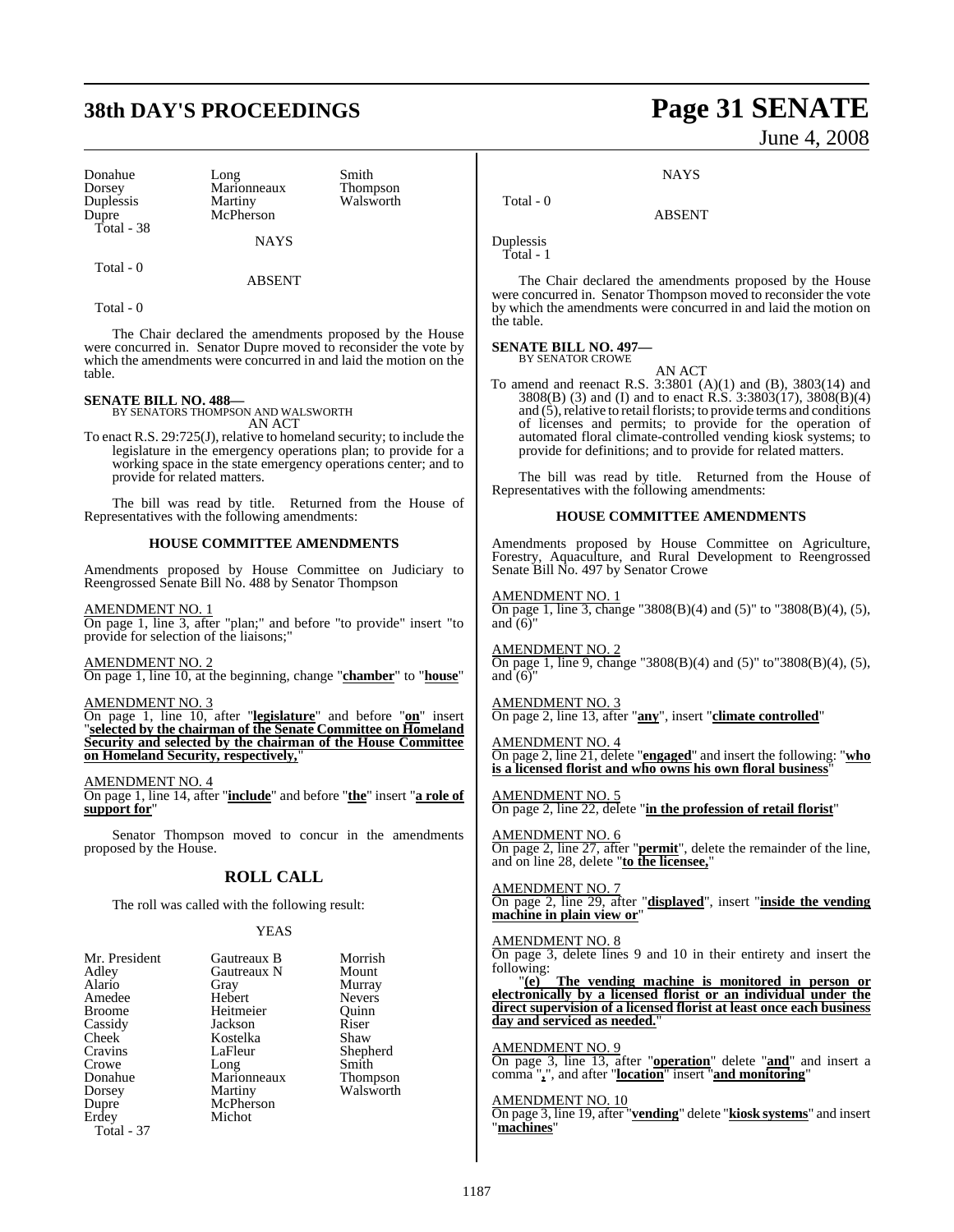| | | |
|---|---|---|
| Donahue | Long | Smith |
| Dorsey | Marionneaux | Thompson |
| Duplessis | Martiny | Walsworth |
| Dupre | McPherson | |

Total - 38

NAYS

Total - 0

ABSENT

Total - 0

The Chair declared the amendments proposed by the House were concurred in. Senator Dupre moved to reconsider the vote by which the amendments were concurred in and laid the motion on the table.

**SENATE BILL NO. 488—**
BY SENATORS THOMPSON AND WALSWORTH

AN ACT

To enact R.S. 29:725(J), relative to homeland security; to include the legislature in the emergency operations plan; to provide for a working space in the state emergency operations center; and to provide for related matters.

The bill was read by title. Returned from the House of Representatives with the following amendments:

**HOUSE COMMITTEE AMENDMENTS**

Amendments proposed by House Committee on Judiciary to Reengrossed Senate Bill No. 488 by Senator Thompson

AMENDMENT NO. 1
On page 1, line 3, after "plan;" and before "to provide" insert "to provide for selection of the liaisons;"

AMENDMENT NO. 2
On page 1, line 10, at the beginning, change "**chamber**" to "**house**"

AMENDMENT NO. 3
On page 1, line 10, after "**legislature**" and before "**on**" insert "**selected by the chairman of the Senate Committee on Homeland Security and selected by the chairman of the House Committee on Homeland Security, respectively,**"

AMENDMENT NO. 4
On page 1, line 14, after "**include**" and before "**the**" insert "**a role of support for**"

Senator Thompson moved to concur in the amendments proposed by the House.

## ROLL CALL

The roll was called with the following result:

YEAS

| | | |
|---|---|---|
| Mr. President | Gautreaux B | Morrish |
| Adley | Gautreaux N | Mount |
| Alario | Gray | Murray |
| Amedee | Hebert | Nevers |
| Broome | Heitmeier | Quinn |
| Cassidy | Jackson | Riser |
| Cheek | Kostelka | Shaw |
| Cravins | LaFleur | Shepherd |
| Crowe | Long | Smith |
| Donahue | Marionneaux | Thompson |
| Dorsey | Martiny | Walsworth |
| Dupre | McPherson | |
| Erdey | Michot | |

Total - 37

NAYS

Total - 0

ABSENT

Duplessis

Total - 1

The Chair declared the amendments proposed by the House were concurred in. Senator Thompson moved to reconsider the vote by which the amendments were concurred in and laid the motion on the table.

**SENATE BILL NO. 497—**
BY SENATOR CROWE

AN ACT

To amend and reenact R.S. 3:3801 (A)(1) and (B), 3803(14) and 3808(B) (3) and (I) and to enact R.S. 3:3803(17), 3808(B)(4) and (5), relative to retail florists; to provide terms and conditions of licenses and permits; to provide for the operation of automated floral climate-controlled vending kiosk systems; to provide for definitions; and to provide for related matters.

The bill was read by title. Returned from the House of Representatives with the following amendments:

**HOUSE COMMITTEE AMENDMENTS**

Amendments proposed by House Committee on Agriculture, Forestry, Aquaculture, and Rural Development to Reengrossed Senate Bill No. 497 by Senator Crowe

AMENDMENT NO. 1
On page 1, line 3, change "3808(B)(4) and (5)" to "3808(B)(4), (5), and (6)"

AMENDMENT NO. 2
On page 1, line 9, change "3808(B)(4) and (5)" to "3808(B)(4), (5), and (6)"

AMENDMENT NO. 3
On page 2, line 13, after "**any**", insert "**climate controlled**"

AMENDMENT NO. 4
On page 2, line 21, delete "**engaged**" and insert the following: "**who is a licensed florist and who owns his own floral business**"

AMENDMENT NO. 5
On page 2, line 22, delete "**in the profession of retail florist**"

AMENDMENT NO. 6
On page 2, line 27, after "**permit**", delete the remainder of the line, and on line 28, delete "**to the licensee,**"

AMENDMENT NO. 7
On page 2, line 29, after "**displayed**", insert "**inside the vending machine in plain view or**"

AMENDMENT NO. 8
On page 3, delete lines 9 and 10 in their entirety and insert the following:

"**(e) The vending machine is monitored in person or electronically by a licensed florist or an individual under the direct supervision of a licensed florist at least once each business day and serviced as needed.**"

AMENDMENT NO. 9
On page 3, line 13, after "**operation**" delete "**and**" and insert a comma "**,**", and after "**location**" insert "**and monitoring**"

AMENDMENT NO. 10
On page 3, line 19, after "**vending**" delete "**kiosk systems**" and insert "**machines**"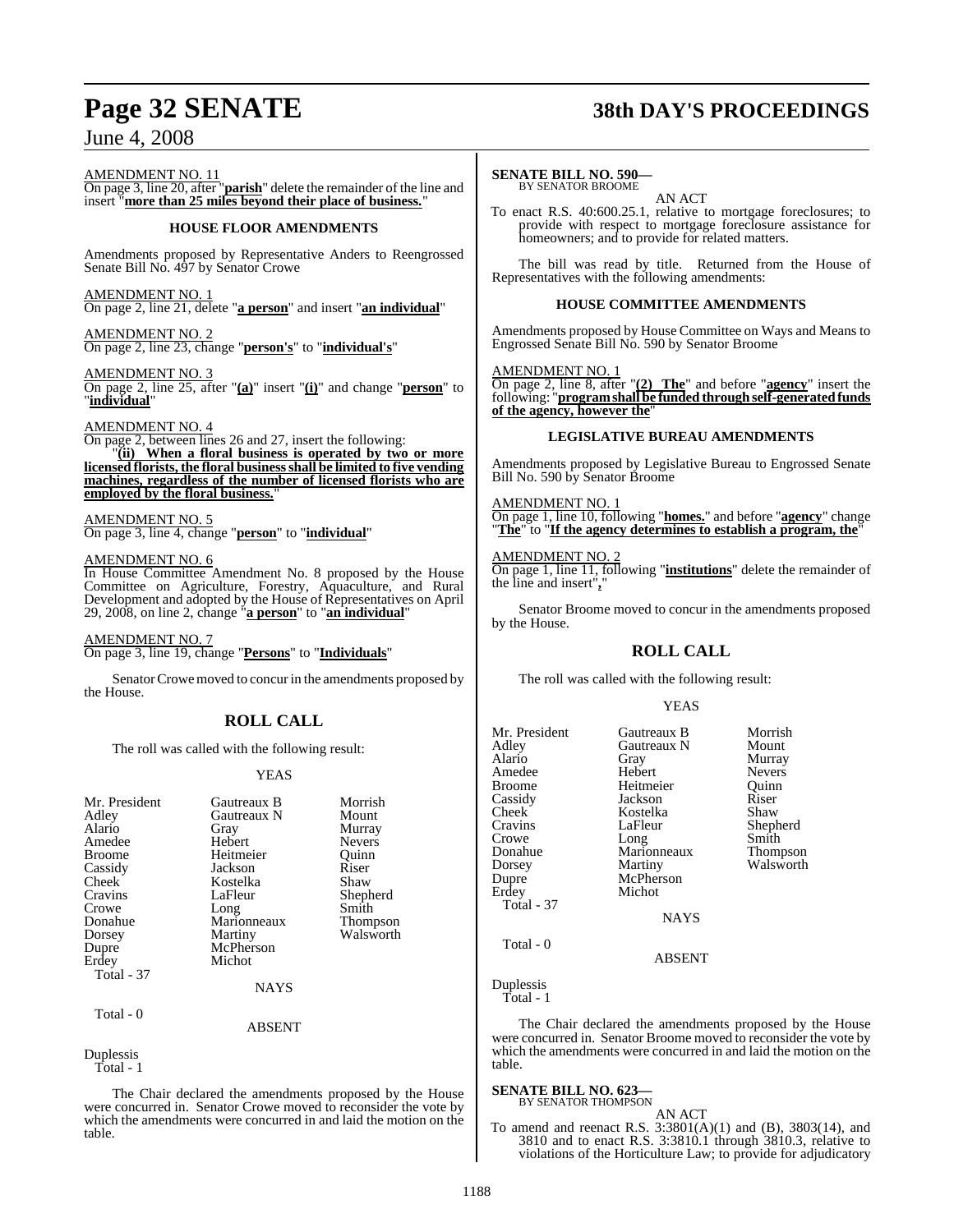AMENDMENT NO. 11

On page 3, line 20, after "**parish**" delete the remainder of the line and insert "**more than 25 miles beyond their place of business.**"

### HOUSE FLOOR AMENDMENTS

Amendments proposed by Representative Anders to Reengrossed Senate Bill No. 497 by Senator Crowe

AMENDMENT NO. 1

On page 2, line 21, delete "**a person**" and insert "**an individual**"

AMENDMENT NO. 2

On page 2, line 23, change "**person's**" to "**individual's**"

AMENDMENT NO. 3

On page 2, line 25, after "**(a)**" insert "**(i)**" and change "**person**" to "**individual**"

AMENDMENT NO. 4

On page 2, between lines 26 and 27, insert the following:

"**(ii) When a floral business is operated by two or more licensed florists, the floral business shall be limited to five vending machines, regardless of the number of licensed florists who are employed by the floral business.**"

AMENDMENT NO. 5

On page 3, line 4, change "**person**" to "**individual**"

AMENDMENT NO. 6

In House Committee Amendment No. 8 proposed by the House Committee on Agriculture, Forestry, Aquaculture, and Rural Development and adopted by the House of Representatives on April 29, 2008, on line 2, change "**a person**" to "**an individual**"

AMENDMENT NO. 7

On page 3, line 19, change "**Persons**" to "**Individuals**"

Senator Crowe moved to concur in the amendments proposed by the House.

## ROLL CALL

The roll was called with the following result:

YEAS

| | | |
|---|---|---|
| Mr. President | Gautreaux B | Morrish |
| Adley | Gautreaux N | Mount |
| Alario | Gray | Murray |
| Amedee | Hebert | Nevers |
| Broome | Heitmeier | Quinn |
| Cassidy | Jackson | Riser |
| Cheek | Kostelka | Shaw |
| Cravins | LaFleur | Shepherd |
| Crowe | Long | Smith |
| Donahue | Marionneaux | Thompson |
| Dorsey | Martiny | Walsworth |
| Dupre | McPherson | |
| Erdey | Michot | |

Total - 37

NAYS

Total - 0

ABSENT

Duplessis

Total - 1

The Chair declared the amendments proposed by the House were concurred in. Senator Crowe moved to reconsider the vote by which the amendments were concurred in and laid the motion on the table.

**SENATE BILL NO. 590—**
BY SENATOR BROOME

AN ACT

To enact R.S. 40:600.25.1, relative to mortgage foreclosures; to provide with respect to mortgage foreclosure assistance for homeowners; and to provide for related matters.

The bill was read by title. Returned from the House of Representatives with the following amendments:

### HOUSE COMMITTEE AMENDMENTS

Amendments proposed by House Committee on Ways and Means to Engrossed Senate Bill No. 590 by Senator Broome

AMENDMENT NO. 1

On page 2, line 8, after "**(2) The**" and before "**agency**" insert the following: "**program shall be funded through self-generated funds of the agency, however the**"

### LEGISLATIVE BUREAU AMENDMENTS

Amendments proposed by Legislative Bureau to Engrossed Senate Bill No. 590 by Senator Broome

AMENDMENT NO. 1

On page 1, line 10, following "**homes.**" and before "**agency**" change "**The**" to "**If the agency determines to establish a program, the**"

AMENDMENT NO. 2

On page 1, line 11, following "**institutions**" delete the remainder of the line and insert "**,**"

Senator Broome moved to concur in the amendments proposed by the House.

## ROLL CALL

The roll was called with the following result:

YEAS

| | | |
|---|---|---|
| Mr. President | Gautreaux B | Morrish |
| Adley | Gautreaux N | Mount |
| Alario | Gray | Murray |
| Amedee | Hebert | Nevers |
| Broome | Heitmeier | Quinn |
| Cassidy | Jackson | Riser |
| Cheek | Kostelka | Shaw |
| Cravins | LaFleur | Shepherd |
| Crowe | Long | Smith |
| Donahue | Marionneaux | Thompson |
| Dorsey | Martiny | Walsworth |
| Dupre | McPherson | |
| Erdey | Michot | |

Total - 37

NAYS

Total - 0

ABSENT

Duplessis

Total - 1

The Chair declared the amendments proposed by the House were concurred in. Senator Broome moved to reconsider the vote by which the amendments were concurred in and laid the motion on the table.

**SENATE BILL NO. 623—**
BY SENATOR THOMPSON

AN ACT

To amend and reenact R.S. 3:3801(A)(1) and (B), 3803(14), and 3810 and to enact R.S. 3:3810.1 through 3810.3, relative to violations of the Horticulture Law; to provide for adjudicatory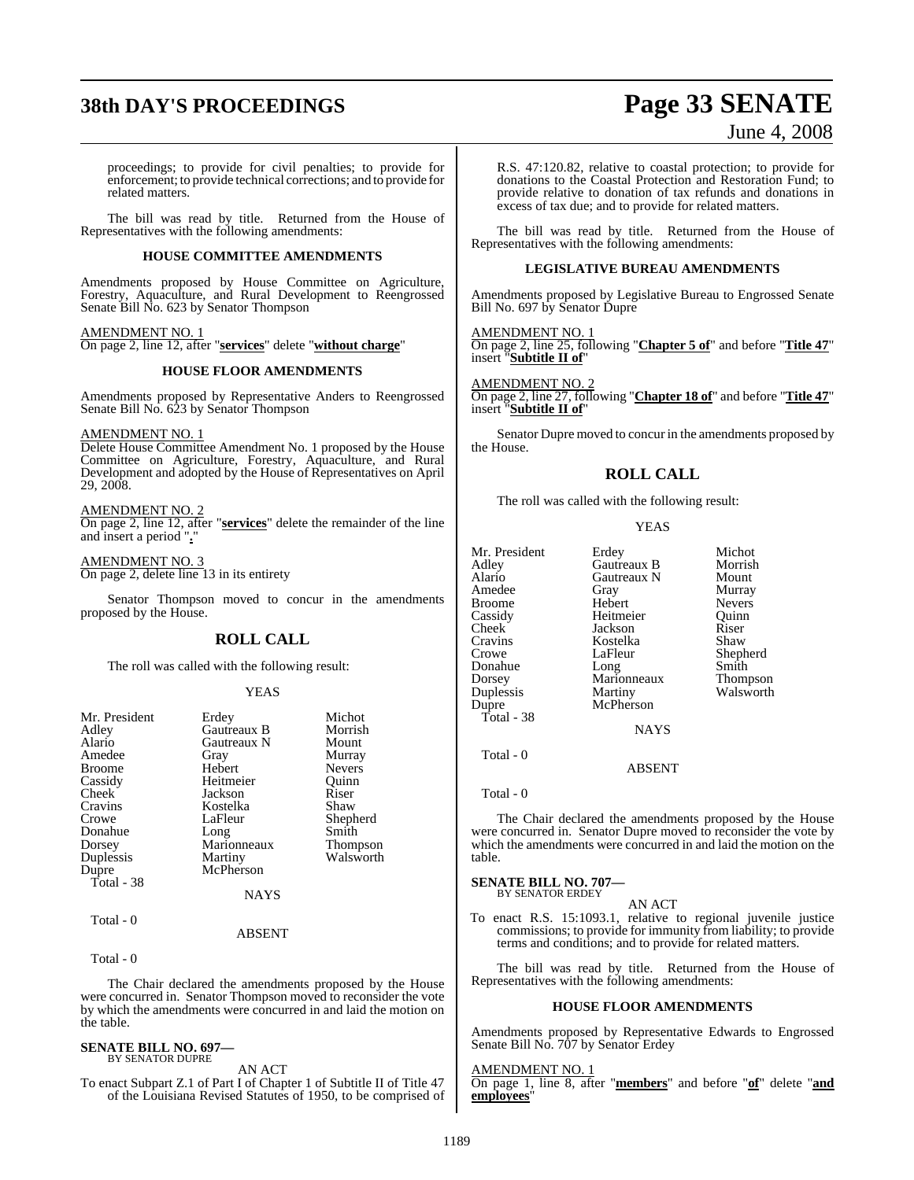proceedings; to provide for civil penalties; to provide for enforcement; to provide technical corrections; and to provide for related matters.

The bill was read by title. Returned from the House of Representatives with the following amendments:

### HOUSE COMMITTEE AMENDMENTS

Amendments proposed by House Committee on Agriculture, Forestry, Aquaculture, and Rural Development to Reengrossed Senate Bill No. 623 by Senator Thompson

AMENDMENT NO. 1
On page 2, line 12, after "**services**" delete "**without charge**"

### HOUSE FLOOR AMENDMENTS

Amendments proposed by Representative Anders to Reengrossed Senate Bill No. 623 by Senator Thompson

AMENDMENT NO. 1
Delete House Committee Amendment No. 1 proposed by the House Committee on Agriculture, Forestry, Aquaculture, and Rural Development and adopted by the House of Representatives on April 29, 2008.

AMENDMENT NO. 2
On page 2, line 12, after "**services**" delete the remainder of the line and insert a period "**.**"

AMENDMENT NO. 3
On page 2, delete line 13 in its entirety

Senator Thompson moved to concur in the amendments proposed by the House.

## ROLL CALL

The roll was called with the following result:

YEAS

| | | |
|---|---|---|
| Mr. President | Erdey | Michot |
| Adley | Gautreaux B | Morrish |
| Alario | Gautreaux N | Mount |
| Amedee | Gray | Murray |
| Broome | Hebert | Nevers |
| Cassidy | Heitmeier | Quinn |
| Cheek | Jackson | Riser |
| Cravins | Kostelka | Shaw |
| Crowe | LaFleur | Shepherd |
| Donahue | Long | Smith |
| Dorsey | Marionneaux | Thompson |
| Duplessis | Martiny | Walsworth |
| Dupre | McPherson | |

Total - 38

NAYS

Total - 0

ABSENT

Total - 0

The Chair declared the amendments proposed by the House were concurred in. Senator Thompson moved to reconsider the vote by which the amendments were concurred in and laid the motion on the table.

**SENATE BILL NO. 697—**
BY SENATOR DUPRE

AN ACT

To enact Subpart Z.1 of Part I of Chapter 1 of Subtitle II of Title 47 of the Louisiana Revised Statutes of 1950, to be comprised of R.S. 47:120.82, relative to coastal protection; to provide for donations to the Coastal Protection and Restoration Fund; to provide relative to donation of tax refunds and donations in excess of tax due; and to provide for related matters.

The bill was read by title. Returned from the House of Representatives with the following amendments:

### LEGISLATIVE BUREAU AMENDMENTS

Amendments proposed by Legislative Bureau to Engrossed Senate Bill No. 697 by Senator Dupre

AMENDMENT NO. 1
On page 2, line 25, following "**Chapter 5 of**" and before "**Title 47**" insert "**Subtitle II of**"

AMENDMENT NO. 2
On page 2, line 27, following "**Chapter 18 of**" and before "**Title 47**" insert "**Subtitle II of**"

Senator Dupre moved to concur in the amendments proposed by the House.

## ROLL CALL

The roll was called with the following result:

YEAS

| | | |
|---|---|---|
| Mr. President | Erdey | Michot |
| Adley | Gautreaux B | Morrish |
| Alario | Gautreaux N | Mount |
| Amedee | Gray | Murray |
| Broome | Hebert | Nevers |
| Cassidy | Heitmeier | Quinn |
| Cheek | Jackson | Riser |
| Cravins | Kostelka | Shaw |
| Crowe | LaFleur | Shepherd |
| Donahue | Long | Smith |
| Dorsey | Marionneaux | Thompson |
| Duplessis | Martiny | Walsworth |
| Dupre | McPherson | |

Total - 38

NAYS

Total - 0

ABSENT

Total - 0

The Chair declared the amendments proposed by the House were concurred in. Senator Dupre moved to reconsider the vote by which the amendments were concurred in and laid the motion on the table.

**SENATE BILL NO. 707—**
BY SENATOR ERDEY

AN ACT

To enact R.S. 15:1093.1, relative to regional juvenile justice commissions; to provide for immunity from liability; to provide terms and conditions; and to provide for related matters.

The bill was read by title. Returned from the House of Representatives with the following amendments:

### HOUSE FLOOR AMENDMENTS

Amendments proposed by Representative Edwards to Engrossed Senate Bill No. 707 by Senator Erdey

AMENDMENT NO. 1
On page 1, line 8, after "**members**" and before "**of**" delete "**and employees**"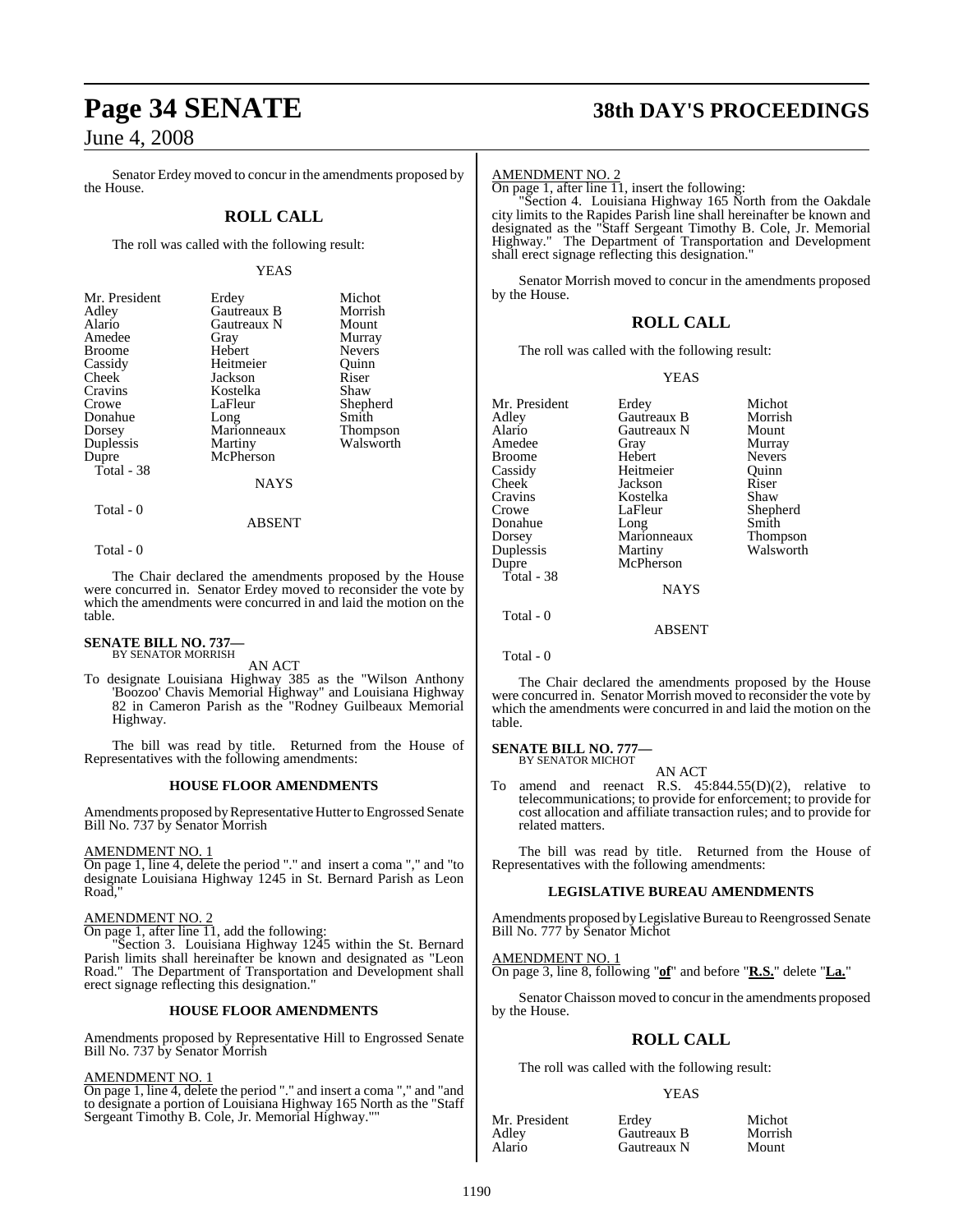Senator Erdey moved to concur in the amendments proposed by the House.

## ROLL CALL

The roll was called with the following result:

YEAS

| | | |
|---|---|---|
| Mr. President | Erdey | Michot |
| Adley | Gautreaux B | Morrish |
| Alario | Gautreaux N | Mount |
| Amedee | Gray | Murray |
| Broome | Hebert | Nevers |
| Cassidy | Heitmeier | Quinn |
| Cheek | Jackson | Riser |
| Cravins | Kostelka | Shaw |
| Crowe | LaFleur | Shepherd |
| Donahue | Long | Smith |
| Dorsey | Marionneaux | Thompson |
| Duplessis | Martiny | Walsworth |
| Dupre | McPherson | |
| Total - 38 | | |

NAYS

Total - 0

ABSENT

Total - 0

The Chair declared the amendments proposed by the House were concurred in. Senator Erdey moved to reconsider the vote by which the amendments were concurred in and laid the motion on the table.

**SENATE BILL NO. 737—**
BY SENATOR MORRISH

AN ACT

To designate Louisiana Highway 385 as the "Wilson Anthony 'Boozoo' Chavis Memorial Highway" and Louisiana Highway 82 in Cameron Parish as the "Rodney Guilbeaux Memorial Highway.

The bill was read by title. Returned from the House of Representatives with the following amendments:

### HOUSE FLOOR AMENDMENTS

Amendments proposed by Representative Hutter to Engrossed Senate Bill No. 737 by Senator Morrish

AMENDMENT NO. 1

On page 1, line 4, delete the period "." and insert a coma "," and "to designate Louisiana Highway 1245 in St. Bernard Parish as Leon Road,"

AMENDMENT NO. 2

On page 1, after line 11, add the following:

"Section 3. Louisiana Highway 1245 within the St. Bernard Parish limits shall hereinafter be known and designated as "Leon Road." The Department of Transportation and Development shall erect signage reflecting this designation."

### HOUSE FLOOR AMENDMENTS

Amendments proposed by Representative Hill to Engrossed Senate Bill No. 737 by Senator Morrish

AMENDMENT NO. 1

On page 1, line 4, delete the period "." and insert a coma "," and "and to designate a portion of Louisiana Highway 165 North as the "Staff Sergeant Timothy B. Cole, Jr. Memorial Highway.""

AMENDMENT NO. 2

On page 1, after line 11, insert the following:

"Section 4. Louisiana Highway 165 North from the Oakdale city limits to the Rapides Parish line shall hereinafter be known and designated as the "Staff Sergeant Timothy B. Cole, Jr. Memorial Highway." The Department of Transportation and Development shall erect signage reflecting this designation."

Senator Morrish moved to concur in the amendments proposed by the House.

## ROLL CALL

The roll was called with the following result:

YEAS

| | | |
|---|---|---|
| Mr. President | Erdey | Michot |
| Adley | Gautreaux B | Morrish |
| Alario | Gautreaux N | Mount |
| Amedee | Gray | Murray |
| Broome | Hebert | Nevers |
| Cassidy | Heitmeier | Quinn |
| Cheek | Jackson | Riser |
| Cravins | Kostelka | Shaw |
| Crowe | LaFleur | Shepherd |
| Donahue | Long | Smith |
| Dorsey | Marionneaux | Thompson |
| Duplessis | Martiny | Walsworth |
| Dupre | McPherson | |
| Total - 38 | | |

NAYS

Total - 0

ABSENT

Total - 0

The Chair declared the amendments proposed by the House were concurred in. Senator Morrish moved to reconsider the vote by which the amendments were concurred in and laid the motion on the table.

**SENATE BILL NO. 777—**
BY SENATOR MICHOT

AN ACT

To amend and reenact R.S. 45:844.55(D)(2), relative to telecommunications; to provide for enforcement; to provide for cost allocation and affiliate transaction rules; and to provide for related matters.

The bill was read by title. Returned from the House of Representatives with the following amendments:

### LEGISLATIVE BUREAU AMENDMENTS

Amendments proposed by Legislative Bureau to Reengrossed Senate Bill No. 777 by Senator Michot

AMENDMENT NO. 1

On page 3, line 8, following "**of**" and before "**R.S.**" delete "**La.**"

Senator Chaisson moved to concur in the amendments proposed by the House.

## ROLL CALL

The roll was called with the following result:

YEAS

| | | |
|---|---|---|
| Mr. President | Erdey | Michot |
| Adley | Gautreaux B | Morrish |
| Alario | Gautreaux N | Mount |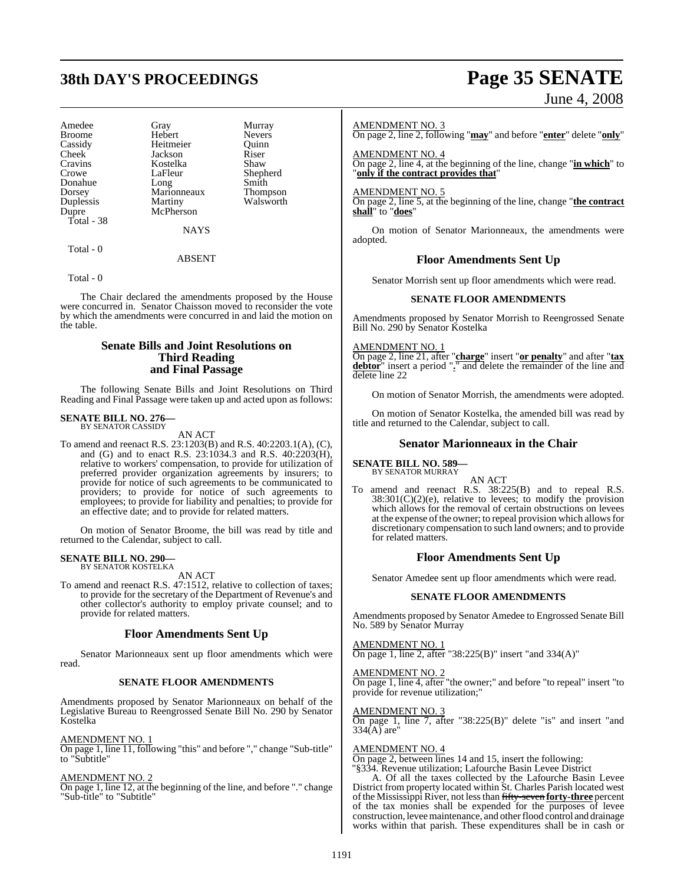| Amedee | Gray | Murray |
|---|---|---|
| Broome | Hebert | Nevers |
| Cassidy | Heitmeier | Quinn |
| Cheek | Jackson | Riser |
| Cravins | Kostelka | Shaw |
| Crowe | LaFleur | Shepherd |
| Donahue | Long | Smith |
| Dorsey | Marionneaux | Thompson |
| Duplessis | Martiny | Walsworth |
| Dupre | McPherson | |

Total - 38

NAYS

Total - 0

ABSENT

Total - 0

The Chair declared the amendments proposed by the House were concurred in. Senator Chaisson moved to reconsider the vote by which the amendments were concurred in and laid the motion on the table.

## Senate Bills and Joint Resolutions on Third Reading and Final Passage

The following Senate Bills and Joint Resolutions on Third Reading and Final Passage were taken up and acted upon as follows:

**SENATE BILL NO. 276—**
BY SENATOR CASSIDY

AN ACT

To amend and reenact R.S. 23:1203(B) and R.S. 40:2203.1(A), (C), and (G) and to enact R.S. 23:1034.3 and R.S. 40:2203(H), relative to workers' compensation, to provide for utilization of preferred provider organization agreements by insurers; to provide for notice of such agreements to be communicated to providers; to provide for notice of such agreements to employees; to provide for liability and penalties; to provide for an effective date; and to provide for related matters.

On motion of Senator Broome, the bill was read by title and returned to the Calendar, subject to call.

**SENATE BILL NO. 290—**
BY SENATOR KOSTELKA

AN ACT

To amend and reenact R.S. 47:1512, relative to collection of taxes; to provide for the secretary of the Department of Revenue's and other collector's authority to employ private counsel; and to provide for related matters.

## Floor Amendments Sent Up

Senator Marionneaux sent up floor amendments which were read.

### SENATE FLOOR AMENDMENTS

Amendments proposed by Senator Marionneaux on behalf of the Legislative Bureau to Reengrossed Senate Bill No. 290 by Senator Kostelka

AMENDMENT NO. 1
On page 1, line 11, following "this" and before "," change "Sub-title" to "Subtitle"

AMENDMENT NO. 2
On page 1, line 12, at the beginning of the line, and before "." change "Sub-title" to "Subtitle"

AMENDMENT NO. 3
On page 2, line 2, following "**may**" and before "**enter**" delete "**only**"

AMENDMENT NO. 4
On page 2, line 4, at the beginning of the line, change "**in which**" to "**only if the contract provides that**"

AMENDMENT NO. 5
On page 2, line 5, at the beginning of the line, change "**the contract shall**" to "**does**"

On motion of Senator Marionneaux, the amendments were adopted.

## Floor Amendments Sent Up

Senator Morrish sent up floor amendments which were read.

### SENATE FLOOR AMENDMENTS

Amendments proposed by Senator Morrish to Reengrossed Senate Bill No. 290 by Senator Kostelka

AMENDMENT NO. 1
On page 2, line 21, after "**charge**" insert "**or penalty**" and after "**tax debtor**" insert a period "**.**" and delete the remainder of the line and delete line 22

On motion of Senator Morrish, the amendments were adopted.

On motion of Senator Kostelka, the amended bill was read by title and returned to the Calendar, subject to call.

## Senator Marionneaux in the Chair

**SENATE BILL NO. 589—**
BY SENATOR MURRAY

AN ACT

To amend and reenact R.S. 38:225(B) and to repeal R.S. 38:301(C)(2)(e), relative to levees; to modify the provision which allows for the removal of certain obstructions on levees at the expense of the owner; to repeal provision which allows for discretionary compensation to such land owners; and to provide for related matters.

## Floor Amendments Sent Up

Senator Amedee sent up floor amendments which were read.

### SENATE FLOOR AMENDMENTS

Amendments proposed by Senator Amedee to Engrossed Senate Bill No. 589 by Senator Murray

AMENDMENT NO. 1
On page 1, line 2, after "38:225(B)" insert "and 334(A)"

AMENDMENT NO. 2
On page 1, line 4, after "the owner;" and before "to repeal" insert "to provide for revenue utilization;"

AMENDMENT NO. 3
On page 1, line 7, after "38:225(B)" delete "is" and insert "and 334(A) are"

AMENDMENT NO. 4
On page 2, between lines 14 and 15, insert the following:

"§334. Revenue utilization; Lafourche Basin Levee District

A. Of all the taxes collected by the Lafourche Basin Levee District from property located within St. Charles Parish located west of the Mississippi River, not less than ~~fifty-seven~~ **forty-three** percent of the tax monies shall be expended for the purposes of levee construction, levee maintenance, and other flood control and drainage works within that parish. These expenditures shall be in cash or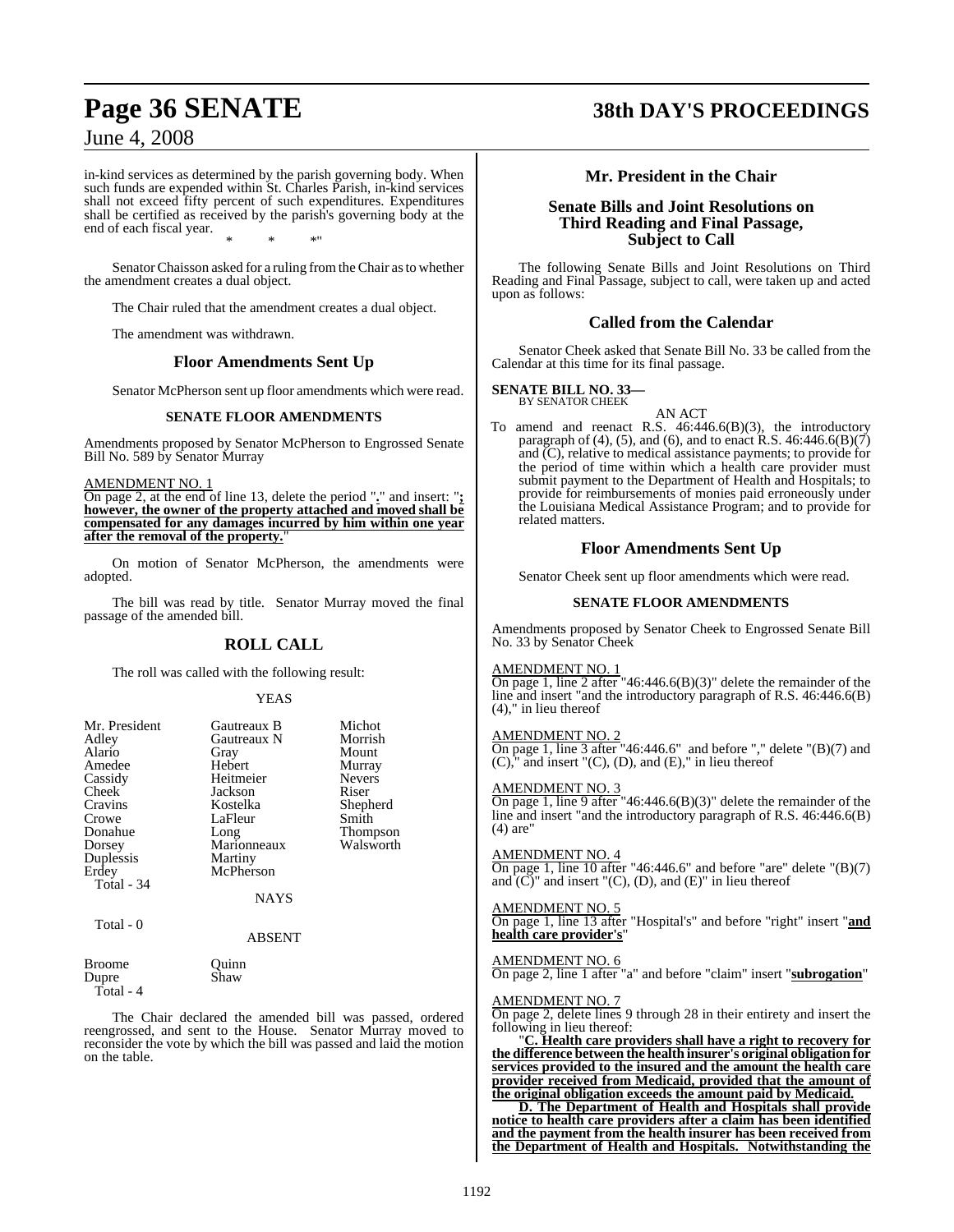in-kind services as determined by the parish governing body. When such funds are expended within St. Charles Parish, in-kind services shall not exceed fifty percent of such expenditures. Expenditures shall be certified as received by the parish's governing body at the end of each fiscal year.

\* \* \*"

Senator Chaisson asked for a ruling from the Chair as to whether the amendment creates a dual object.

The Chair ruled that the amendment creates a dual object.

The amendment was withdrawn.

## Floor Amendments Sent Up

Senator McPherson sent up floor amendments which were read.

### SENATE FLOOR AMENDMENTS

Amendments proposed by Senator McPherson to Engrossed Senate Bill No. 589 by Senator Murray

AMENDMENT NO. 1

On page 2, at the end of line 13, delete the period "**.**" and insert: "**; however, the owner of the property attached and moved shall be compensated for any damages incurred by him within one year after the removal of the property.**"

On motion of Senator McPherson, the amendments were adopted.

The bill was read by title. Senator Murray moved the final passage of the amended bill.

## ROLL CALL

The roll was called with the following result:

YEAS

| | | |
|---|---|---|
| Mr. President | Gautreaux B | Michot |
| Adley | Gautreaux N | Morrish |
| Alario | Gray | Mount |
| Amedee | Hebert | Murray |
| Cassidy | Heitmeier | Nevers |
| Cheek | Jackson | Riser |
| Cravins | Kostelka | Shepherd |
| Crowe | LaFleur | Smith |
| Donahue | Long | Thompson |
| Dorsey | Marionneaux | Walsworth |
| Duplessis | Martiny | |
| Erdey | McPherson | |

Total - 34

NAYS

Total - 0

ABSENT

| | |
|---|---|
| Broome | Quinn |
| Dupre | Shaw |

Total - 4

The Chair declared the amended bill was passed, ordered reengrossed, and sent to the House. Senator Murray moved to reconsider the vote by which the bill was passed and laid the motion on the table.

## Mr. President in the Chair

## Senate Bills and Joint Resolutions on Third Reading and Final Passage, Subject to Call

The following Senate Bills and Joint Resolutions on Third Reading and Final Passage, subject to call, were taken up and acted upon as follows:

## Called from the Calendar

Senator Cheek asked that Senate Bill No. 33 be called from the Calendar at this time for its final passage.

**SENATE BILL NO. 33—**
BY SENATOR CHEEK

AN ACT

To amend and reenact R.S. 46:446.6(B)(3), the introductory paragraph of (4), (5), and (6), and to enact R.S. 46:446.6(B)(7) and (C), relative to medical assistance payments; to provide for the period of time within which a health care provider must submit payment to the Department of Health and Hospitals; to provide for reimbursements of monies paid erroneously under the Louisiana Medical Assistance Program; and to provide for related matters.

## Floor Amendments Sent Up

Senator Cheek sent up floor amendments which were read.

### SENATE FLOOR AMENDMENTS

Amendments proposed by Senator Cheek to Engrossed Senate Bill No. 33 by Senator Cheek

AMENDMENT NO. 1

On page 1, line 2 after "46:446.6(B)(3)" delete the remainder of the line and insert "and the introductory paragraph of R.S. 46:446.6(B)(4)," in lieu thereof

AMENDMENT NO. 2

On page 1, line 3 after "46:446.6" and before "," delete "(B)(7) and (C)," and insert "(C), (D), and (E)," in lieu thereof

AMENDMENT NO. 3

On page 1, line 9 after "46:446.6(B)(3)" delete the remainder of the line and insert "and the introductory paragraph of R.S. 46:446.6(B)(4) are"

AMENDMENT NO. 4

On page 1, line 10 after "46:446.6" and before "are" delete "(B)(7) and (C)" and insert "(C), (D), and (E)" in lieu thereof

AMENDMENT NO. 5

On page 1, line 13 after "Hospital's" and before "right" insert "**and health care provider's**"

AMENDMENT NO. 6

On page 2, line 1 after "a" and before "claim" insert "**subrogation**"

AMENDMENT NO. 7

On page 2, delete lines 9 through 28 in their entirety and insert the following in lieu thereof:

"**C. Health care providers shall have a right to recovery for the difference between the health insurer's original obligation for services provided to the insured and the amount the health care provider received from Medicaid, provided that the amount of the original obligation exceeds the amount paid by Medicaid.**

**D. The Department of Health and Hospitals shall provide notice to health care providers after a claim has been identified and the payment from the health insurer has been received from the Department of Health and Hospitals. Notwithstanding the**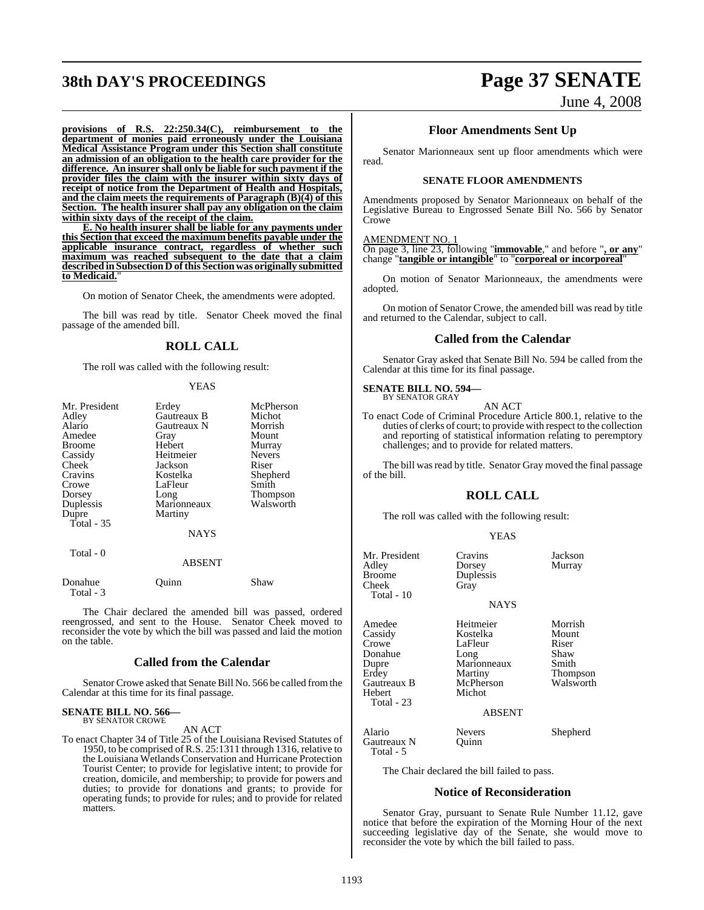**provisions of R.S. 22:250.34(C), reimbursement to the department of monies paid erroneously under the Louisiana Medical Assistance Program under this Section shall constitute an admission of an obligation to the health care provider for the difference. An insurer shall only be liable for such payment if the provider files the claim with the insurer within sixty days of receipt of notice from the Department of Health and Hospitals, and the claim meets the requirements of Paragraph (B)(4) of this Section. The health insurer shall pay any obligation on the claim within sixty days of the receipt of the claim.**

**E. No health insurer shall be liable for any payments under this Section that exceed the maximum benefits payable under the applicable insurance contract, regardless of whether such maximum was reached subsequent to the date that a claim described in Subsection D of this Section was originally submitted to Medicaid.**"

On motion of Senator Cheek, the amendments were adopted.

The bill was read by title. Senator Cheek moved the final passage of the amended bill.

## ROLL CALL

The roll was called with the following result:

YEAS

| | | |
|---|---|---|
| Mr. President | Erdey | McPherson |
| Adley | Gautreaux B | Michot |
| Alario | Gautreaux N | Morrish |
| Amedee | Gray | Mount |
| Broome | Hebert | Murray |
| Cassidy | Heitmeier | Nevers |
| Cheek | Jackson | Riser |
| Cravins | Kostelka | Shepherd |
| Crowe | LaFleur | Smith |
| Dorsey | Long | Thompson |
| Duplessis | Marionneaux | Walsworth |
| Dupre | Martiny | |

Total - 35

NAYS

Total - 0

ABSENT

| | | |
|---|---|---|
| Donahue | Quinn | Shaw |

Total - 3

The Chair declared the amended bill was passed, ordered reengrossed, and sent to the House. Senator Cheek moved to reconsider the vote by which the bill was passed and laid the motion on the table.

## Called from the Calendar

Senator Crowe asked that Senate Bill No. 566 be called from the Calendar at this time for its final passage.

**SENATE BILL NO. 566—**
BY SENATOR CROWE

AN ACT

To enact Chapter 34 of Title 25 of the Louisiana Revised Statutes of 1950, to be comprised of R.S. 25:1311 through 1316, relative to the Louisiana Wetlands Conservation and Hurricane Protection Tourist Center; to provide for legislative intent; to provide for creation, domicile, and membership; to provide for powers and duties; to provide for donations and grants; to provide for operating funds; to provide for rules; and to provide for related matters.

## Floor Amendments Sent Up

Senator Marionneaux sent up floor amendments which were read.

### SENATE FLOOR AMENDMENTS

Amendments proposed by Senator Marionneaux on behalf of the Legislative Bureau to Engrossed Senate Bill No. 566 by Senator Crowe

AMENDMENT NO. 1
On page 3, line 23, following "**immovable**," and before "**, or any**" change "**tangible or intangible**" to "**corporeal or incorporeal**"

On motion of Senator Marionneaux, the amendments were adopted.

On motion of Senator Crowe, the amended bill was read by title and returned to the Calendar, subject to call.

## Called from the Calendar

Senator Gray asked that Senate Bill No. 594 be called from the Calendar at this time for its final passage.

**SENATE BILL NO. 594—**
BY SENATOR GRAY

AN ACT

To enact Code of Criminal Procedure Article 800.1, relative to the duties of clerks of court; to provide with respect to the collection and reporting of statistical information relating to peremptory challenges; and to provide for related matters.

The bill was read by title. Senator Gray moved the final passage of the bill.

## ROLL CALL

The roll was called with the following result:

YEAS

| | | |
|---|---|---|
| Mr. President | Cravins | Jackson |
| Adley | Dorsey | Murray |
| Broome | Duplessis | |
| Cheek | Gray | |

Total - 10

NAYS

| | | |
|---|---|---|
| Amedee | Heitmeier | Morrish |
| Cassidy | Kostelka | Mount |
| Crowe | LaFleur | Riser |
| Donahue | Long | Shaw |
| Dupre | Marionneaux | Smith |
| Erdey | Martiny | Thompson |
| Gautreaux B | McPherson | Walsworth |
| Hebert | Michot | |

Total - 23

ABSENT

| | | |
|---|---|---|
| Alario | Nevers | Shepherd |
| Gautreaux N | Quinn | |

Total - 5

The Chair declared the bill failed to pass.

## Notice of Reconsideration

Senator Gray, pursuant to Senate Rule Number 11.12, gave notice that before the expiration of the Morning Hour of the next succeeding legislative day of the Senate, she would move to reconsider the vote by which the bill failed to pass.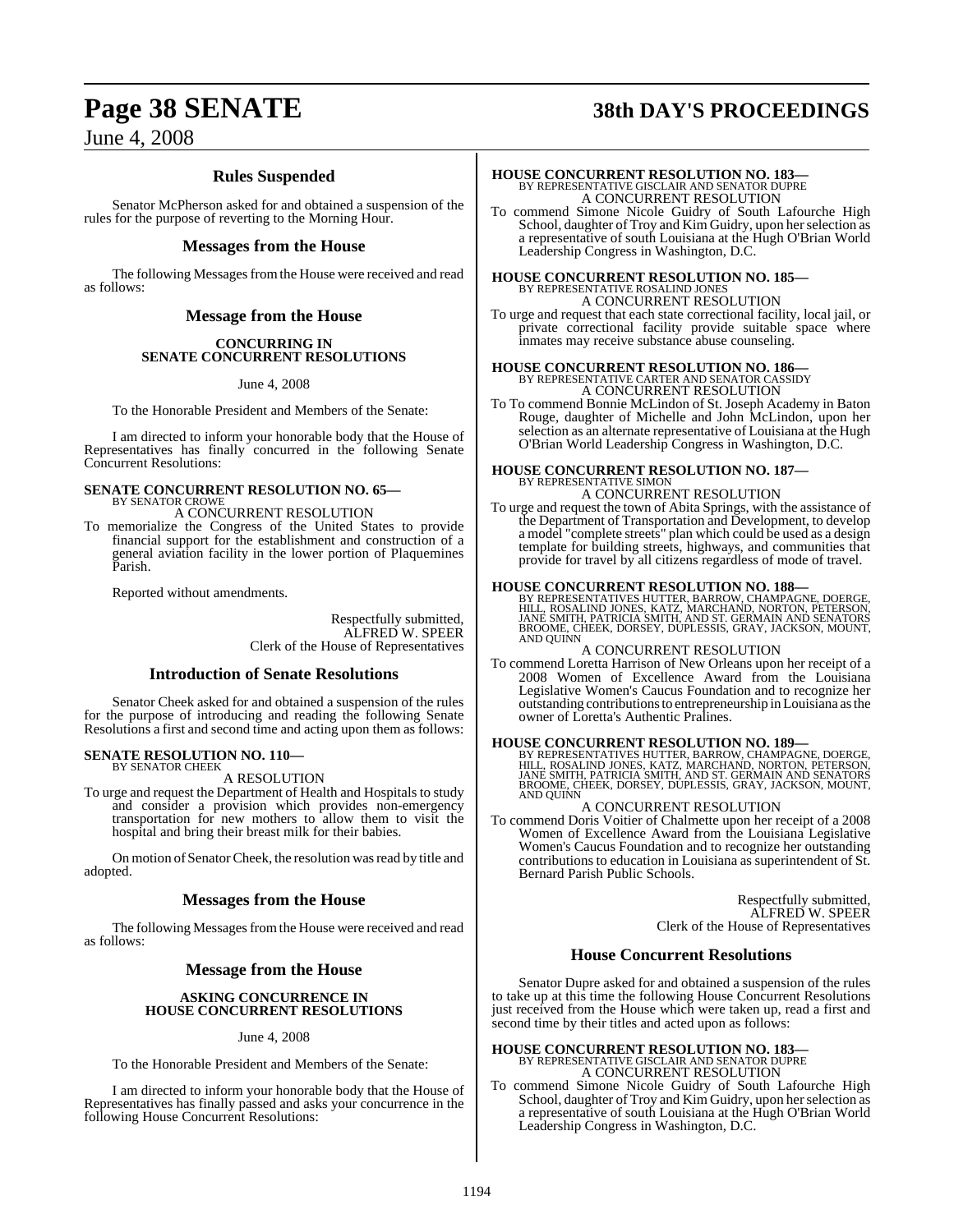## Rules Suspended

Senator McPherson asked for and obtained a suspension of the rules for the purpose of reverting to the Morning Hour.

## Messages from the House

The following Messages from the House were received and read as follows:

## Message from the House

**CONCURRING IN SENATE CONCURRENT RESOLUTIONS**

June 4, 2008

To the Honorable President and Members of the Senate:

I am directed to inform your honorable body that the House of Representatives has finally concurred in the following Senate Concurrent Resolutions:

**SENATE CONCURRENT RESOLUTION NO. 65—**
BY SENATOR CROWE

A CONCURRENT RESOLUTION

To memorialize the Congress of the United States to provide financial support for the establishment and construction of a general aviation facility in the lower portion of Plaquemines Parish.

Reported without amendments.

Respectfully submitted,
ALFRED W. SPEER
Clerk of the House of Representatives

## Introduction of Senate Resolutions

Senator Cheek asked for and obtained a suspension of the rules for the purpose of introducing and reading the following Senate Resolutions a first and second time and acting upon them as follows:

**SENATE RESOLUTION NO. 110—**
BY SENATOR CHEEK

A RESOLUTION

To urge and request the Department of Health and Hospitals to study and consider a provision which provides non-emergency transportation for new mothers to allow them to visit the hospital and bring their breast milk for their babies.

On motion of Senator Cheek, the resolution was read by title and adopted.

## Messages from the House

The following Messages from the House were received and read as follows:

## Message from the House

**ASKING CONCURRENCE IN HOUSE CONCURRENT RESOLUTIONS**

June 4, 2008

To the Honorable President and Members of the Senate:

I am directed to inform your honorable body that the House of Representatives has finally passed and asks your concurrence in the following House Concurrent Resolutions:

**HOUSE CONCURRENT RESOLUTION NO. 183—**
BY REPRESENTATIVE GISCLAIR AND SENATOR DUPRE

A CONCURRENT RESOLUTION

To commend Simone Nicole Guidry of South Lafourche High School, daughter of Troy and Kim Guidry, upon her selection as a representative of south Louisiana at the Hugh O'Brian World Leadership Congress in Washington, D.C.

**HOUSE CONCURRENT RESOLUTION NO. 185—**
BY REPRESENTATIVE ROSALIND JONES

A CONCURRENT RESOLUTION

To urge and request that each state correctional facility, local jail, or private correctional facility provide suitable space where inmates may receive substance abuse counseling.

**HOUSE CONCURRENT RESOLUTION NO. 186—**
BY REPRESENTATIVE CARTER AND SENATOR CASSIDY

A CONCURRENT RESOLUTION

To To commend Bonnie McLindon of St. Joseph Academy in Baton Rouge, daughter of Michelle and John McLindon, upon her selection as an alternate representative of Louisiana at the Hugh O'Brian World Leadership Congress in Washington, D.C.

**HOUSE CONCURRENT RESOLUTION NO. 187—**
BY REPRESENTATIVE SIMON

A CONCURRENT RESOLUTION

To urge and request the town of Abita Springs, with the assistance of the Department of Transportation and Development, to develop a model "complete streets" plan which could be used as a design template for building streets, highways, and communities that provide for travel by all citizens regardless of mode of travel.

**HOUSE CONCURRENT RESOLUTION NO. 188—**
BY REPRESENTATIVES HUTTER, BARROW, CHAMPAGNE, DOERGE, HILL, ROSALIND JONES, KATZ, MARCHAND, NORTON, PETERSON, JANE SMITH, PATRICIA SMITH, AND ST. GERMAIN AND SENATORS BROOME, CHEEK, DORSEY, DUPLESSIS, GRAY, JACKSON, MOUNT, AND QUINN

A CONCURRENT RESOLUTION

To commend Loretta Harrison of New Orleans upon her receipt of a 2008 Women of Excellence Award from the Louisiana Legislative Women's Caucus Foundation and to recognize her outstanding contributions to entrepreneurship in Louisiana as the owner of Loretta's Authentic Pralines.

**HOUSE CONCURRENT RESOLUTION NO. 189—**
BY REPRESENTATIVES HUTTER, BARROW, CHAMPAGNE, DOERGE, HILL, ROSALIND JONES, KATZ, MARCHAND, NORTON, PETERSON, JANE SMITH, PATRICIA SMITH, AND ST. GERMAIN AND SENATORS BROOME, CHEEK, DORSEY, DUPLESSIS, GRAY, JACKSON, MOUNT, AND QUINN

A CONCURRENT RESOLUTION

To commend Doris Voitier of Chalmette upon her receipt of a 2008 Women of Excellence Award from the Louisiana Legislative Women's Caucus Foundation and to recognize her outstanding contributions to education in Louisiana as superintendent of St. Bernard Parish Public Schools.

Respectfully submitted,
ALFRED W. SPEER
Clerk of the House of Representatives

## House Concurrent Resolutions

Senator Dupre asked for and obtained a suspension of the rules to take up at this time the following House Concurrent Resolutions just received from the House which were taken up, read a first and second time by their titles and acted upon as follows:

**HOUSE CONCURRENT RESOLUTION NO. 183—**
BY REPRESENTATIVE GISCLAIR AND SENATOR DUPRE

A CONCURRENT RESOLUTION

To commend Simone Nicole Guidry of South Lafourche High School, daughter of Troy and Kim Guidry, upon her selection as a representative of south Louisiana at the Hugh O'Brian World Leadership Congress in Washington, D.C.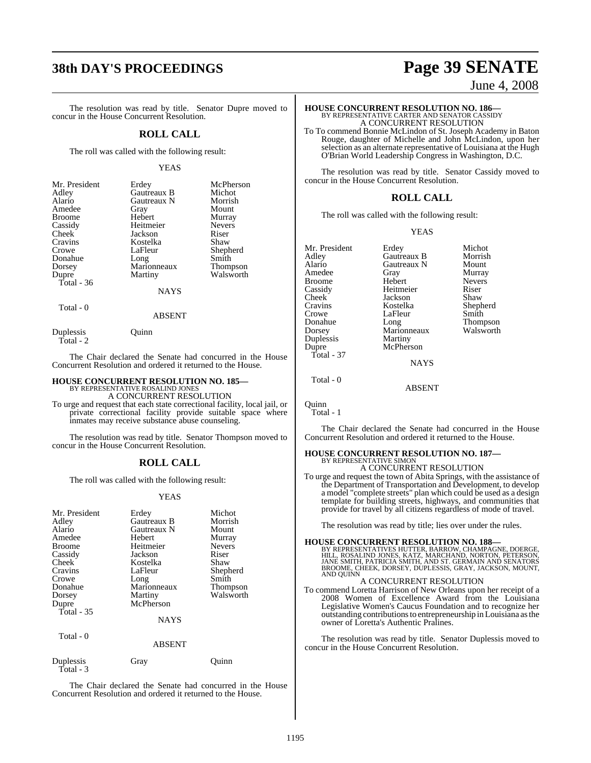The resolution was read by title. Senator Dupre moved to concur in the House Concurrent Resolution.

## ROLL CALL

The roll was called with the following result:

YEAS

| | | |
|---|---|---|
| Mr. President | Erdey | McPherson |
| Adley | Gautreaux B | Michot |
| Alario | Gautreaux N | Morrish |
| Amedee | Gray | Mount |
| Broome | Hebert | Murray |
| Cassidy | Heitmeier | Nevers |
| Cheek | Jackson | Riser |
| Cravins | Kostelka | Shaw |
| Crowe | LaFleur | Shepherd |
| Donahue | Long | Smith |
| Dorsey | Marionneaux | Thompson |
| Dupre | Martiny | Walsworth |

Total - 36

NAYS

Total - 0

ABSENT

Duplessis Quinn

Total - 2

The Chair declared the Senate had concurred in the House Concurrent Resolution and ordered it returned to the House.

**HOUSE CONCURRENT RESOLUTION NO. 185—**
BY REPRESENTATIVE ROSALIND JONES
A CONCURRENT RESOLUTION

To urge and request that each state correctional facility, local jail, or private correctional facility provide suitable space where inmates may receive substance abuse counseling.

The resolution was read by title. Senator Thompson moved to concur in the House Concurrent Resolution.

## ROLL CALL

The roll was called with the following result:

YEAS

| | | |
|---|---|---|
| Mr. President | Erdey | Michot |
| Adley | Gautreaux B | Morrish |
| Alario | Gautreaux N | Mount |
| Amedee | Hebert | Murray |
| Broome | Heitmeier | Nevers |
| Cassidy | Jackson | Riser |
| Cheek | Kostelka | Shaw |
| Cravins | LaFleur | Shepherd |
| Crowe | Long | Smith |
| Donahue | Marionneaux | Thompson |
| Dorsey | Martiny | Walsworth |
| Dupre | McPherson | |

Total - 35

NAYS

Total - 0

ABSENT

Duplessis Gray Quinn

Total - 3

The Chair declared the Senate had concurred in the House Concurrent Resolution and ordered it returned to the House.

**HOUSE CONCURRENT RESOLUTION NO. 186—**
BY REPRESENTATIVE CARTER AND SENATOR CASSIDY
A CONCURRENT RESOLUTION

To To commend Bonnie McLindon of St. Joseph Academy in Baton Rouge, daughter of Michelle and John McLindon, upon her selection as an alternate representative of Louisiana at the Hugh O'Brian World Leadership Congress in Washington, D.C.

The resolution was read by title. Senator Cassidy moved to concur in the House Concurrent Resolution.

## ROLL CALL

The roll was called with the following result:

YEAS

| | | |
|---|---|---|
| Mr. President | Erdey | Michot |
| Adley | Gautreaux B | Morrish |
| Alario | Gautreaux N | Mount |
| Amedee | Gray | Murray |
| Broome | Hebert | Nevers |
| Cassidy | Heitmeier | Riser |
| Cheek | Jackson | Shaw |
| Cravins | Kostelka | Shepherd |
| Crowe | LaFleur | Smith |
| Donahue | Long | Thompson |
| Dorsey | Marionneaux | Walsworth |
| Duplessis | Martiny | |
| Dupre | McPherson | |

Total - 37

NAYS

Total - 0

ABSENT

Quinn

Total - 1

The Chair declared the Senate had concurred in the House Concurrent Resolution and ordered it returned to the House.

**HOUSE CONCURRENT RESOLUTION NO. 187—**
BY REPRESENTATIVE SIMON
A CONCURRENT RESOLUTION

To urge and request the town of Abita Springs, with the assistance of the Department of Transportation and Development, to develop a model "complete streets" plan which could be used as a design template for building streets, highways, and communities that provide for travel by all citizens regardless of mode of travel.

The resolution was read by title; lies over under the rules.

**HOUSE CONCURRENT RESOLUTION NO. 188—**
BY REPRESENTATIVES HUTTER, BARROW, CHAMPAGNE, DOERGE, HILL, ROSALIND JONES, KATZ, MARCHAND, NORTON, PETERSON, JANE SMITH, PATRICIA SMITH, AND ST. GERMAIN AND SENATORS BROOME, CHEEK, DORSEY, DUPLESSIS, GRAY, JACKSON, MOUNT, AND QUINN
A CONCURRENT RESOLUTION

To commend Loretta Harrison of New Orleans upon her receipt of a 2008 Women of Excellence Award from the Louisiana Legislative Women's Caucus Foundation and to recognize her outstanding contributions to entrepreneurship in Louisiana as the owner of Loretta's Authentic Pralines.

The resolution was read by title. Senator Duplessis moved to concur in the House Concurrent Resolution.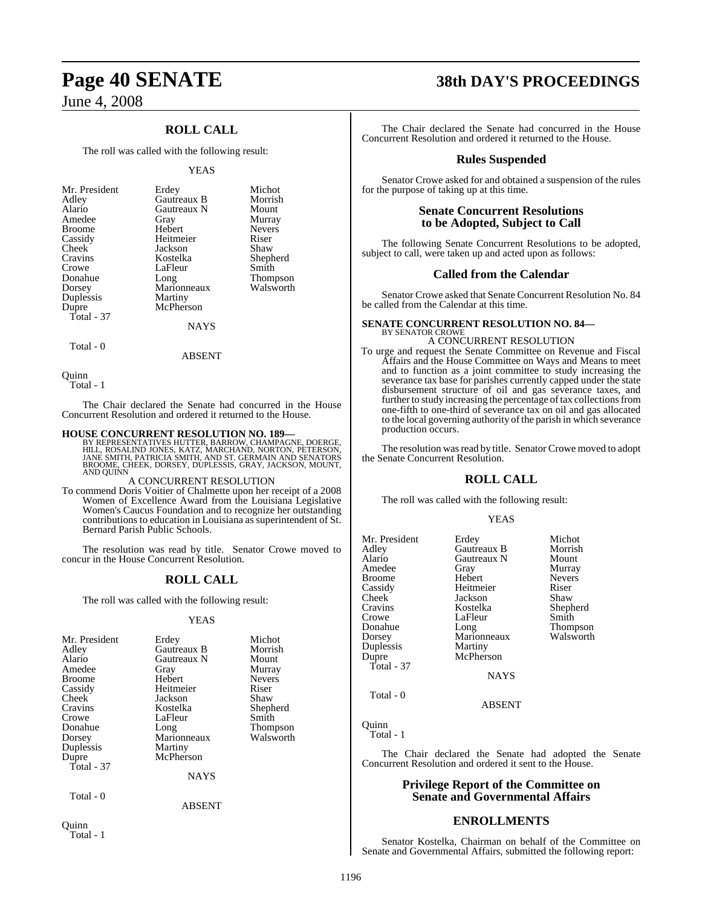## ROLL CALL

The roll was called with the following result:

YEAS

| | | |
|---|---|---|
| Mr. President | Erdey | Michot |
| Adley | Gautreaux B | Morrish |
| Alario | Gautreaux N | Mount |
| Amedee | Gray | Murray |
| Broome | Hebert | Nevers |
| Cassidy | Heitmeier | Riser |
| Cheek | Jackson | Shaw |
| Cravins | Kostelka | Shepherd |
| Crowe | LaFleur | Smith |
| Donahue | Long | Thompson |
| Dorsey | Marionneaux | Walsworth |
| Duplessis | Martiny | |
| Dupre | McPherson | |
| Total - 37 | | |

NAYS

Total - 0

ABSENT

Quinn
Total - 1

The Chair declared the Senate had concurred in the House Concurrent Resolution and ordered it returned to the House.

**HOUSE CONCURRENT RESOLUTION NO. 189—**
BY REPRESENTATIVES HUTTER, BARROW, CHAMPAGNE, DOERGE, HILL, ROSALIND JONES, KATZ, MARCHAND, NORTON, PETERSON, JANE SMITH, PATRICIA SMITH, AND ST. GERMAIN AND SENATORS BROOME, CHEEK, DORSEY, DUPLESSIS, GRAY, JACKSON, MOUNT, AND QUINN

A CONCURRENT RESOLUTION

To commend Doris Voitier of Chalmette upon her receipt of a 2008 Women of Excellence Award from the Louisiana Legislative Women's Caucus Foundation and to recognize her outstanding contributions to education in Louisiana as superintendent of St. Bernard Parish Public Schools.

The resolution was read by title. Senator Crowe moved to concur in the House Concurrent Resolution.

## ROLL CALL

The roll was called with the following result:

YEAS

| | | |
|---|---|---|
| Mr. President | Erdey | Michot |
| Adley | Gautreaux B | Morrish |
| Alario | Gautreaux N | Mount |
| Amedee | Gray | Murray |
| Broome | Hebert | Nevers |
| Cassidy | Heitmeier | Riser |
| Cheek | Jackson | Shaw |
| Cravins | Kostelka | Shepherd |
| Crowe | LaFleur | Smith |
| Donahue | Long | Thompson |
| Dorsey | Marionneaux | Walsworth |
| Duplessis | Martiny | |
| Dupre | McPherson | |
| Total - 37 | | |

NAYS

Total - 0

ABSENT

Quinn
Total - 1

The Chair declared the Senate had concurred in the House Concurrent Resolution and ordered it returned to the House.

## Rules Suspended

Senator Crowe asked for and obtained a suspension of the rules for the purpose of taking up at this time.

## Senate Concurrent Resolutions to be Adopted, Subject to Call

The following Senate Concurrent Resolutions to be adopted, subject to call, were taken up and acted upon as follows:

## Called from the Calendar

Senator Crowe asked that Senate Concurrent Resolution No. 84 be called from the Calendar at this time.

**SENATE CONCURRENT RESOLUTION NO. 84—**
BY SENATOR CROWE

A CONCURRENT RESOLUTION

To urge and request the Senate Committee on Revenue and Fiscal Affairs and the House Committee on Ways and Means to meet and to function as a joint committee to study increasing the severance tax base for parishes currently capped under the state disbursement structure of oil and gas severance taxes, and further to study increasing the percentage of tax collections from one-fifth to one-third of severance tax on oil and gas allocated to the local governing authority of the parish in which severance production occurs.

The resolution was read by title. Senator Crowe moved to adopt the Senate Concurrent Resolution.

## ROLL CALL

The roll was called with the following result:

YEAS

| | | |
|---|---|---|
| Mr. President | Erdey | Michot |
| Adley | Gautreaux B | Morrish |
| Alario | Gautreaux N | Mount |
| Amedee | Gray | Murray |
| Broome | Hebert | Nevers |
| Cassidy | Heitmeier | Riser |
| Cheek | Jackson | Shaw |
| Cravins | Kostelka | Shepherd |
| Crowe | LaFleur | Smith |
| Donahue | Long | Thompson |
| Dorsey | Marionneaux | Walsworth |
| Duplessis | Martiny | |
| Dupre | McPherson | |
| Total - 37 | | |

NAYS

Total - 0

ABSENT

Quinn
Total - 1

The Chair declared the Senate had adopted the Senate Concurrent Resolution and ordered it sent to the House.

## Privilege Report of the Committee on Senate and Governmental Affairs

## ENROLLMENTS

Senator Kostelka, Chairman on behalf of the Committee on Senate and Governmental Affairs, submitted the following report: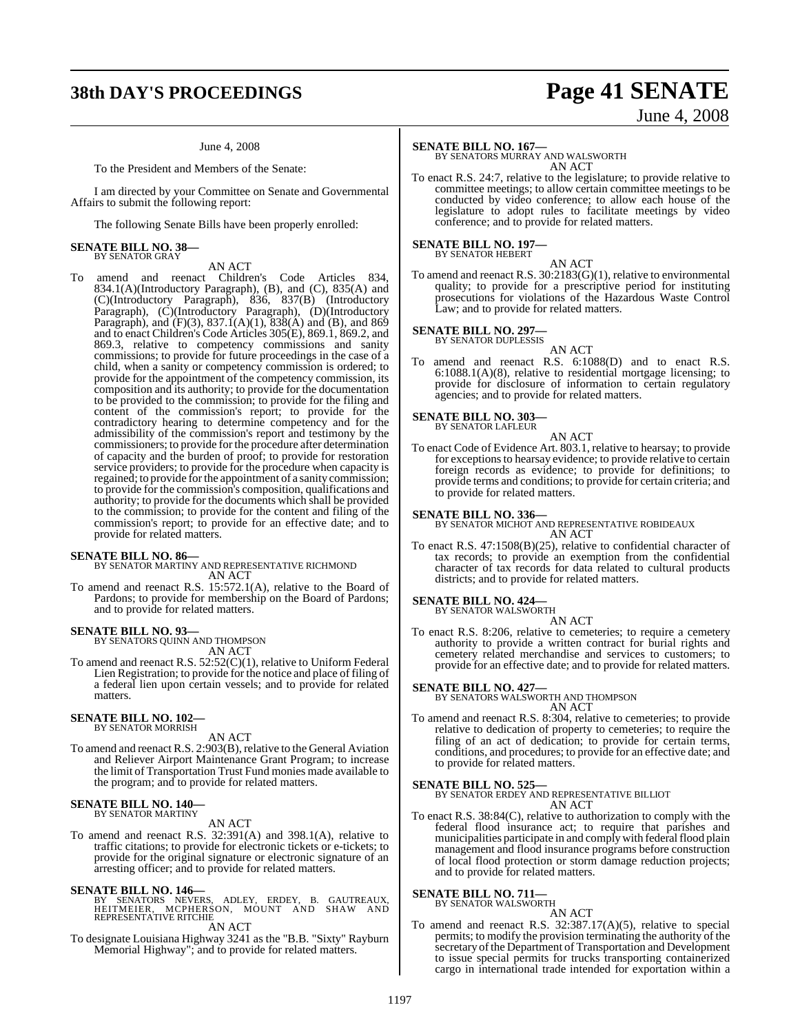June 4, 2008

To the President and Members of the Senate:

I am directed by your Committee on Senate and Governmental Affairs to submit the following report:

The following Senate Bills have been properly enrolled:

**SENATE BILL NO. 38—**
BY SENATOR GRAY

AN ACT

To amend and reenact Children's Code Articles 834, 834.1(A)(Introductory Paragraph), (B), and (C), 835(A) and (C)(Introductory Paragraph), 836, 837(B) (Introductory Paragraph), (C)(Introductory Paragraph), (D)(Introductory Paragraph), and (F)(3), 837.1(A)(1), 838(A) and (B), and 869 and to enact Children's Code Articles 305(E), 869.1, 869.2, and 869.3, relative to competency commissions and sanity commissions; to provide for future proceedings in the case of a child, when a sanity or competency commission is ordered; to provide for the appointment of the competency commission, its composition and its authority; to provide for the documentation to be provided to the commission; to provide for the filing and content of the commission's report; to provide for the contradictory hearing to determine competency and for the admissibility of the commission's report and testimony by the commissioners; to provide for the procedure after determination of capacity and the burden of proof; to provide for restoration service providers; to provide for the procedure when capacity is regained; to provide for the appointment of a sanity commission; to provide for the commission's composition, qualifications and authority; to provide for the documents which shall be provided to the commission; to provide for the content and filing of the commission's report; to provide for an effective date; and to provide for related matters.

**SENATE BILL NO. 86—**
BY SENATOR MARTINY AND REPRESENTATIVE RICHMOND

AN ACT

To amend and reenact R.S. 15:572.1(A), relative to the Board of Pardons; to provide for membership on the Board of Pardons; and to provide for related matters.

**SENATE BILL NO. 93—**
BY SENATORS QUINN AND THOMPSON

AN ACT

To amend and reenact R.S. 52:52(C)(1), relative to Uniform Federal Lien Registration; to provide for the notice and place of filing of a federal lien upon certain vessels; and to provide for related matters.

**SENATE BILL NO. 102—**
BY SENATOR MORRISH

AN ACT

To amend and reenact R.S. 2:903(B), relative to the General Aviation and Reliever Airport Maintenance Grant Program; to increase the limit of Transportation Trust Fund monies made available to the program; and to provide for related matters.

**SENATE BILL NO. 140—**
BY SENATOR MARTINY

AN ACT

To amend and reenact R.S. 32:391(A) and 398.1(A), relative to traffic citations; to provide for electronic tickets or e-tickets; to provide for the original signature or electronic signature of an arresting officer; and to provide for related matters.

**SENATE BILL NO. 146—**
BY SENATORS NEVERS, ADLEY, ERDEY, B. GAUTREAUX, HEITMEIER, MCPHERSON, MOUNT AND SHAW AND REPRESENTATIVE RITCHIE

AN ACT

To designate Louisiana Highway 3241 as the "B.B. "Sixty" Rayburn Memorial Highway"; and to provide for related matters.

**SENATE BILL NO. 167—**
BY SENATORS MURRAY AND WALSWORTH

AN ACT

To enact R.S. 24:7, relative to the legislature; to provide relative to committee meetings; to allow certain committee meetings to be conducted by video conference; to allow each house of the legislature to adopt rules to facilitate meetings by video conference; and to provide for related matters.

**SENATE BILL NO. 197—**
BY SENATOR HEBERT

AN ACT

To amend and reenact R.S. 30:2183(G)(1), relative to environmental quality; to provide for a prescriptive period for instituting prosecutions for violations of the Hazardous Waste Control Law; and to provide for related matters.

**SENATE BILL NO. 297—**
BY SENATOR DUPLESSIS

AN ACT

To amend and reenact R.S. 6:1088(D) and to enact R.S. 6:1088.1(A)(8), relative to residential mortgage licensing; to provide for disclosure of information to certain regulatory agencies; and to provide for related matters.

**SENATE BILL NO. 303—**
BY SENATOR LAFLEUR

AN ACT

To enact Code of Evidence Art. 803.1, relative to hearsay; to provide for exceptions to hearsay evidence; to provide relative to certain foreign records as evidence; to provide for definitions; to provide terms and conditions; to provide for certain criteria; and to provide for related matters.

**SENATE BILL NO. 336—**
BY SENATOR MICHOT AND REPRESENTATIVE ROBIDEAUX

AN ACT

To enact R.S. 47:1508(B)(25), relative to confidential character of tax records; to provide an exemption from the confidential character of tax records for data related to cultural products districts; and to provide for related matters.

**SENATE BILL NO. 424—**
BY SENATOR WALSWORTH

AN ACT

To enact R.S. 8:206, relative to cemeteries; to require a cemetery authority to provide a written contract for burial rights and cemetery related merchandise and services to customers; to provide for an effective date; and to provide for related matters.

**SENATE BILL NO. 427—**
BY SENATORS WALSWORTH AND THOMPSON

AN ACT

To amend and reenact R.S. 8:304, relative to cemeteries; to provide relative to dedication of property to cemeteries; to require the filing of an act of dedication; to provide for certain terms, conditions, and procedures; to provide for an effective date; and to provide for related matters.

**SENATE BILL NO. 525—**
BY SENATOR ERDEY AND REPRESENTATIVE BILLIOT

AN ACT

To enact R.S. 38:84(C), relative to authorization to comply with the federal flood insurance act; to require that parishes and municipalities participate in and comply with federal flood plain management and flood insurance programs before construction of local flood protection or storm damage reduction projects; and to provide for related matters.

**SENATE BILL NO. 711—**
BY SENATOR WALSWORTH

AN ACT

To amend and reenact R.S. 32:387.17(A)(5), relative to special permits; to modify the provision terminating the authority of the secretary of the Department of Transportation and Development to issue special permits for trucks transporting containerized cargo in international trade intended for exportation within a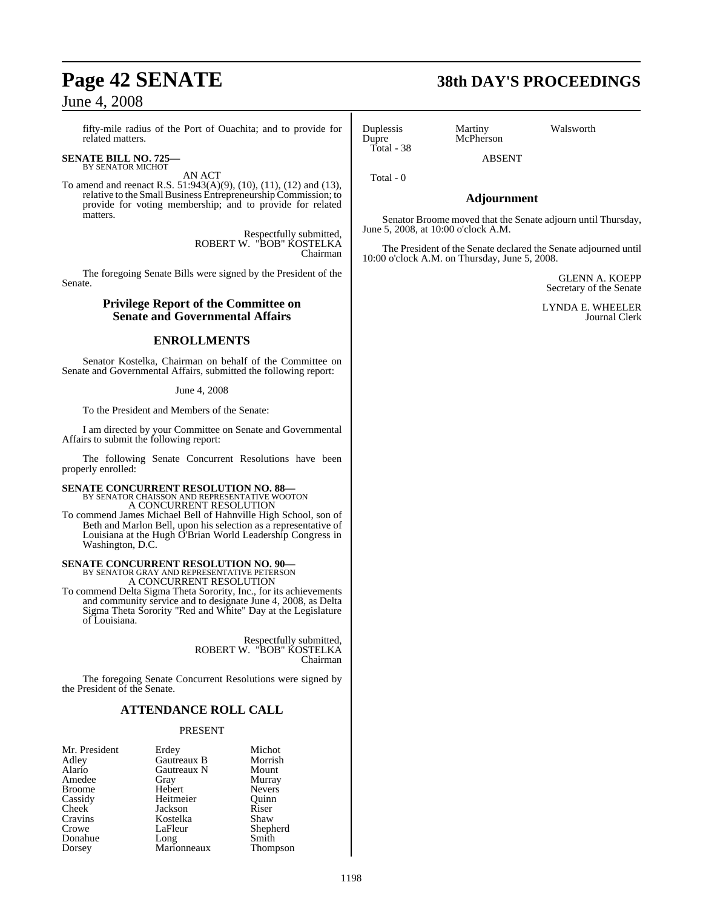fifty-mile radius of the Port of Ouachita; and to provide for related matters.

**SENATE BILL NO. 725—**
BY SENATOR MICHOT

AN ACT

To amend and reenact R.S. 51:943(A)(9), (10), (11), (12) and (13), relative to the Small Business Entrepreneurship Commission; to provide for voting membership; and to provide for related matters.

Respectfully submitted,
ROBERT W. "BOB" KOSTELKA
Chairman

The foregoing Senate Bills were signed by the President of the Senate.

## Privilege Report of the Committee on Senate and Governmental Affairs

## ENROLLMENTS

Senator Kostelka, Chairman on behalf of the Committee on Senate and Governmental Affairs, submitted the following report:

June 4, 2008

To the President and Members of the Senate:

I am directed by your Committee on Senate and Governmental Affairs to submit the following report:

The following Senate Concurrent Resolutions have been properly enrolled:

**SENATE CONCURRENT RESOLUTION NO. 88—**
BY SENATOR CHAISSON AND REPRESENTATIVE WOOTON

A CONCURRENT RESOLUTION

To commend James Michael Bell of Hahnville High School, son of Beth and Marlon Bell, upon his selection as a representative of Louisiana at the Hugh O'Brian World Leadership Congress in Washington, D.C.

**SENATE CONCURRENT RESOLUTION NO. 90—**
BY SENATOR GRAY AND REPRESENTATIVE PETERSON

A CONCURRENT RESOLUTION

To commend Delta Sigma Theta Sorority, Inc., for its achievements and community service and to designate June 4, 2008, as Delta Sigma Theta Sorority "Red and White" Day at the Legislature of Louisiana.

Respectfully submitted,
ROBERT W. "BOB" KOSTELKA
Chairman

The foregoing Senate Concurrent Resolutions were signed by the President of the Senate.

## ATTENDANCE ROLL CALL

PRESENT

| | | |
|---|---|---|
| Mr. President | Erdey | Michot |
| Adley | Gautreaux B | Morrish |
| Alario | Gautreaux N | Mount |
| Amedee | Gray | Murray |
| Broome | Hebert | Nevers |
| Cassidy | Heitmeier | Quinn |
| Cheek | Jackson | Riser |
| Cravins | Kostelka | Shaw |
| Crowe | LaFleur | Shepherd |
| Donahue | Long | Smith |
| Dorsey | Marionneaux | Thompson |
| Duplessis | Martiny | Walsworth |
| Dupre | McPherson | |

Total - 38

ABSENT

Total - 0

## Adjournment

Senator Broome moved that the Senate adjourn until Thursday, June 5, 2008, at 10:00 o'clock A.M.

The President of the Senate declared the Senate adjourned until 10:00 o'clock A.M. on Thursday, June 5, 2008.

GLENN A. KOEPP
Secretary of the Senate

LYNDA E. WHEELER
Journal Clerk